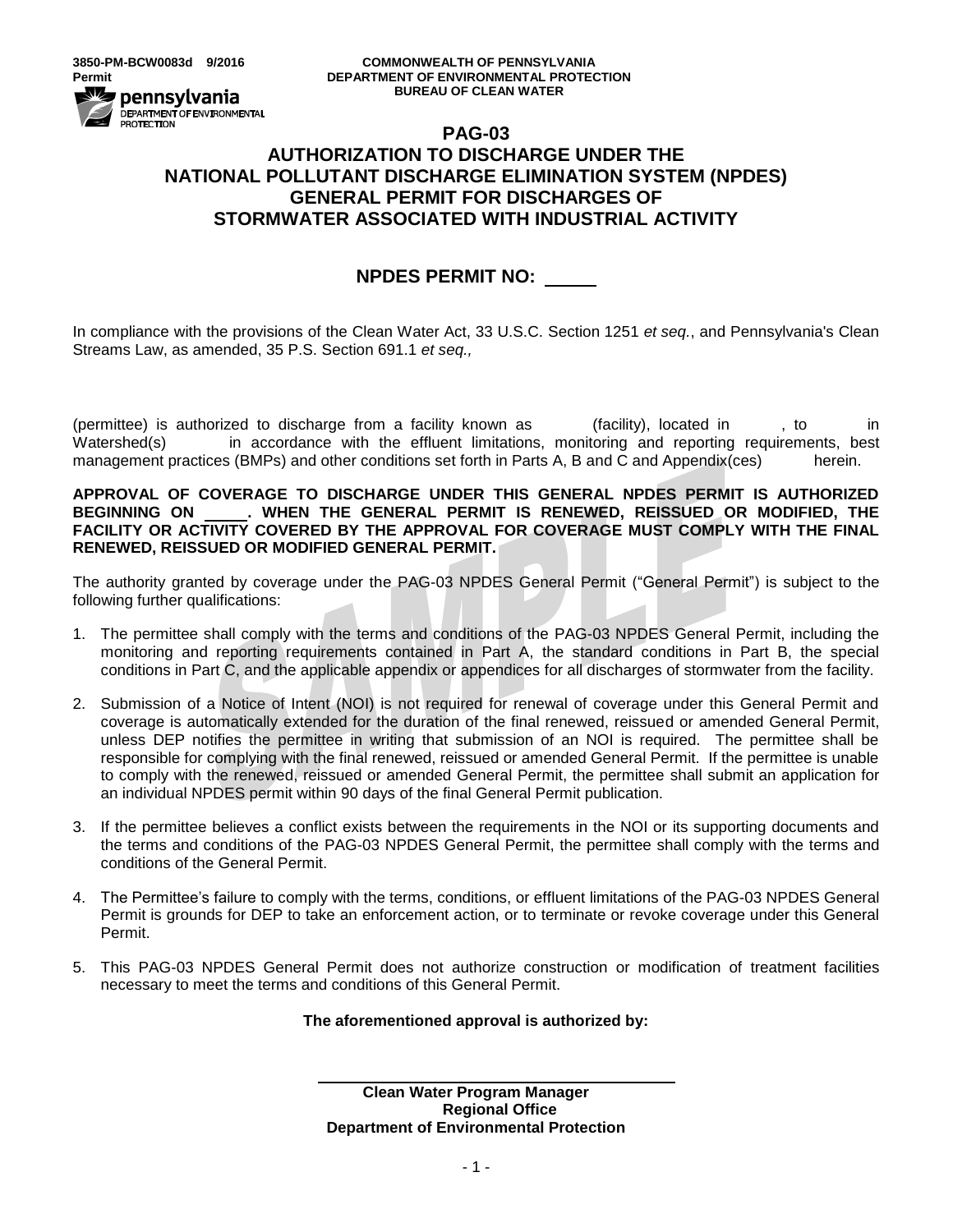3850-PM-BCW0083d 9/2016
Permit

COMMONWEALTH OF PENNSYLVANIA
DEPARTMENT OF ENVIRONMENTAL PROTECTION
BUREAU OF CLEAN WATER

# PAG-03
# AUTHORIZATION TO DISCHARGE UNDER THE NATIONAL POLLUTANT DISCHARGE ELIMINATION SYSTEM (NPDES) GENERAL PERMIT FOR DISCHARGES OF STORMWATER ASSOCIATED WITH INDUSTRIAL ACTIVITY

## NPDES PERMIT NO: _____

In compliance with the provisions of the Clean Water Act, 33 U.S.C. Section 1251 *et seq.*, and Pennsylvania's Clean Streams Law, as amended, 35 P.S. Section 691.1 *et seq.,*

(permittee) is authorized to discharge from a facility known as (facility), located in , to in Watershed(s) in accordance with the effluent limitations, monitoring and reporting requirements, best management practices (BMPs) and other conditions set forth in Parts A, B and C and Appendix(ces) herein.

**APPROVAL OF COVERAGE TO DISCHARGE UNDER THIS GENERAL NPDES PERMIT IS AUTHORIZED BEGINNING ON _____. WHEN THE GENERAL PERMIT IS RENEWED, REISSUED OR MODIFIED, THE FACILITY OR ACTIVITY COVERED BY THE APPROVAL FOR COVERAGE MUST COMPLY WITH THE FINAL RENEWED, REISSUED OR MODIFIED GENERAL PERMIT.**

The authority granted by coverage under the PAG-03 NPDES General Permit ("General Permit") is subject to the following further qualifications:

1. The permittee shall comply with the terms and conditions of the PAG-03 NPDES General Permit, including the monitoring and reporting requirements contained in Part A, the standard conditions in Part B, the special conditions in Part C, and the applicable appendix or appendices for all discharges of stormwater from the facility.
2. Submission of a Notice of Intent (NOI) is not required for renewal of coverage under this General Permit and coverage is automatically extended for the duration of the final renewed, reissued or amended General Permit, unless DEP notifies the permittee in writing that submission of an NOI is required. The permittee shall be responsible for complying with the final renewed, reissued or amended General Permit. If the permittee is unable to comply with the renewed, reissued or amended General Permit, the permittee shall submit an application for an individual NPDES permit within 90 days of the final General Permit publication.
3. If the permittee believes a conflict exists between the requirements in the NOI or its supporting documents and the terms and conditions of the PAG-03 NPDES General Permit, the permittee shall comply with the terms and conditions of the General Permit.
4. The Permittee's failure to comply with the terms, conditions, or effluent limitations of the PAG-03 NPDES General Permit is grounds for DEP to take an enforcement action, or to terminate or revoke coverage under this General Permit.
5. This PAG-03 NPDES General Permit does not authorize construction or modification of treatment facilities necessary to meet the terms and conditions of this General Permit.

**The aforementioned approval is authorized by:**

_________________________________

**Clean Water Program Manager**
**Regional Office**
**Department of Environmental Protection**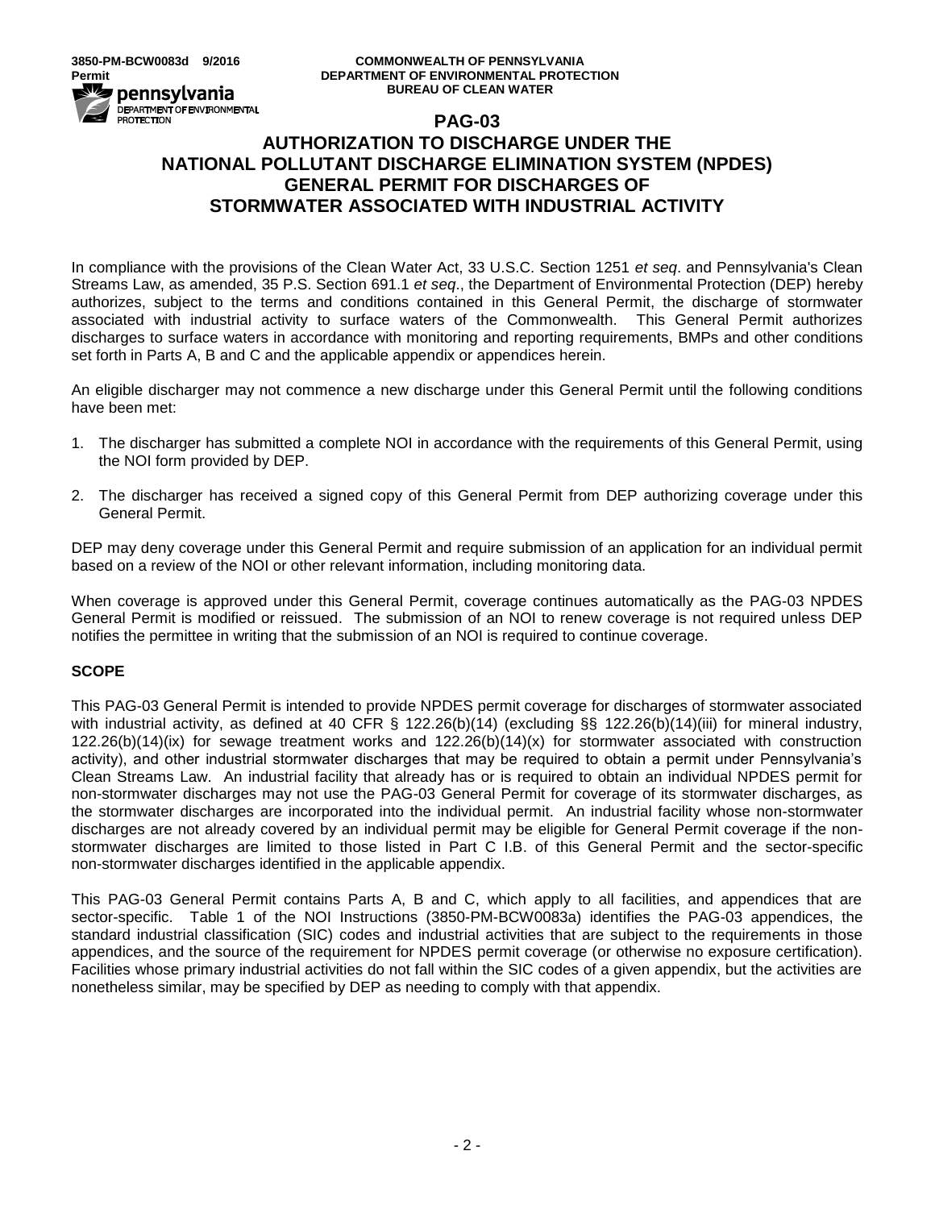3850-PM-BCW0083d 9/2016
Permit

COMMONWEALTH OF PENNSYLVANIA
DEPARTMENT OF ENVIRONMENTAL PROTECTION
BUREAU OF CLEAN WATER

# PAG-03

# AUTHORIZATION TO DISCHARGE UNDER THE NATIONAL POLLUTANT DISCHARGE ELIMINATION SYSTEM (NPDES) GENERAL PERMIT FOR DISCHARGES OF STORMWATER ASSOCIATED WITH INDUSTRIAL ACTIVITY

In compliance with the provisions of the Clean Water Act, 33 U.S.C. Section 1251 *et seq*. and Pennsylvania's Clean Streams Law, as amended, 35 P.S. Section 691.1 *et seq*., the Department of Environmental Protection (DEP) hereby authorizes, subject to the terms and conditions contained in this General Permit, the discharge of stormwater associated with industrial activity to surface waters of the Commonwealth. This General Permit authorizes discharges to surface waters in accordance with monitoring and reporting requirements, BMPs and other conditions set forth in Parts A, B and C and the applicable appendix or appendices herein.

An eligible discharger may not commence a new discharge under this General Permit until the following conditions have been met:

1. The discharger has submitted a complete NOI in accordance with the requirements of this General Permit, using the NOI form provided by DEP.

2. The discharger has received a signed copy of this General Permit from DEP authorizing coverage under this General Permit.

DEP may deny coverage under this General Permit and require submission of an application for an individual permit based on a review of the NOI or other relevant information, including monitoring data.

When coverage is approved under this General Permit, coverage continues automatically as the PAG-03 NPDES General Permit is modified or reissued. The submission of an NOI to renew coverage is not required unless DEP notifies the permittee in writing that the submission of an NOI is required to continue coverage.

## SCOPE

This PAG-03 General Permit is intended to provide NPDES permit coverage for discharges of stormwater associated with industrial activity, as defined at 40 CFR § 122.26(b)(14) (excluding §§ 122.26(b)(14)(iii) for mineral industry, 122.26(b)(14)(ix) for sewage treatment works and 122.26(b)(14)(x) for stormwater associated with construction activity), and other industrial stormwater discharges that may be required to obtain a permit under Pennsylvania's Clean Streams Law. An industrial facility that already has or is required to obtain an individual NPDES permit for non-stormwater discharges may not use the PAG-03 General Permit for coverage of its stormwater discharges, as the stormwater discharges are incorporated into the individual permit. An industrial facility whose non-stormwater discharges are not already covered by an individual permit may be eligible for General Permit coverage if the non-stormwater discharges are limited to those listed in Part C I.B. of this General Permit and the sector-specific non-stormwater discharges identified in the applicable appendix.

This PAG-03 General Permit contains Parts A, B and C, which apply to all facilities, and appendices that are sector-specific. Table 1 of the NOI Instructions (3850-PM-BCW0083a) identifies the PAG-03 appendices, the standard industrial classification (SIC) codes and industrial activities that are subject to the requirements in those appendices, and the source of the requirement for NPDES permit coverage (or otherwise no exposure certification). Facilities whose primary industrial activities do not fall within the SIC codes of a given appendix, but the activities are nonetheless similar, may be specified by DEP as needing to comply with that appendix.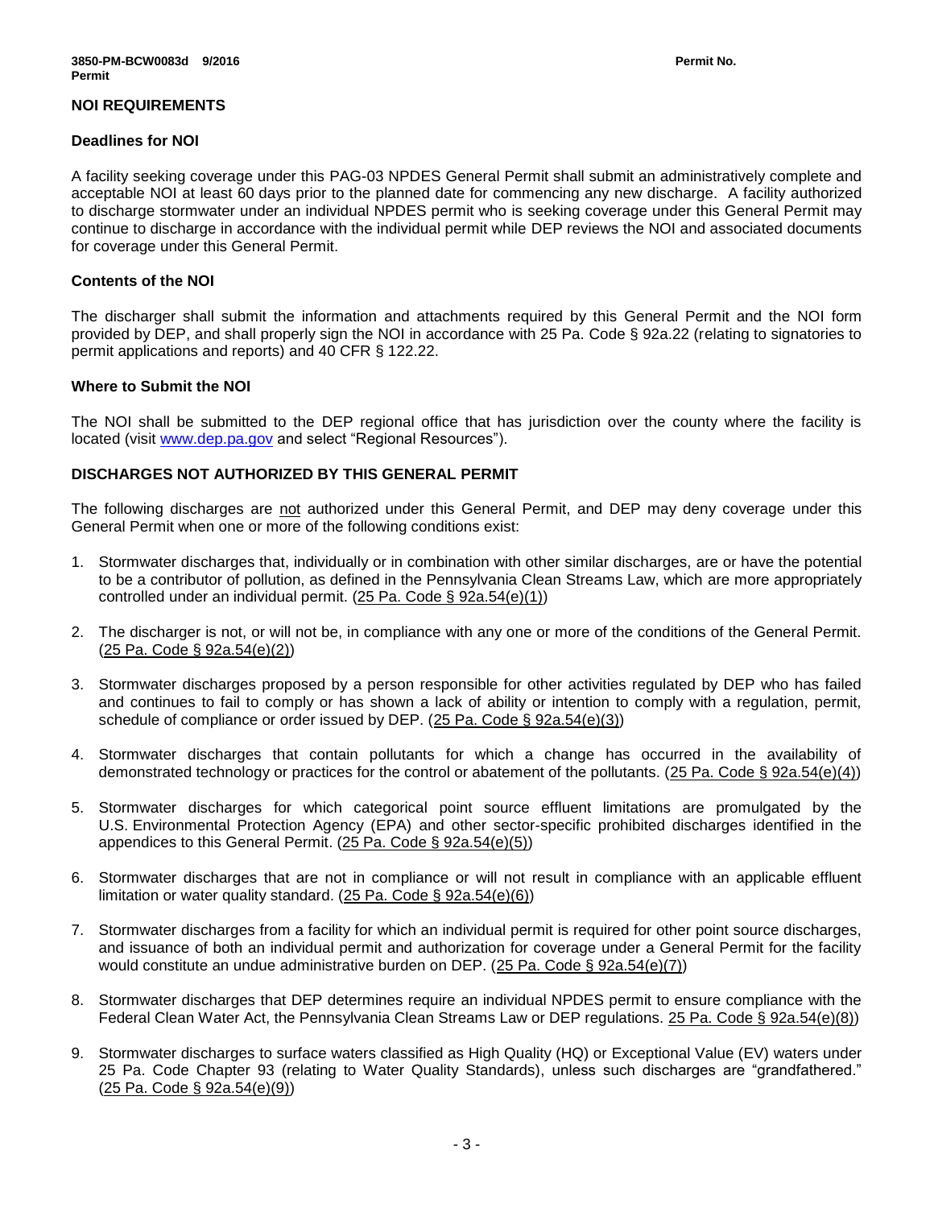## NOI REQUIREMENTS

### Deadlines for NOI

A facility seeking coverage under this PAG-03 NPDES General Permit shall submit an administratively complete and acceptable NOI at least 60 days prior to the planned date for commencing any new discharge. A facility authorized to discharge stormwater under an individual NPDES permit who is seeking coverage under this General Permit may continue to discharge in accordance with the individual permit while DEP reviews the NOI and associated documents for coverage under this General Permit.

### Contents of the NOI

The discharger shall submit the information and attachments required by this General Permit and the NOI form provided by DEP, and shall properly sign the NOI in accordance with 25 Pa. Code § 92a.22 (relating to signatories to permit applications and reports) and 40 CFR § 122.22.

### Where to Submit the NOI

The NOI shall be submitted to the DEP regional office that has jurisdiction over the county where the facility is located (visit www.dep.pa.gov and select "Regional Resources").

## DISCHARGES NOT AUTHORIZED BY THIS GENERAL PERMIT

The following discharges are not authorized under this General Permit, and DEP may deny coverage under this General Permit when one or more of the following conditions exist:

1. Stormwater discharges that, individually or in combination with other similar discharges, are or have the potential to be a contributor of pollution, as defined in the Pennsylvania Clean Streams Law, which are more appropriately controlled under an individual permit. (25 Pa. Code § 92a.54(e)(1))

2. The discharger is not, or will not be, in compliance with any one or more of the conditions of the General Permit. (25 Pa. Code § 92a.54(e)(2))

3. Stormwater discharges proposed by a person responsible for other activities regulated by DEP who has failed and continues to fail to comply or has shown a lack of ability or intention to comply with a regulation, permit, schedule of compliance or order issued by DEP. (25 Pa. Code § 92a.54(e)(3))

4. Stormwater discharges that contain pollutants for which a change has occurred in the availability of demonstrated technology or practices for the control or abatement of the pollutants. (25 Pa. Code § 92a.54(e)(4))

5. Stormwater discharges for which categorical point source effluent limitations are promulgated by the U.S. Environmental Protection Agency (EPA) and other sector-specific prohibited discharges identified in the appendices to this General Permit. (25 Pa. Code § 92a.54(e)(5))

6. Stormwater discharges that are not in compliance or will not result in compliance with an applicable effluent limitation or water quality standard. (25 Pa. Code § 92a.54(e)(6))

7. Stormwater discharges from a facility for which an individual permit is required for other point source discharges, and issuance of both an individual permit and authorization for coverage under a General Permit for the facility would constitute an undue administrative burden on DEP. (25 Pa. Code § 92a.54(e)(7))

8. Stormwater discharges that DEP determines require an individual NPDES permit to ensure compliance with the Federal Clean Water Act, the Pennsylvania Clean Streams Law or DEP regulations. 25 Pa. Code § 92a.54(e)(8))

9. Stormwater discharges to surface waters classified as High Quality (HQ) or Exceptional Value (EV) waters under 25 Pa. Code Chapter 93 (relating to Water Quality Standards), unless such discharges are "grandfathered." (25 Pa. Code § 92a.54(e)(9))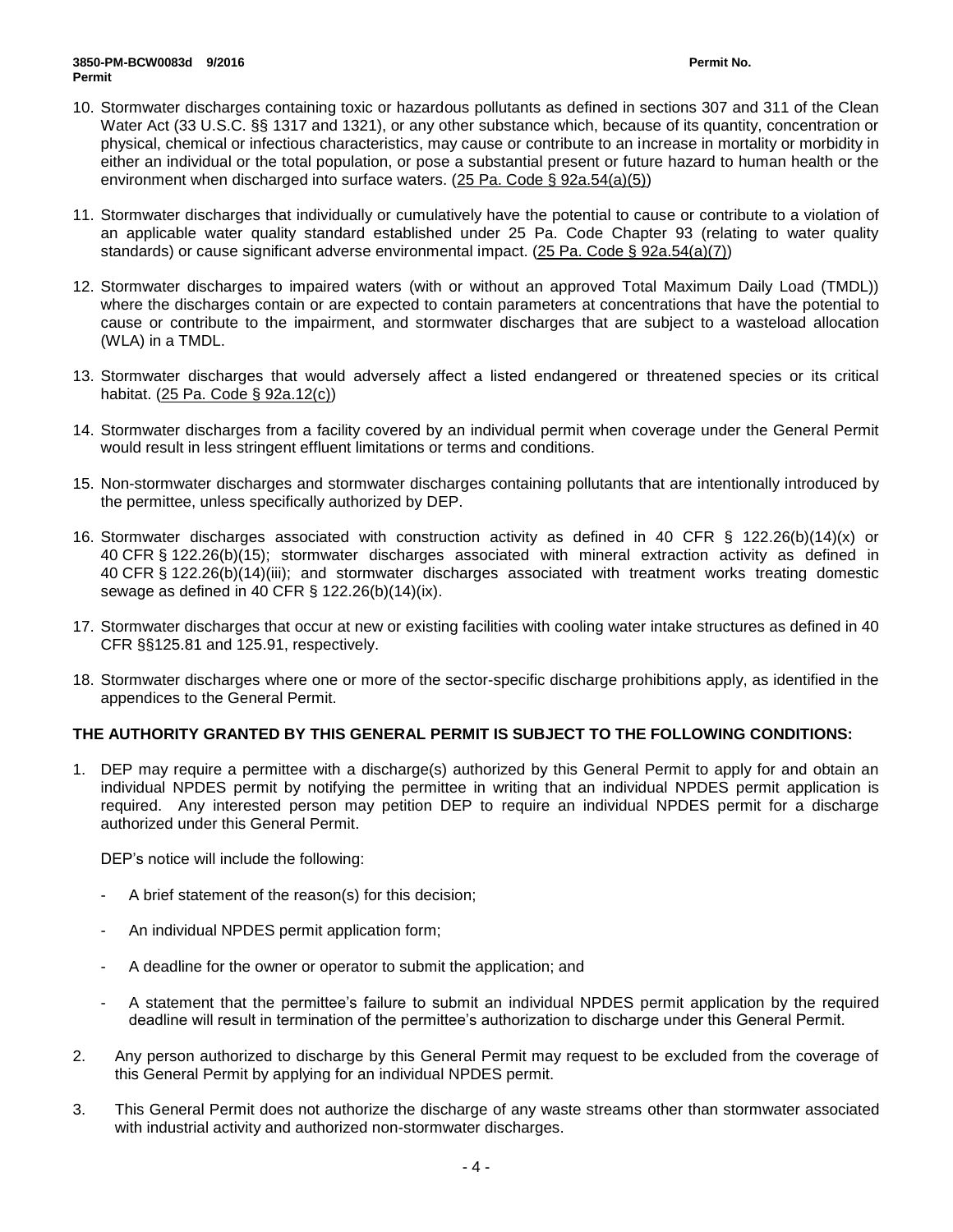10. Stormwater discharges containing toxic or hazardous pollutants as defined in sections 307 and 311 of the Clean Water Act (33 U.S.C. §§ 1317 and 1321), or any other substance which, because of its quantity, concentration or physical, chemical or infectious characteristics, may cause or contribute to an increase in mortality or morbidity in either an individual or the total population, or pose a substantial present or future hazard to human health or the environment when discharged into surface waters. (25 Pa. Code § 92a.54(a)(5))

11. Stormwater discharges that individually or cumulatively have the potential to cause or contribute to a violation of an applicable water quality standard established under 25 Pa. Code Chapter 93 (relating to water quality standards) or cause significant adverse environmental impact. (25 Pa. Code § 92a.54(a)(7))

12. Stormwater discharges to impaired waters (with or without an approved Total Maximum Daily Load (TMDL)) where the discharges contain or are expected to contain parameters at concentrations that have the potential to cause or contribute to the impairment, and stormwater discharges that are subject to a wasteload allocation (WLA) in a TMDL.

13. Stormwater discharges that would adversely affect a listed endangered or threatened species or its critical habitat. (25 Pa. Code § 92a.12(c))

14. Stormwater discharges from a facility covered by an individual permit when coverage under the General Permit would result in less stringent effluent limitations or terms and conditions.

15. Non-stormwater discharges and stormwater discharges containing pollutants that are intentionally introduced by the permittee, unless specifically authorized by DEP.

16. Stormwater discharges associated with construction activity as defined in 40 CFR § 122.26(b)(14)(x) or 40 CFR § 122.26(b)(15); stormwater discharges associated with mineral extraction activity as defined in 40 CFR § 122.26(b)(14)(iii); and stormwater discharges associated with treatment works treating domestic sewage as defined in 40 CFR § 122.26(b)(14)(ix).

17. Stormwater discharges that occur at new or existing facilities with cooling water intake structures as defined in 40 CFR §§125.81 and 125.91, respectively.

18. Stormwater discharges where one or more of the sector-specific discharge prohibitions apply, as identified in the appendices to the General Permit.

**THE AUTHORITY GRANTED BY THIS GENERAL PERMIT IS SUBJECT TO THE FOLLOWING CONDITIONS:**

1. DEP may require a permittee with a discharge(s) authorized by this General Permit to apply for and obtain an individual NPDES permit by notifying the permittee in writing that an individual NPDES permit application is required. Any interested person may petition DEP to require an individual NPDES permit for a discharge authorized under this General Permit.

   DEP's notice will include the following:

   - A brief statement of the reason(s) for this decision;
   - An individual NPDES permit application form;
   - A deadline for the owner or operator to submit the application; and
   - A statement that the permittee's failure to submit an individual NPDES permit application by the required deadline will result in termination of the permittee's authorization to discharge under this General Permit.

2. Any person authorized to discharge by this General Permit may request to be excluded from the coverage of this General Permit by applying for an individual NPDES permit.

3. This General Permit does not authorize the discharge of any waste streams other than stormwater associated with industrial activity and authorized non-stormwater discharges.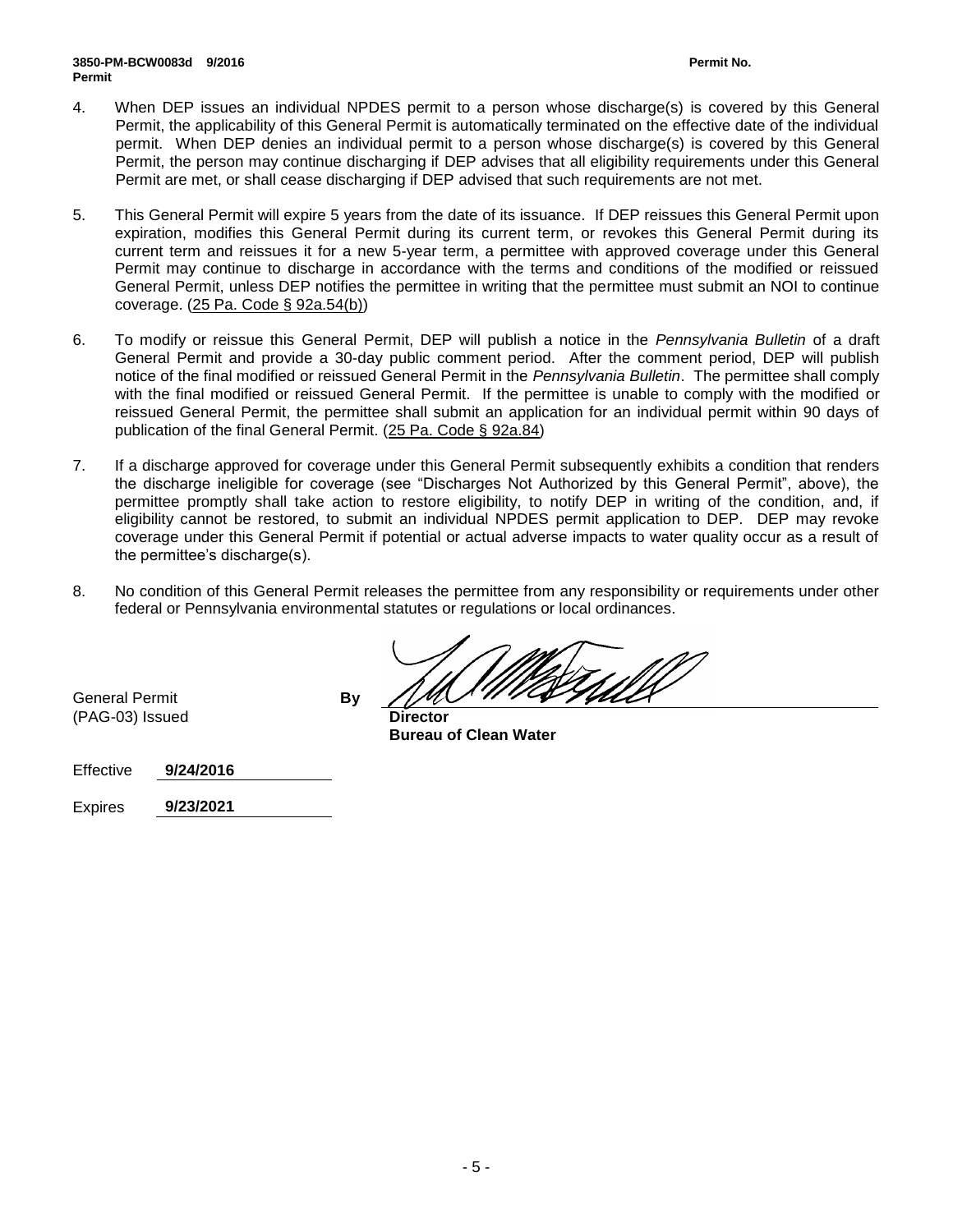4. When DEP issues an individual NPDES permit to a person whose discharge(s) is covered by this General Permit, the applicability of this General Permit is automatically terminated on the effective date of the individual permit. When DEP denies an individual permit to a person whose discharge(s) is covered by this General Permit, the person may continue discharging if DEP advises that all eligibility requirements under this General Permit are met, or shall cease discharging if DEP advised that such requirements are not met.

5. This General Permit will expire 5 years from the date of its issuance. If DEP reissues this General Permit upon expiration, modifies this General Permit during its current term, or revokes this General Permit during its current term and reissues it for a new 5-year term, a permittee with approved coverage under this General Permit may continue to discharge in accordance with the terms and conditions of the modified or reissued General Permit, unless DEP notifies the permittee in writing that the permittee must submit an NOI to continue coverage. (25 Pa. Code § 92a.54(b))

6. To modify or reissue this General Permit, DEP will publish a notice in the *Pennsylvania Bulletin* of a draft General Permit and provide a 30-day public comment period. After the comment period, DEP will publish notice of the final modified or reissued General Permit in the *Pennsylvania Bulletin*. The permittee shall comply with the final modified or reissued General Permit. If the permittee is unable to comply with the modified or reissued General Permit, the permittee shall submit an application for an individual permit within 90 days of publication of the final General Permit. (25 Pa. Code § 92a.84)

7. If a discharge approved for coverage under this General Permit subsequently exhibits a condition that renders the discharge ineligible for coverage (see "Discharges Not Authorized by this General Permit", above), the permittee promptly shall take action to restore eligibility, to notify DEP in writing of the condition, and, if eligibility cannot be restored, to submit an individual NPDES permit application to DEP. DEP may revoke coverage under this General Permit if potential or actual adverse impacts to water quality occur as a result of the permittee's discharge(s).

8. No condition of this General Permit releases the permittee from any responsibility or requirements under other federal or Pennsylvania environmental statutes or regulations or local ordinances.

General Permit (PAG-03) Issued **By** ______________________

**Director**
**Bureau of Clean Water**

Effective **9/24/2016**

Expires **9/23/2021**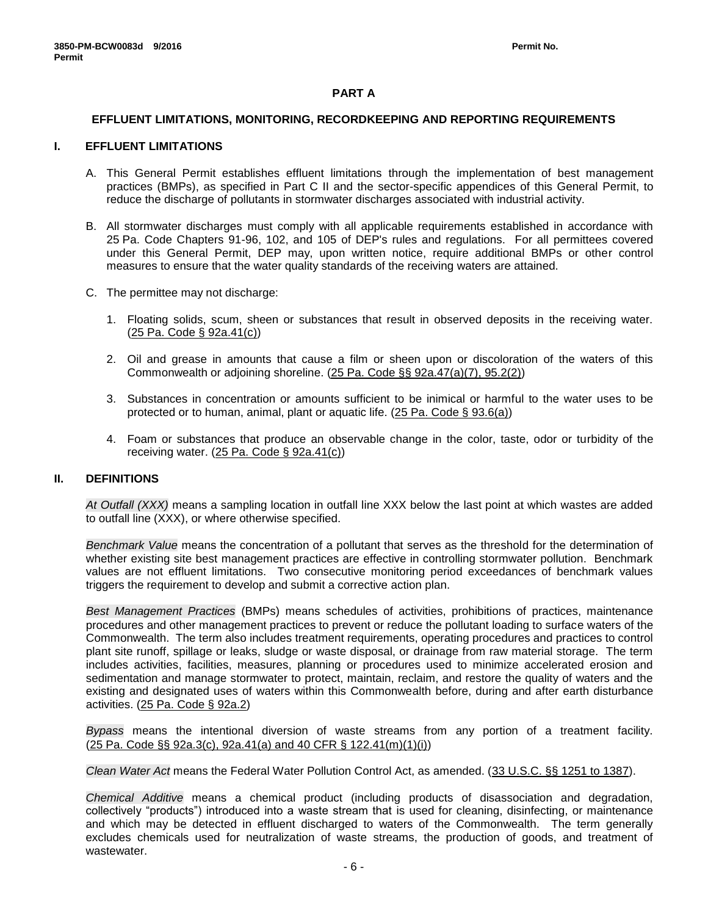## PART A

## EFFLUENT LIMITATIONS, MONITORING, RECORDKEEPING AND REPORTING REQUIREMENTS

### I. EFFLUENT LIMITATIONS

A. This General Permit establishes effluent limitations through the implementation of best management practices (BMPs), as specified in Part C II and the sector-specific appendices of this General Permit, to reduce the discharge of pollutants in stormwater discharges associated with industrial activity.

B. All stormwater discharges must comply with all applicable requirements established in accordance with 25 Pa. Code Chapters 91-96, 102, and 105 of DEP's rules and regulations. For all permittees covered under this General Permit, DEP may, upon written notice, require additional BMPs or other control measures to ensure that the water quality standards of the receiving waters are attained.

C. The permittee may not discharge:

1. Floating solids, scum, sheen or substances that result in observed deposits in the receiving water. (25 Pa. Code § 92a.41(c))

2. Oil and grease in amounts that cause a film or sheen upon or discoloration of the waters of this Commonwealth or adjoining shoreline. (25 Pa. Code §§ 92a.47(a)(7), 95.2(2))

3. Substances in concentration or amounts sufficient to be inimical or harmful to the water uses to be protected or to human, animal, plant or aquatic life. (25 Pa. Code § 93.6(a))

4. Foam or substances that produce an observable change in the color, taste, odor or turbidity of the receiving water. (25 Pa. Code § 92a.41(c))

### II. DEFINITIONS

*At Outfall (XXX)* means a sampling location in outfall line XXX below the last point at which wastes are added to outfall line (XXX), or where otherwise specified.

*Benchmark Value* means the concentration of a pollutant that serves as the threshold for the determination of whether existing site best management practices are effective in controlling stormwater pollution. Benchmark values are not effluent limitations. Two consecutive monitoring period exceedances of benchmark values triggers the requirement to develop and submit a corrective action plan.

*Best Management Practices* (BMPs) means schedules of activities, prohibitions of practices, maintenance procedures and other management practices to prevent or reduce the pollutant loading to surface waters of the Commonwealth. The term also includes treatment requirements, operating procedures and practices to control plant site runoff, spillage or leaks, sludge or waste disposal, or drainage from raw material storage. The term includes activities, facilities, measures, planning or procedures used to minimize accelerated erosion and sedimentation and manage stormwater to protect, maintain, reclaim, and restore the quality of waters and the existing and designated uses of waters within this Commonwealth before, during and after earth disturbance activities. (25 Pa. Code § 92a.2)

*Bypass* means the intentional diversion of waste streams from any portion of a treatment facility. (25 Pa. Code §§ 92a.3(c), 92a.41(a) and 40 CFR § 122.41(m)(1)(i))

*Clean Water Act* means the Federal Water Pollution Control Act, as amended. (33 U.S.C. §§ 1251 to 1387).

*Chemical Additive* means a chemical product (including products of disassociation and degradation, collectively "products") introduced into a waste stream that is used for cleaning, disinfecting, or maintenance and which may be detected in effluent discharged to waters of the Commonwealth. The term generally excludes chemicals used for neutralization of waste streams, the production of goods, and treatment of wastewater.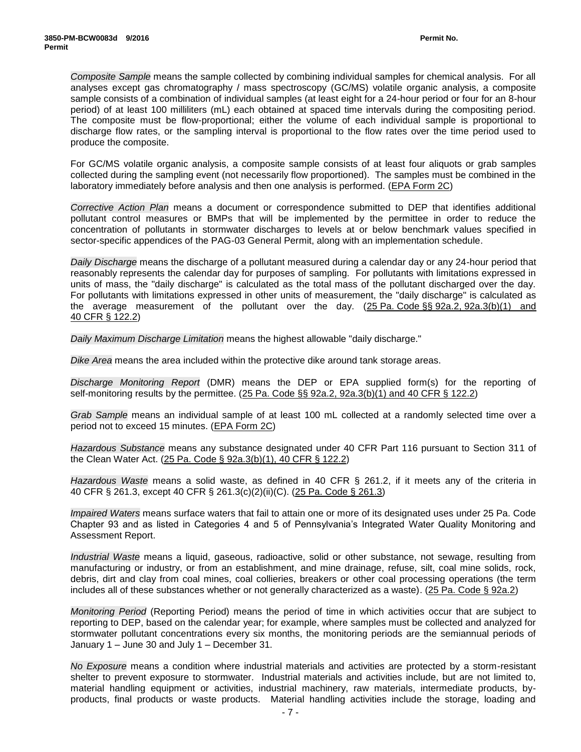*Composite Sample* means the sample collected by combining individual samples for chemical analysis. For all analyses except gas chromatography / mass spectroscopy (GC/MS) volatile organic analysis, a composite sample consists of a combination of individual samples (at least eight for a 24-hour period or four for an 8-hour period) of at least 100 milliliters (mL) each obtained at spaced time intervals during the compositing period. The composite must be flow-proportional; either the volume of each individual sample is proportional to discharge flow rates, or the sampling interval is proportional to the flow rates over the time period used to produce the composite.

For GC/MS volatile organic analysis, a composite sample consists of at least four aliquots or grab samples collected during the sampling event (not necessarily flow proportioned). The samples must be combined in the laboratory immediately before analysis and then one analysis is performed. (EPA Form 2C)

*Corrective Action Plan* means a document or correspondence submitted to DEP that identifies additional pollutant control measures or BMPs that will be implemented by the permittee in order to reduce the concentration of pollutants in stormwater discharges to levels at or below benchmark values specified in sector-specific appendices of the PAG-03 General Permit, along with an implementation schedule.

*Daily Discharge* means the discharge of a pollutant measured during a calendar day or any 24-hour period that reasonably represents the calendar day for purposes of sampling. For pollutants with limitations expressed in units of mass, the "daily discharge" is calculated as the total mass of the pollutant discharged over the day. For pollutants with limitations expressed in other units of measurement, the "daily discharge" is calculated as the average measurement of the pollutant over the day. (25 Pa. Code §§ 92a.2, 92a.3(b)(1) and 40 CFR § 122.2)

*Daily Maximum Discharge Limitation* means the highest allowable "daily discharge."

*Dike Area* means the area included within the protective dike around tank storage areas.

*Discharge Monitoring Report* (DMR) means the DEP or EPA supplied form(s) for the reporting of self-monitoring results by the permittee. (25 Pa. Code §§ 92a.2, 92a.3(b)(1) and 40 CFR § 122.2)

*Grab Sample* means an individual sample of at least 100 mL collected at a randomly selected time over a period not to exceed 15 minutes. (EPA Form 2C)

*Hazardous Substance* means any substance designated under 40 CFR Part 116 pursuant to Section 311 of the Clean Water Act. (25 Pa. Code § 92a.3(b)(1), 40 CFR § 122.2)

*Hazardous Waste* means a solid waste, as defined in 40 CFR § 261.2, if it meets any of the criteria in 40 CFR § 261.3, except 40 CFR § 261.3(c)(2)(ii)(C). (25 Pa. Code § 261.3)

*Impaired Waters* means surface waters that fail to attain one or more of its designated uses under 25 Pa. Code Chapter 93 and as listed in Categories 4 and 5 of Pennsylvania's Integrated Water Quality Monitoring and Assessment Report.

*Industrial Waste* means a liquid, gaseous, radioactive, solid or other substance, not sewage, resulting from manufacturing or industry, or from an establishment, and mine drainage, refuse, silt, coal mine solids, rock, debris, dirt and clay from coal mines, coal collieries, breakers or other coal processing operations (the term includes all of these substances whether or not generally characterized as a waste). (25 Pa. Code § 92a.2)

*Monitoring Period* (Reporting Period) means the period of time in which activities occur that are subject to reporting to DEP, based on the calendar year; for example, where samples must be collected and analyzed for stormwater pollutant concentrations every six months, the monitoring periods are the semiannual periods of January 1 – June 30 and July 1 – December 31.

*No Exposure* means a condition where industrial materials and activities are protected by a storm-resistant shelter to prevent exposure to stormwater. Industrial materials and activities include, but are not limited to, material handling equipment or activities, industrial machinery, raw materials, intermediate products, by-products, final products or waste products. Material handling activities include the storage, loading and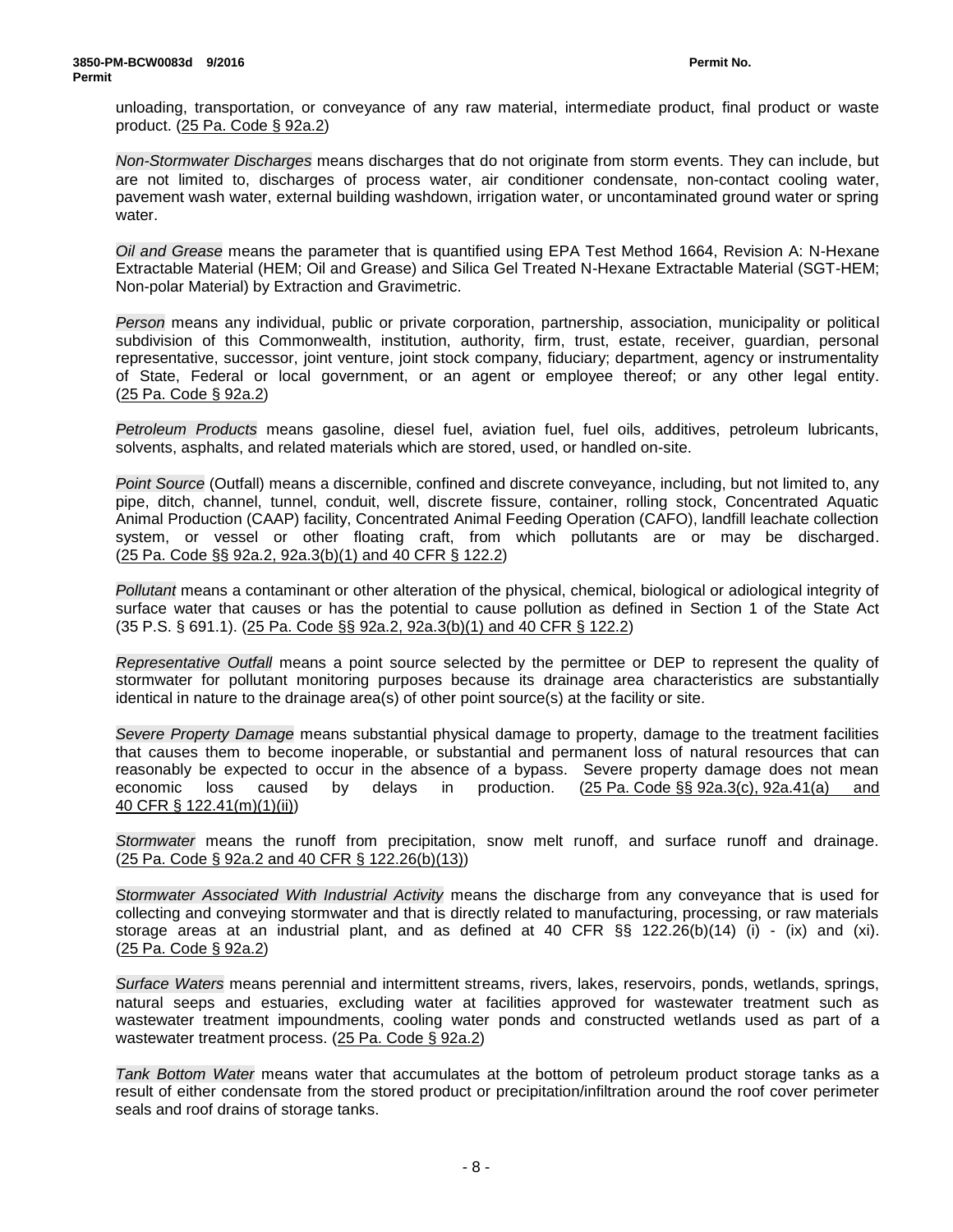unloading, transportation, or conveyance of any raw material, intermediate product, final product or waste product. (25 Pa. Code § 92a.2)

*Non-Stormwater Discharges* means discharges that do not originate from storm events. They can include, but are not limited to, discharges of process water, air conditioner condensate, non-contact cooling water, pavement wash water, external building washdown, irrigation water, or uncontaminated ground water or spring water.

*Oil and Grease* means the parameter that is quantified using EPA Test Method 1664, Revision A: N-Hexane Extractable Material (HEM; Oil and Grease) and Silica Gel Treated N-Hexane Extractable Material (SGT-HEM; Non-polar Material) by Extraction and Gravimetric.

*Person* means any individual, public or private corporation, partnership, association, municipality or political subdivision of this Commonwealth, institution, authority, firm, trust, estate, receiver, guardian, personal representative, successor, joint venture, joint stock company, fiduciary; department, agency or instrumentality of State, Federal or local government, or an agent or employee thereof; or any other legal entity. (25 Pa. Code § 92a.2)

*Petroleum Products* means gasoline, diesel fuel, aviation fuel, fuel oils, additives, petroleum lubricants, solvents, asphalts, and related materials which are stored, used, or handled on-site.

*Point Source* (Outfall) means a discernible, confined and discrete conveyance, including, but not limited to, any pipe, ditch, channel, tunnel, conduit, well, discrete fissure, container, rolling stock, Concentrated Aquatic Animal Production (CAAP) facility, Concentrated Animal Feeding Operation (CAFO), landfill leachate collection system, or vessel or other floating craft, from which pollutants are or may be discharged. (25 Pa. Code §§ 92a.2, 92a.3(b)(1) and 40 CFR § 122.2)

*Pollutant* means a contaminant or other alteration of the physical, chemical, biological or adiological integrity of surface water that causes or has the potential to cause pollution as defined in Section 1 of the State Act (35 P.S. § 691.1). (25 Pa. Code §§ 92a.2, 92a.3(b)(1) and 40 CFR § 122.2)

*Representative Outfall* means a point source selected by the permittee or DEP to represent the quality of stormwater for pollutant monitoring purposes because its drainage area characteristics are substantially identical in nature to the drainage area(s) of other point source(s) at the facility or site.

*Severe Property Damage* means substantial physical damage to property, damage to the treatment facilities that causes them to become inoperable, or substantial and permanent loss of natural resources that can reasonably be expected to occur in the absence of a bypass. Severe property damage does not mean economic loss caused by delays in production. (25 Pa. Code §§ 92a.3(c), 92a.41(a) and 40 CFR § 122.41(m)(1)(ii))

*Stormwater* means the runoff from precipitation, snow melt runoff, and surface runoff and drainage. (25 Pa. Code § 92a.2 and 40 CFR § 122.26(b)(13))

*Stormwater Associated With Industrial Activity* means the discharge from any conveyance that is used for collecting and conveying stormwater and that is directly related to manufacturing, processing, or raw materials storage areas at an industrial plant, and as defined at 40 CFR §§ 122.26(b)(14) (i) - (ix) and (xi). (25 Pa. Code § 92a.2)

*Surface Waters* means perennial and intermittent streams, rivers, lakes, reservoirs, ponds, wetlands, springs, natural seeps and estuaries, excluding water at facilities approved for wastewater treatment such as wastewater treatment impoundments, cooling water ponds and constructed wetlands used as part of a wastewater treatment process. (25 Pa. Code § 92a.2)

*Tank Bottom Water* means water that accumulates at the bottom of petroleum product storage tanks as a result of either condensate from the stored product or precipitation/infiltration around the roof cover perimeter seals and roof drains of storage tanks.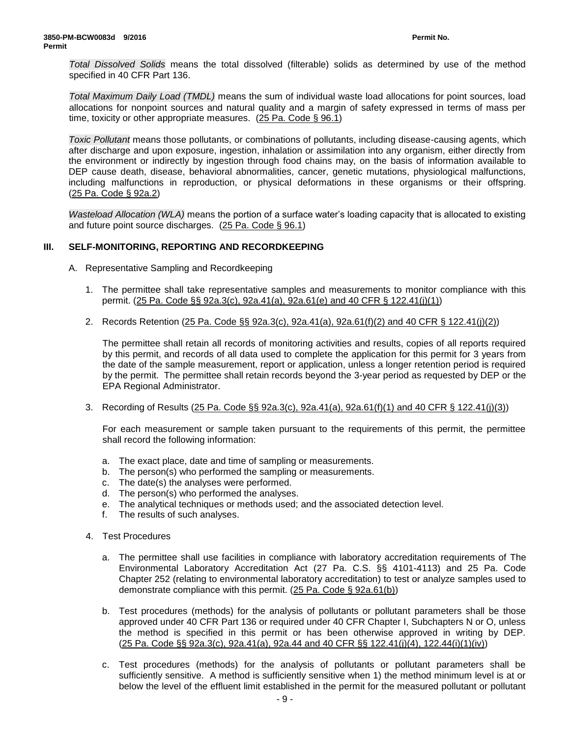*Total Dissolved Solids* means the total dissolved (filterable) solids as determined by use of the method specified in 40 CFR Part 136.

*Total Maximum Daily Load (TMDL)* means the sum of individual waste load allocations for point sources, load allocations for nonpoint sources and natural quality and a margin of safety expressed in terms of mass per time, toxicity or other appropriate measures. (25 Pa. Code § 96.1)

*Toxic Pollutant* means those pollutants, or combinations of pollutants, including disease-causing agents, which after discharge and upon exposure, ingestion, inhalation or assimilation into any organism, either directly from the environment or indirectly by ingestion through food chains may, on the basis of information available to DEP cause death, disease, behavioral abnormalities, cancer, genetic mutations, physiological malfunctions, including malfunctions in reproduction, or physical deformations in these organisms or their offspring. (25 Pa. Code § 92a.2)

*Wasteload Allocation (WLA)* means the portion of a surface water's loading capacity that is allocated to existing and future point source discharges. (25 Pa. Code § 96.1)

## III. SELF-MONITORING, REPORTING AND RECORDKEEPING

A. Representative Sampling and Recordkeeping

1. The permittee shall take representative samples and measurements to monitor compliance with this permit. (25 Pa. Code §§ 92a.3(c), 92a.41(a), 92a.61(e) and 40 CFR § 122.41(j)(1))

2. Records Retention (25 Pa. Code §§ 92a.3(c), 92a.41(a), 92a.61(f)(2) and 40 CFR § 122.41(j)(2))

   The permittee shall retain all records of monitoring activities and results, copies of all reports required by this permit, and records of all data used to complete the application for this permit for 3 years from the date of the sample measurement, report or application, unless a longer retention period is required by the permit. The permittee shall retain records beyond the 3-year period as requested by DEP or the EPA Regional Administrator.

3. Recording of Results (25 Pa. Code §§ 92a.3(c), 92a.41(a), 92a.61(f)(1) and 40 CFR § 122.41(j)(3))

   For each measurement or sample taken pursuant to the requirements of this permit, the permittee shall record the following information:

   a. The exact place, date and time of sampling or measurements.
   b. The person(s) who performed the sampling or measurements.
   c. The date(s) the analyses were performed.
   d. The person(s) who performed the analyses.
   e. The analytical techniques or methods used; and the associated detection level.
   f. The results of such analyses.

4. Test Procedures

   a. The permittee shall use facilities in compliance with laboratory accreditation requirements of The Environmental Laboratory Accreditation Act (27 Pa. C.S. §§ 4101-4113) and 25 Pa. Code Chapter 252 (relating to environmental laboratory accreditation) to test or analyze samples used to demonstrate compliance with this permit. (25 Pa. Code § 92a.61(b))

   b. Test procedures (methods) for the analysis of pollutants or pollutant parameters shall be those approved under 40 CFR Part 136 or required under 40 CFR Chapter I, Subchapters N or O, unless the method is specified in this permit or has been otherwise approved in writing by DEP. (25 Pa. Code §§ 92a.3(c), 92a.41(a), 92a.44 and 40 CFR §§ 122.41(j)(4), 122.44(i)(1)(iv))

   c. Test procedures (methods) for the analysis of pollutants or pollutant parameters shall be sufficiently sensitive. A method is sufficiently sensitive when 1) the method minimum level is at or below the level of the effluent limit established in the permit for the measured pollutant or pollutant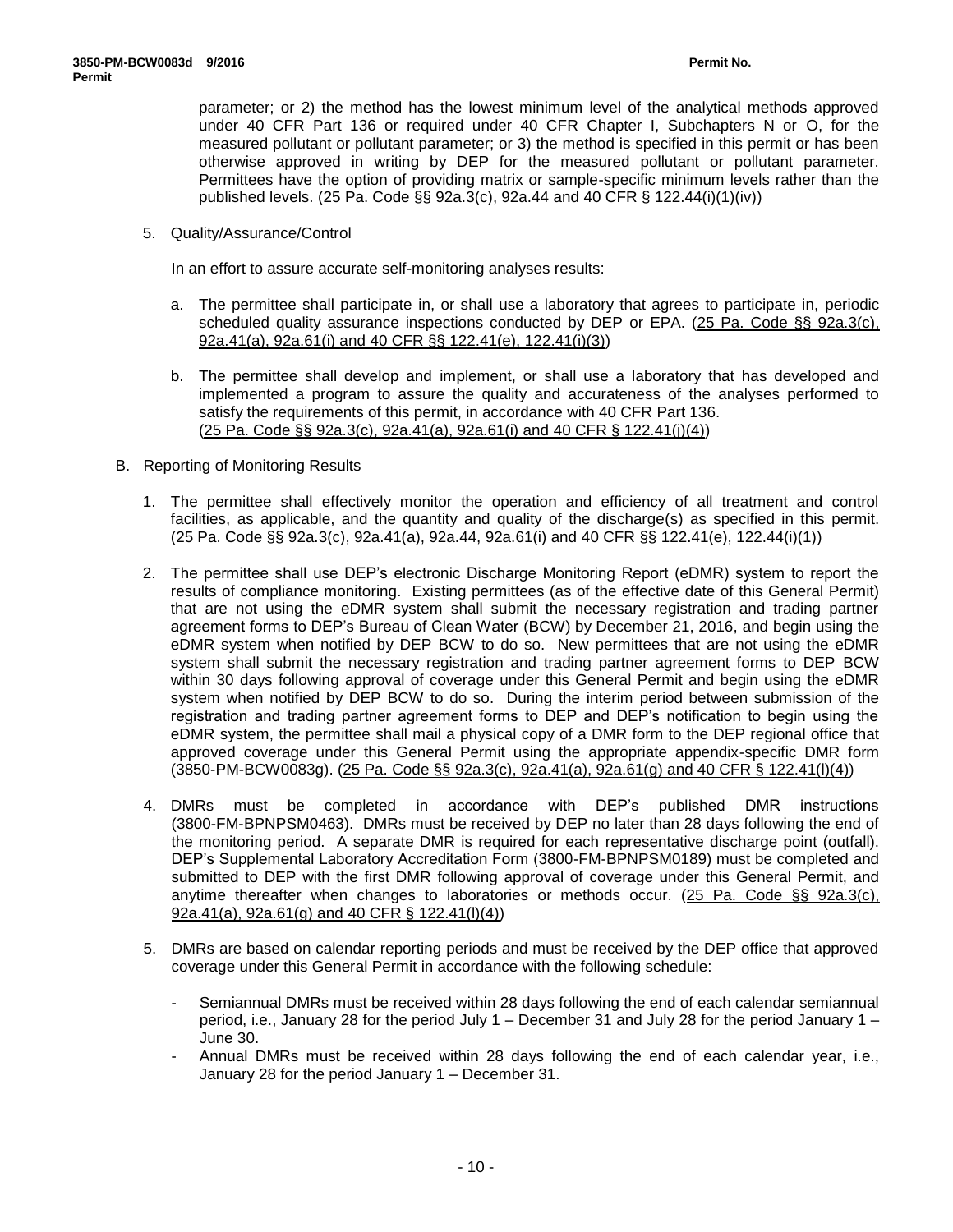parameter; or 2) the method has the lowest minimum level of the analytical methods approved under 40 CFR Part 136 or required under 40 CFR Chapter I, Subchapters N or O, for the measured pollutant or pollutant parameter; or 3) the method is specified in this permit or has been otherwise approved in writing by DEP for the measured pollutant or pollutant parameter. Permittees have the option of providing matrix or sample-specific minimum levels rather than the published levels. (25 Pa. Code §§ 92a.3(c), 92a.44 and 40 CFR § 122.44(i)(1)(iv))

5. Quality/Assurance/Control

   In an effort to assure accurate self-monitoring analyses results:

   a. The permittee shall participate in, or shall use a laboratory that agrees to participate in, periodic scheduled quality assurance inspections conducted by DEP or EPA. (25 Pa. Code §§ 92a.3(c), 92a.41(a), 92a.61(i) and 40 CFR §§ 122.41(e), 122.41(i)(3))

   b. The permittee shall develop and implement, or shall use a laboratory that has developed and implemented a program to assure the quality and accurateness of the analyses performed to satisfy the requirements of this permit, in accordance with 40 CFR Part 136. (25 Pa. Code §§ 92a.3(c), 92a.41(a), 92a.61(i) and 40 CFR § 122.41(j)(4))

B. Reporting of Monitoring Results

1. The permittee shall effectively monitor the operation and efficiency of all treatment and control facilities, as applicable, and the quantity and quality of the discharge(s) as specified in this permit. (25 Pa. Code §§ 92a.3(c), 92a.41(a), 92a.44, 92a.61(i) and 40 CFR §§ 122.41(e), 122.44(i)(1))

2. The permittee shall use DEP's electronic Discharge Monitoring Report (eDMR) system to report the results of compliance monitoring. Existing permittees (as of the effective date of this General Permit) that are not using the eDMR system shall submit the necessary registration and trading partner agreement forms to DEP's Bureau of Clean Water (BCW) by December 21, 2016, and begin using the eDMR system when notified by DEP BCW to do so. New permittees that are not using the eDMR system shall submit the necessary registration and trading partner agreement forms to DEP BCW within 30 days following approval of coverage under this General Permit and begin using the eDMR system when notified by DEP BCW to do so. During the interim period between submission of the registration and trading partner agreement forms to DEP and DEP's notification to begin using the eDMR system, the permittee shall mail a physical copy of a DMR form to the DEP regional office that approved coverage under this General Permit using the appropriate appendix-specific DMR form (3850-PM-BCW0083g). (25 Pa. Code §§ 92a.3(c), 92a.41(a), 92a.61(g) and 40 CFR § 122.41(l)(4))

4. DMRs must be completed in accordance with DEP's published DMR instructions (3800-FM-BPNPSM0463). DMRs must be received by DEP no later than 28 days following the end of the monitoring period. A separate DMR is required for each representative discharge point (outfall). DEP's Supplemental Laboratory Accreditation Form (3800-FM-BPNPSM0189) must be completed and submitted to DEP with the first DMR following approval of coverage under this General Permit, and anytime thereafter when changes to laboratories or methods occur. (25 Pa. Code §§ 92a.3(c), 92a.41(a), 92a.61(g) and 40 CFR § 122.41(l)(4))

5. DMRs are based on calendar reporting periods and must be received by the DEP office that approved coverage under this General Permit in accordance with the following schedule:

   - Semiannual DMRs must be received within 28 days following the end of each calendar semiannual period, i.e., January 28 for the period July 1 – December 31 and July 28 for the period January 1 – June 30.
   - Annual DMRs must be received within 28 days following the end of each calendar year, i.e., January 28 for the period January 1 – December 31.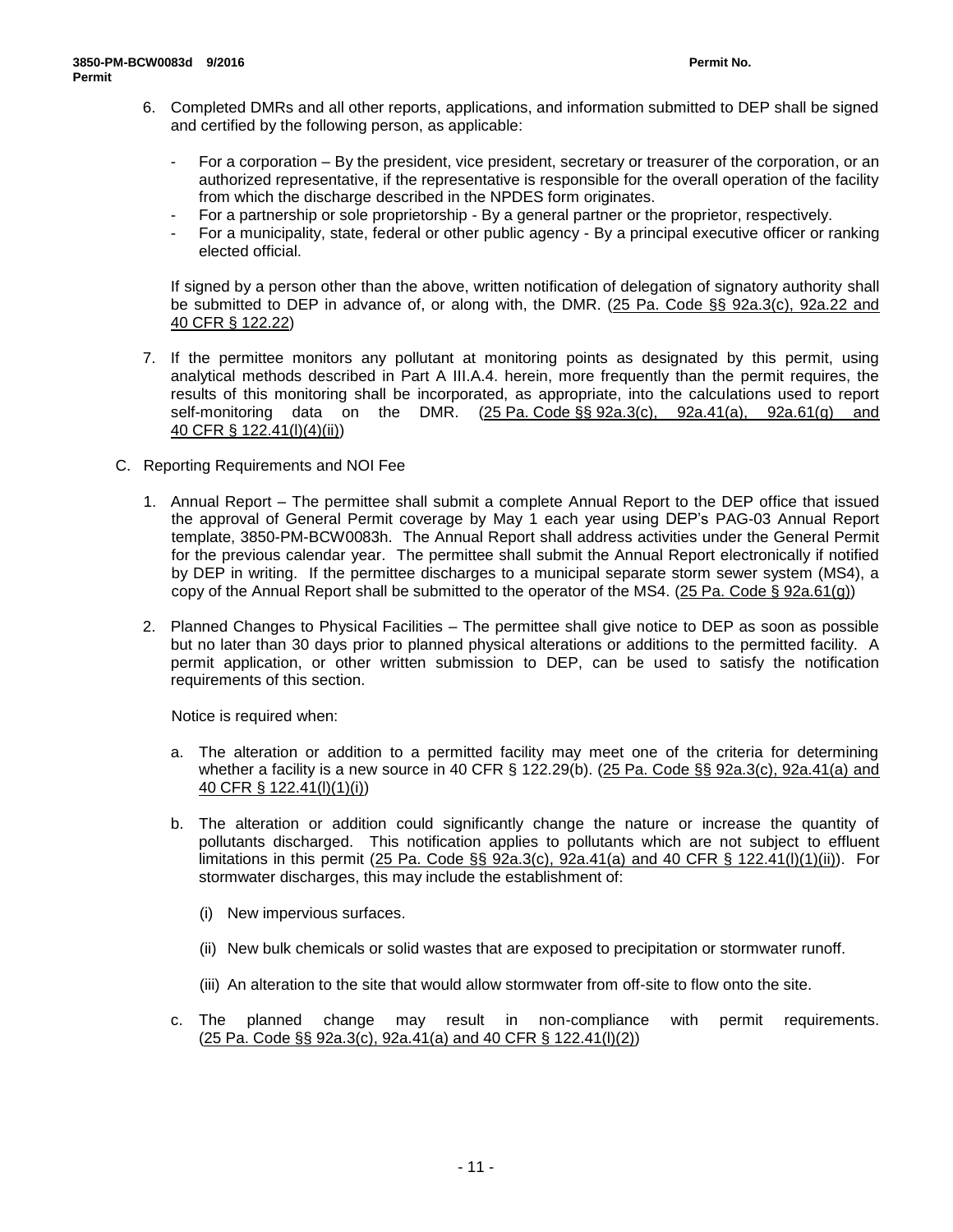6. Completed DMRs and all other reports, applications, and information submitted to DEP shall be signed and certified by the following person, as applicable:

   - For a corporation – By the president, vice president, secretary or treasurer of the corporation, or an authorized representative, if the representative is responsible for the overall operation of the facility from which the discharge described in the NPDES form originates.
   - For a partnership or sole proprietorship - By a general partner or the proprietor, respectively.
   - For a municipality, state, federal or other public agency - By a principal executive officer or ranking elected official.

   If signed by a person other than the above, written notification of delegation of signatory authority shall be submitted to DEP in advance of, or along with, the DMR. (25 Pa. Code §§ 92a.3(c), 92a.22 and 40 CFR § 122.22)

7. If the permittee monitors any pollutant at monitoring points as designated by this permit, using analytical methods described in Part A III.A.4. herein, more frequently than the permit requires, the results of this monitoring shall be incorporated, as appropriate, into the calculations used to report self-monitoring data on the DMR. (25 Pa. Code §§ 92a.3(c), 92a.41(a), 92a.61(g) and 40 CFR § 122.41(l)(4)(ii))

C. Reporting Requirements and NOI Fee

1. Annual Report – The permittee shall submit a complete Annual Report to the DEP office that issued the approval of General Permit coverage by May 1 each year using DEP's PAG-03 Annual Report template, 3850-PM-BCW0083h. The Annual Report shall address activities under the General Permit for the previous calendar year. The permittee shall submit the Annual Report electronically if notified by DEP in writing. If the permittee discharges to a municipal separate storm sewer system (MS4), a copy of the Annual Report shall be submitted to the operator of the MS4. (25 Pa. Code § 92a.61(g))

2. Planned Changes to Physical Facilities – The permittee shall give notice to DEP as soon as possible but no later than 30 days prior to planned physical alterations or additions to the permitted facility. A permit application, or other written submission to DEP, can be used to satisfy the notification requirements of this section.

   Notice is required when:

   a. The alteration or addition to a permitted facility may meet one of the criteria for determining whether a facility is a new source in 40 CFR § 122.29(b). (25 Pa. Code §§ 92a.3(c), 92a.41(a) and 40 CFR § 122.41(l)(1)(i))

   b. The alteration or addition could significantly change the nature or increase the quantity of pollutants discharged. This notification applies to pollutants which are not subject to effluent limitations in this permit (25 Pa. Code §§ 92a.3(c), 92a.41(a) and 40 CFR § 122.41(l)(1)(ii)). For stormwater discharges, this may include the establishment of:

      (i) New impervious surfaces.

      (ii) New bulk chemicals or solid wastes that are exposed to precipitation or stormwater runoff.

      (iii) An alteration to the site that would allow stormwater from off-site to flow onto the site.

   c. The planned change may result in non-compliance with permit requirements. (25 Pa. Code §§ 92a.3(c), 92a.41(a) and 40 CFR § 122.41(l)(2))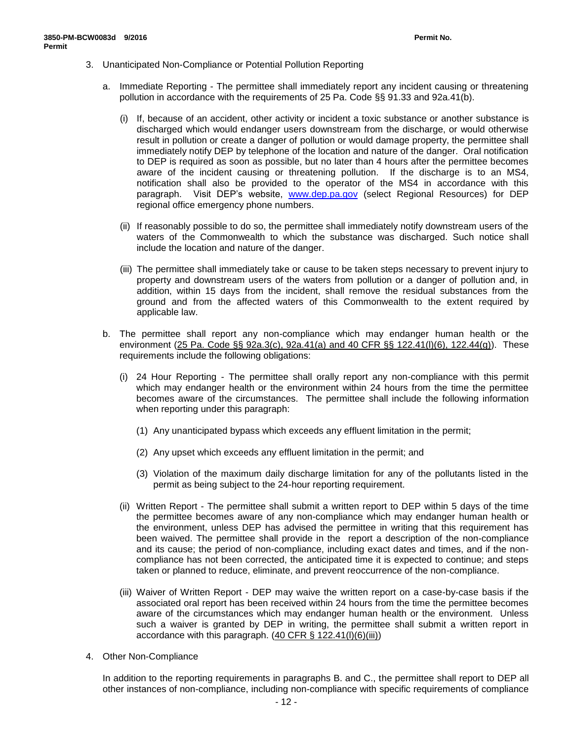3. Unanticipated Non-Compliance or Potential Pollution Reporting

   a. Immediate Reporting - The permittee shall immediately report any incident causing or threatening pollution in accordance with the requirements of 25 Pa. Code §§ 91.33 and 92a.41(b).

      (i) If, because of an accident, other activity or incident a toxic substance or another substance is discharged which would endanger users downstream from the discharge, or would otherwise result in pollution or create a danger of pollution or would damage property, the permittee shall immediately notify DEP by telephone of the location and nature of the danger. Oral notification to DEP is required as soon as possible, but no later than 4 hours after the permittee becomes aware of the incident causing or threatening pollution. If the discharge is to an MS4, notification shall also be provided to the operator of the MS4 in accordance with this paragraph. Visit DEP's website, www.dep.pa.gov (select Regional Resources) for DEP regional office emergency phone numbers.

      (ii) If reasonably possible to do so, the permittee shall immediately notify downstream users of the waters of the Commonwealth to which the substance was discharged. Such notice shall include the location and nature of the danger.

      (iii) The permittee shall immediately take or cause to be taken steps necessary to prevent injury to property and downstream users of the waters from pollution or a danger of pollution and, in addition, within 15 days from the incident, shall remove the residual substances from the ground and from the affected waters of this Commonwealth to the extent required by applicable law.

   b. The permittee shall report any non-compliance which may endanger human health or the environment (25 Pa. Code §§ 92a.3(c), 92a.41(a) and 40 CFR §§ 122.41(l)(6), 122.44(g)). These requirements include the following obligations:

      (i) 24 Hour Reporting - The permittee shall orally report any non-compliance with this permit which may endanger health or the environment within 24 hours from the time the permittee becomes aware of the circumstances. The permittee shall include the following information when reporting under this paragraph:

         (1) Any unanticipated bypass which exceeds any effluent limitation in the permit;

         (2) Any upset which exceeds any effluent limitation in the permit; and

         (3) Violation of the maximum daily discharge limitation for any of the pollutants listed in the permit as being subject to the 24-hour reporting requirement.

      (ii) Written Report - The permittee shall submit a written report to DEP within 5 days of the time the permittee becomes aware of any non-compliance which may endanger human health or the environment, unless DEP has advised the permittee in writing that this requirement has been waived. The permittee shall provide in the report a description of the non-compliance and its cause; the period of non-compliance, including exact dates and times, and if the non-compliance has not been corrected, the anticipated time it is expected to continue; and steps taken or planned to reduce, eliminate, and prevent reoccurrence of the non-compliance.

      (iii) Waiver of Written Report - DEP may waive the written report on a case-by-case basis if the associated oral report has been received within 24 hours from the time the permittee becomes aware of the circumstances which may endanger human health or the environment. Unless such a waiver is granted by DEP in writing, the permittee shall submit a written report in accordance with this paragraph. (40 CFR § 122.41(l)(6)(iii))

4. Other Non-Compliance

   In addition to the reporting requirements in paragraphs B. and C., the permittee shall report to DEP all other instances of non-compliance, including non-compliance with specific requirements of compliance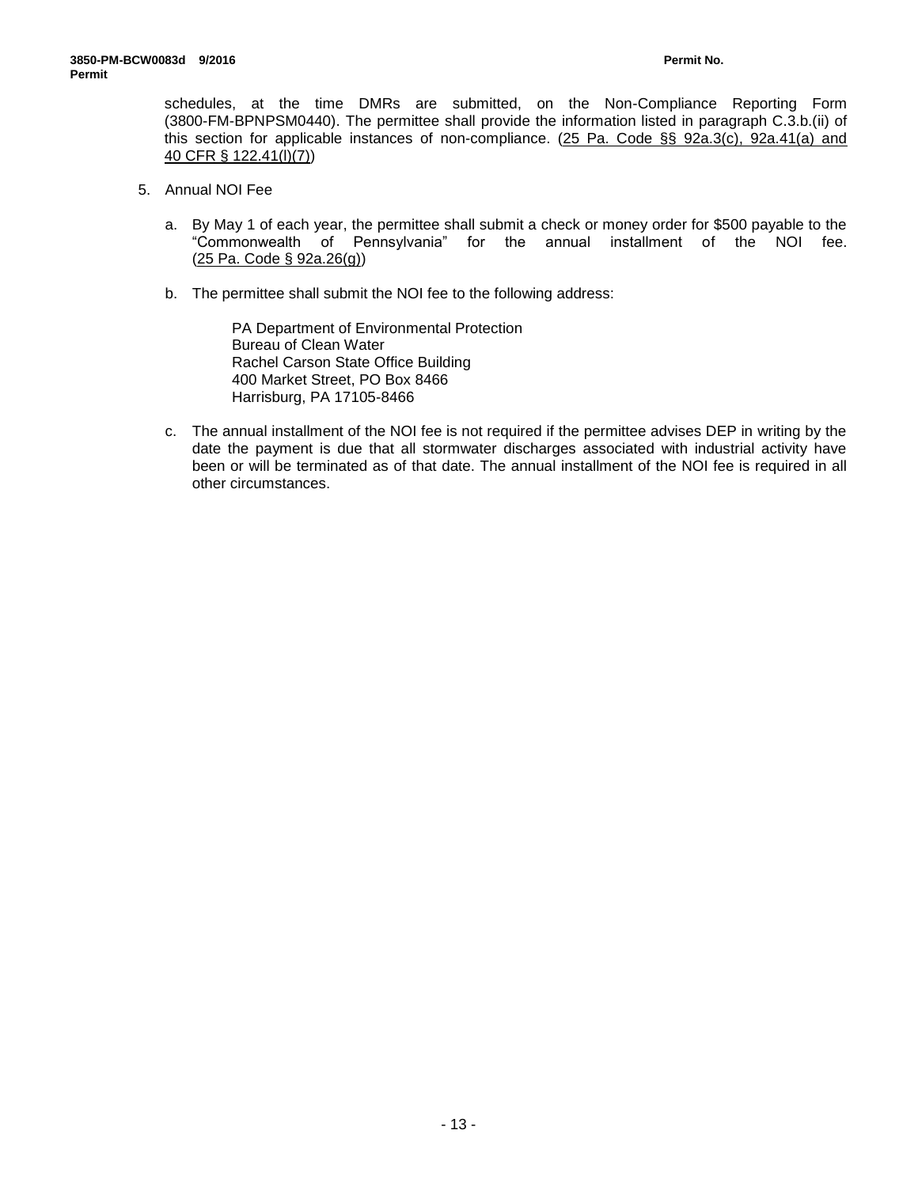schedules, at the time DMRs are submitted, on the Non-Compliance Reporting Form (3800-FM-BPNPSM0440). The permittee shall provide the information listed in paragraph C.3.b.(ii) of this section for applicable instances of non-compliance. (25 Pa. Code §§ 92a.3(c), 92a.41(a) and 40 CFR § 122.41(l)(7))

5. Annual NOI Fee

   a. By May 1 of each year, the permittee shall submit a check or money order for $500 payable to the "Commonwealth of Pennsylvania" for the annual installment of the NOI fee. (25 Pa. Code § 92a.26(g))

   b. The permittee shall submit the NOI fee to the following address:

      PA Department of Environmental Protection
      Bureau of Clean Water
      Rachel Carson State Office Building
      400 Market Street, PO Box 8466
      Harrisburg, PA 17105-8466

   c. The annual installment of the NOI fee is not required if the permittee advises DEP in writing by the date the payment is due that all stormwater discharges associated with industrial activity have been or will be terminated as of that date. The annual installment of the NOI fee is required in all other circumstances.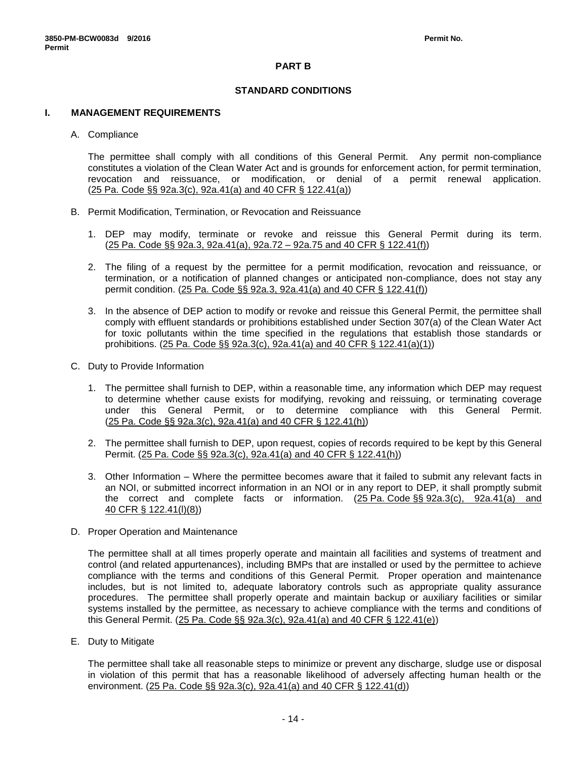# PART B

## STANDARD CONDITIONS

### I. MANAGEMENT REQUIREMENTS

A. Compliance

The permittee shall comply with all conditions of this General Permit. Any permit non-compliance constitutes a violation of the Clean Water Act and is grounds for enforcement action, for permit termination, revocation and reissuance, or modification, or denial of a permit renewal application. (25 Pa. Code §§ 92a.3(c), 92a.41(a) and 40 CFR § 122.41(a))

B. Permit Modification, Termination, or Revocation and Reissuance

1. DEP may modify, terminate or revoke and reissue this General Permit during its term. (25 Pa. Code §§ 92a.3, 92a.41(a), 92a.72 – 92a.75 and 40 CFR § 122.41(f))

2. The filing of a request by the permittee for a permit modification, revocation and reissuance, or termination, or a notification of planned changes or anticipated non-compliance, does not stay any permit condition. (25 Pa. Code §§ 92a.3, 92a.41(a) and 40 CFR § 122.41(f))

3. In the absence of DEP action to modify or revoke and reissue this General Permit, the permittee shall comply with effluent standards or prohibitions established under Section 307(a) of the Clean Water Act for toxic pollutants within the time specified in the regulations that establish those standards or prohibitions. (25 Pa. Code §§ 92a.3(c), 92a.41(a) and 40 CFR § 122.41(a)(1))

C. Duty to Provide Information

1. The permittee shall furnish to DEP, within a reasonable time, any information which DEP may request to determine whether cause exists for modifying, revoking and reissuing, or terminating coverage under this General Permit, or to determine compliance with this General Permit. (25 Pa. Code §§ 92a.3(c), 92a.41(a) and 40 CFR § 122.41(h))

2. The permittee shall furnish to DEP, upon request, copies of records required to be kept by this General Permit. (25 Pa. Code §§ 92a.3(c), 92a.41(a) and 40 CFR § 122.41(h))

3. Other Information – Where the permittee becomes aware that it failed to submit any relevant facts in an NOI, or submitted incorrect information in an NOI or in any report to DEP, it shall promptly submit the correct and complete facts or information. (25 Pa. Code §§ 92a.3(c), 92a.41(a) and 40 CFR § 122.41(l)(8))

D. Proper Operation and Maintenance

The permittee shall at all times properly operate and maintain all facilities and systems of treatment and control (and related appurtenances), including BMPs that are installed or used by the permittee to achieve compliance with the terms and conditions of this General Permit. Proper operation and maintenance includes, but is not limited to, adequate laboratory controls such as appropriate quality assurance procedures. The permittee shall properly operate and maintain backup or auxiliary facilities or similar systems installed by the permittee, as necessary to achieve compliance with the terms and conditions of this General Permit. (25 Pa. Code §§ 92a.3(c), 92a.41(a) and 40 CFR § 122.41(e))

E. Duty to Mitigate

The permittee shall take all reasonable steps to minimize or prevent any discharge, sludge use or disposal in violation of this permit that has a reasonable likelihood of adversely affecting human health or the environment. (25 Pa. Code §§ 92a.3(c), 92a.41(a) and 40 CFR § 122.41(d))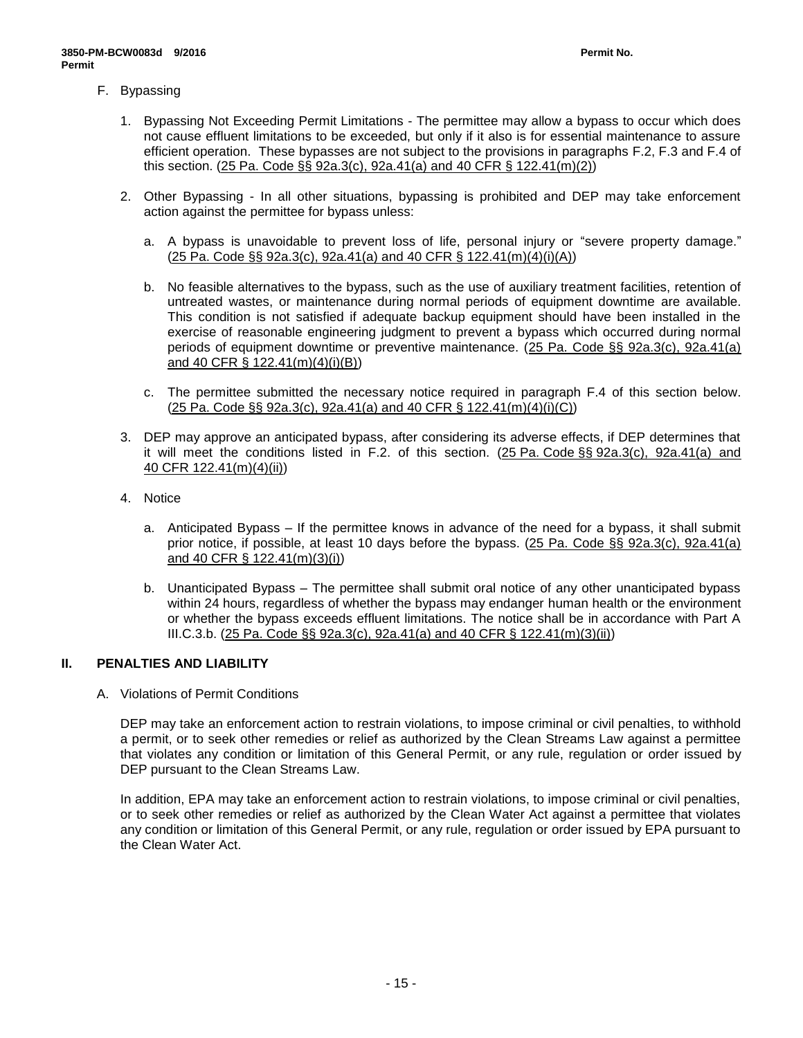F. Bypassing

1. Bypassing Not Exceeding Permit Limitations - The permittee may allow a bypass to occur which does not cause effluent limitations to be exceeded, but only if it also is for essential maintenance to assure efficient operation. These bypasses are not subject to the provisions in paragraphs F.2, F.3 and F.4 of this section. (25 Pa. Code §§ 92a.3(c), 92a.41(a) and 40 CFR § 122.41(m)(2))

2. Other Bypassing - In all other situations, bypassing is prohibited and DEP may take enforcement action against the permittee for bypass unless:

   a. A bypass is unavoidable to prevent loss of life, personal injury or "severe property damage." (25 Pa. Code §§ 92a.3(c), 92a.41(a) and 40 CFR § 122.41(m)(4)(i)(A))

   b. No feasible alternatives to the bypass, such as the use of auxiliary treatment facilities, retention of untreated wastes, or maintenance during normal periods of equipment downtime are available. This condition is not satisfied if adequate backup equipment should have been installed in the exercise of reasonable engineering judgment to prevent a bypass which occurred during normal periods of equipment downtime or preventive maintenance. (25 Pa. Code §§ 92a.3(c), 92a.41(a) and 40 CFR § 122.41(m)(4)(i)(B))

   c. The permittee submitted the necessary notice required in paragraph F.4 of this section below. (25 Pa. Code §§ 92a.3(c), 92a.41(a) and 40 CFR § 122.41(m)(4)(i)(C))

3. DEP may approve an anticipated bypass, after considering its adverse effects, if DEP determines that it will meet the conditions listed in F.2. of this section. (25 Pa. Code §§ 92a.3(c), 92a.41(a) and 40 CFR 122.41(m)(4)(ii))

4. Notice

   a. Anticipated Bypass – If the permittee knows in advance of the need for a bypass, it shall submit prior notice, if possible, at least 10 days before the bypass. (25 Pa. Code §§ 92a.3(c), 92a.41(a) and 40 CFR § 122.41(m)(3)(i))

   b. Unanticipated Bypass – The permittee shall submit oral notice of any other unanticipated bypass within 24 hours, regardless of whether the bypass may endanger human health or the environment or whether the bypass exceeds effluent limitations. The notice shall be in accordance with Part A III.C.3.b. (25 Pa. Code §§ 92a.3(c), 92a.41(a) and 40 CFR § 122.41(m)(3)(ii))

## II. PENALTIES AND LIABILITY

A. Violations of Permit Conditions

DEP may take an enforcement action to restrain violations, to impose criminal or civil penalties, to withhold a permit, or to seek other remedies or relief as authorized by the Clean Streams Law against a permittee that violates any condition or limitation of this General Permit, or any rule, regulation or order issued by DEP pursuant to the Clean Streams Law.

In addition, EPA may take an enforcement action to restrain violations, to impose criminal or civil penalties, or to seek other remedies or relief as authorized by the Clean Water Act against a permittee that violates any condition or limitation of this General Permit, or any rule, regulation or order issued by EPA pursuant to the Clean Water Act.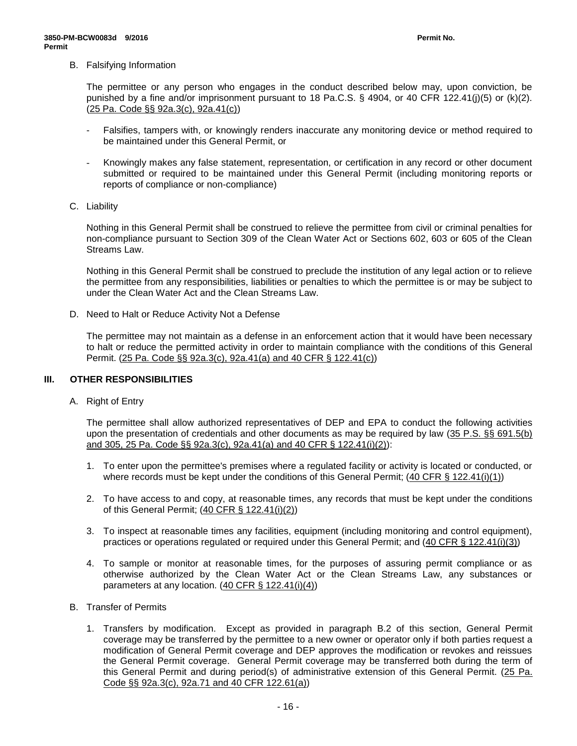B. Falsifying Information

The permittee or any person who engages in the conduct described below may, upon conviction, be punished by a fine and/or imprisonment pursuant to 18 Pa.C.S. § 4904, or 40 CFR 122.41(j)(5) or (k)(2). (25 Pa. Code §§ 92a.3(c), 92a.41(c))

- Falsifies, tampers with, or knowingly renders inaccurate any monitoring device or method required to be maintained under this General Permit, or
- Knowingly makes any false statement, representation, or certification in any record or other document submitted or required to be maintained under this General Permit (including monitoring reports or reports of compliance or non-compliance)

C. Liability

Nothing in this General Permit shall be construed to relieve the permittee from civil or criminal penalties for non-compliance pursuant to Section 309 of the Clean Water Act or Sections 602, 603 or 605 of the Clean Streams Law.

Nothing in this General Permit shall be construed to preclude the institution of any legal action or to relieve the permittee from any responsibilities, liabilities or penalties to which the permittee is or may be subject to under the Clean Water Act and the Clean Streams Law.

D. Need to Halt or Reduce Activity Not a Defense

The permittee may not maintain as a defense in an enforcement action that it would have been necessary to halt or reduce the permitted activity in order to maintain compliance with the conditions of this General Permit. (25 Pa. Code §§ 92a.3(c), 92a.41(a) and 40 CFR § 122.41(c))

## III. OTHER RESPONSIBILITIES

A. Right of Entry

The permittee shall allow authorized representatives of DEP and EPA to conduct the following activities upon the presentation of credentials and other documents as may be required by law (35 P.S. §§ 691.5(b) and 305, 25 Pa. Code §§ 92a.3(c), 92a.41(a) and 40 CFR § 122.41(i)(2)):

1. To enter upon the permittee's premises where a regulated facility or activity is located or conducted, or where records must be kept under the conditions of this General Permit; (40 CFR § 122.41(i)(1))
2. To have access to and copy, at reasonable times, any records that must be kept under the conditions of this General Permit; (40 CFR § 122.41(i)(2))
3. To inspect at reasonable times any facilities, equipment (including monitoring and control equipment), practices or operations regulated or required under this General Permit; and (40 CFR § 122.41(i)(3))
4. To sample or monitor at reasonable times, for the purposes of assuring permit compliance or as otherwise authorized by the Clean Water Act or the Clean Streams Law, any substances or parameters at any location. (40 CFR § 122.41(i)(4))

B. Transfer of Permits

1. Transfers by modification. Except as provided in paragraph B.2 of this section, General Permit coverage may be transferred by the permittee to a new owner or operator only if both parties request a modification of General Permit coverage and DEP approves the modification or revokes and reissues the General Permit coverage. General Permit coverage may be transferred both during the term of this General Permit and during period(s) of administrative extension of this General Permit. (25 Pa. Code §§ 92a.3(c), 92a.71 and 40 CFR 122.61(a))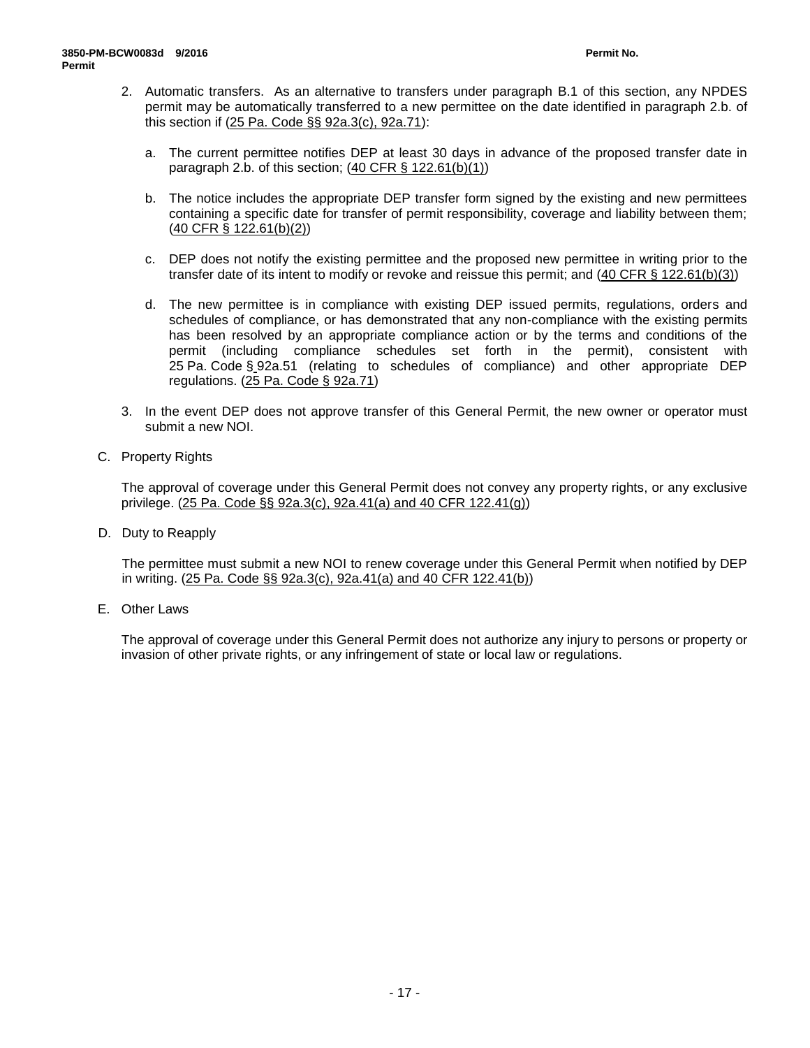2. Automatic transfers. As an alternative to transfers under paragraph B.1 of this section, any NPDES permit may be automatically transferred to a new permittee on the date identified in paragraph 2.b. of this section if (25 Pa. Code §§ 92a.3(c), 92a.71):

   a. The current permittee notifies DEP at least 30 days in advance of the proposed transfer date in paragraph 2.b. of this section; (40 CFR § 122.61(b)(1))

   b. The notice includes the appropriate DEP transfer form signed by the existing and new permittees containing a specific date for transfer of permit responsibility, coverage and liability between them; (40 CFR § 122.61(b)(2))

   c. DEP does not notify the existing permittee and the proposed new permittee in writing prior to the transfer date of its intent to modify or revoke and reissue this permit; and (40 CFR § 122.61(b)(3))

   d. The new permittee is in compliance with existing DEP issued permits, regulations, orders and schedules of compliance, or has demonstrated that any non-compliance with the existing permits has been resolved by an appropriate compliance action or by the terms and conditions of the permit (including compliance schedules set forth in the permit), consistent with 25 Pa. Code § 92a.51 (relating to schedules of compliance) and other appropriate DEP regulations. (25 Pa. Code § 92a.71)

3. In the event DEP does not approve transfer of this General Permit, the new owner or operator must submit a new NOI.

C. Property Rights

The approval of coverage under this General Permit does not convey any property rights, or any exclusive privilege. (25 Pa. Code §§ 92a.3(c), 92a.41(a) and 40 CFR 122.41(g))

D. Duty to Reapply

The permittee must submit a new NOI to renew coverage under this General Permit when notified by DEP in writing. (25 Pa. Code §§ 92a.3(c), 92a.41(a) and 40 CFR 122.41(b))

E. Other Laws

The approval of coverage under this General Permit does not authorize any injury to persons or property or invasion of other private rights, or any infringement of state or local law or regulations.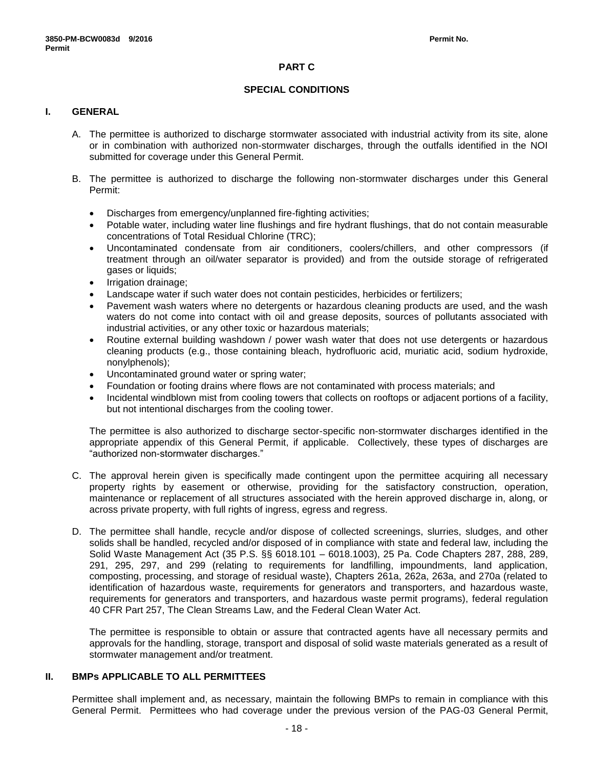## PART C

## SPECIAL CONDITIONS

### I. GENERAL

A. The permittee is authorized to discharge stormwater associated with industrial activity from its site, alone or in combination with authorized non-stormwater discharges, through the outfalls identified in the NOI submitted for coverage under this General Permit.

B. The permittee is authorized to discharge the following non-stormwater discharges under this General Permit:

- Discharges from emergency/unplanned fire-fighting activities;
- Potable water, including water line flushings and fire hydrant flushings, that do not contain measurable concentrations of Total Residual Chlorine (TRC);
- Uncontaminated condensate from air conditioners, coolers/chillers, and other compressors (if treatment through an oil/water separator is provided) and from the outside storage of refrigerated gases or liquids;
- Irrigation drainage;
- Landscape water if such water does not contain pesticides, herbicides or fertilizers;
- Pavement wash waters where no detergents or hazardous cleaning products are used, and the wash waters do not come into contact with oil and grease deposits, sources of pollutants associated with industrial activities, or any other toxic or hazardous materials;
- Routine external building washdown / power wash water that does not use detergents or hazardous cleaning products (e.g., those containing bleach, hydrofluoric acid, muriatic acid, sodium hydroxide, nonylphenols);
- Uncontaminated ground water or spring water;
- Foundation or footing drains where flows are not contaminated with process materials; and
- Incidental windblown mist from cooling towers that collects on rooftops or adjacent portions of a facility, but not intentional discharges from the cooling tower.

The permittee is also authorized to discharge sector-specific non-stormwater discharges identified in the appropriate appendix of this General Permit, if applicable. Collectively, these types of discharges are "authorized non-stormwater discharges."

C. The approval herein given is specifically made contingent upon the permittee acquiring all necessary property rights by easement or otherwise, providing for the satisfactory construction, operation, maintenance or replacement of all structures associated with the herein approved discharge in, along, or across private property, with full rights of ingress, egress and regress.

D. The permittee shall handle, recycle and/or dispose of collected screenings, slurries, sludges, and other solids shall be handled, recycled and/or disposed of in compliance with state and federal law, including the Solid Waste Management Act (35 P.S. §§ 6018.101 – 6018.1003), 25 Pa. Code Chapters 287, 288, 289, 291, 295, 297, and 299 (relating to requirements for landfilling, impoundments, land application, composting, processing, and storage of residual waste), Chapters 261a, 262a, 263a, and 270a (related to identification of hazardous waste, requirements for generators and transporters, and hazardous waste, requirements for generators and transporters, and hazardous waste permit programs), federal regulation 40 CFR Part 257, The Clean Streams Law, and the Federal Clean Water Act.

The permittee is responsible to obtain or assure that contracted agents have all necessary permits and approvals for the handling, storage, transport and disposal of solid waste materials generated as a result of stormwater management and/or treatment.

### II. BMPs APPLICABLE TO ALL PERMITTEES

Permittee shall implement and, as necessary, maintain the following BMPs to remain in compliance with this General Permit. Permittees who had coverage under the previous version of the PAG-03 General Permit,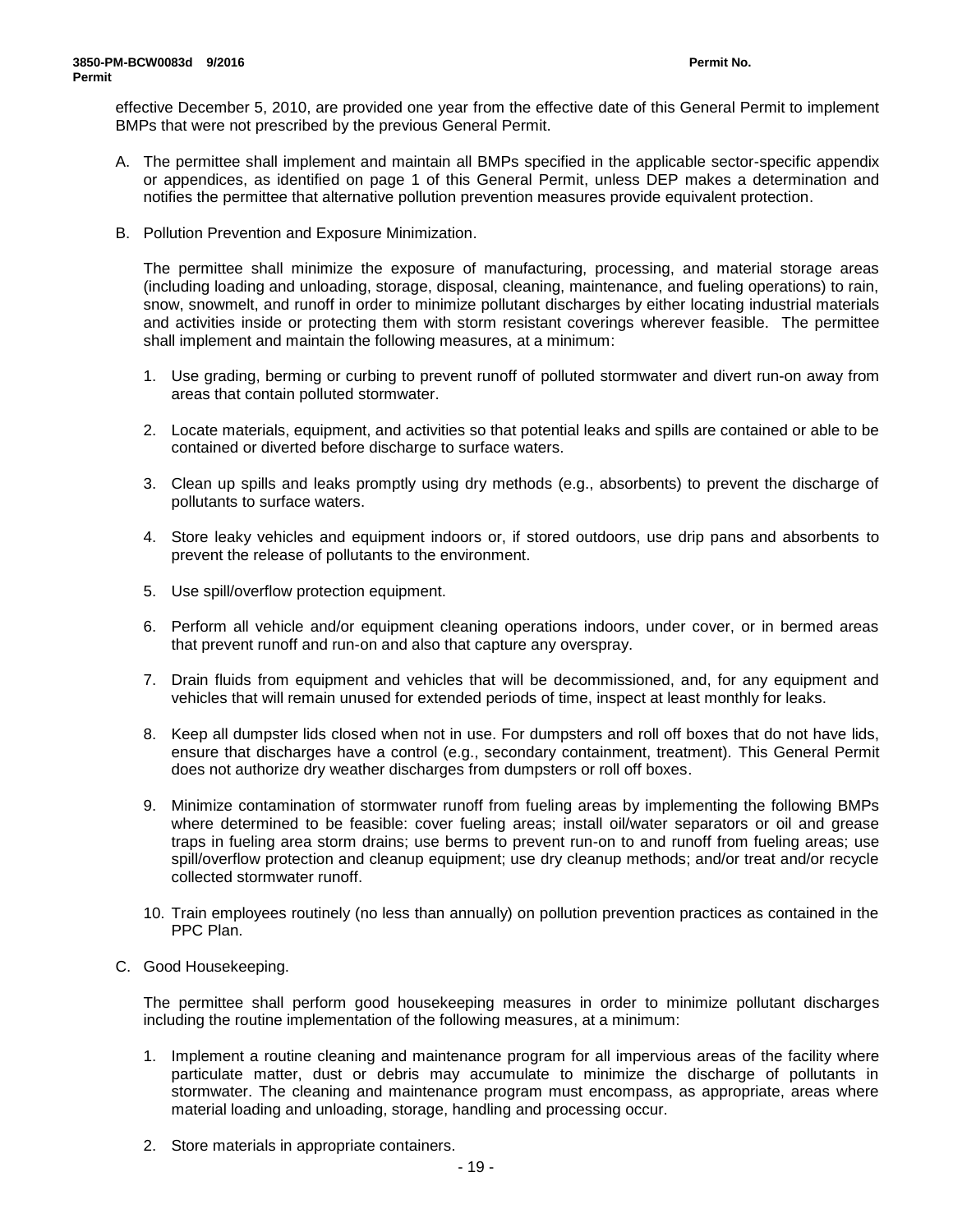effective December 5, 2010, are provided one year from the effective date of this General Permit to implement BMPs that were not prescribed by the previous General Permit.

A. The permittee shall implement and maintain all BMPs specified in the applicable sector-specific appendix or appendices, as identified on page 1 of this General Permit, unless DEP makes a determination and notifies the permittee that alternative pollution prevention measures provide equivalent protection.

B. Pollution Prevention and Exposure Minimization.

   The permittee shall minimize the exposure of manufacturing, processing, and material storage areas (including loading and unloading, storage, disposal, cleaning, maintenance, and fueling operations) to rain, snow, snowmelt, and runoff in order to minimize pollutant discharges by either locating industrial materials and activities inside or protecting them with storm resistant coverings wherever feasible. The permittee shall implement and maintain the following measures, at a minimum:

   1. Use grading, berming or curbing to prevent runoff of polluted stormwater and divert run-on away from areas that contain polluted stormwater.

   2. Locate materials, equipment, and activities so that potential leaks and spills are contained or able to be contained or diverted before discharge to surface waters.

   3. Clean up spills and leaks promptly using dry methods (e.g., absorbents) to prevent the discharge of pollutants to surface waters.

   4. Store leaky vehicles and equipment indoors or, if stored outdoors, use drip pans and absorbents to prevent the release of pollutants to the environment.

   5. Use spill/overflow protection equipment.

   6. Perform all vehicle and/or equipment cleaning operations indoors, under cover, or in bermed areas that prevent runoff and run-on and also that capture any overspray.

   7. Drain fluids from equipment and vehicles that will be decommissioned, and, for any equipment and vehicles that will remain unused for extended periods of time, inspect at least monthly for leaks.

   8. Keep all dumpster lids closed when not in use. For dumpsters and roll off boxes that do not have lids, ensure that discharges have a control (e.g., secondary containment, treatment). This General Permit does not authorize dry weather discharges from dumpsters or roll off boxes.

   9. Minimize contamination of stormwater runoff from fueling areas by implementing the following BMPs where determined to be feasible: cover fueling areas; install oil/water separators or oil and grease traps in fueling area storm drains; use berms to prevent run-on to and runoff from fueling areas; use spill/overflow protection and cleanup equipment; use dry cleanup methods; and/or treat and/or recycle collected stormwater runoff.

   10. Train employees routinely (no less than annually) on pollution prevention practices as contained in the PPC Plan.

C. Good Housekeeping.

   The permittee shall perform good housekeeping measures in order to minimize pollutant discharges including the routine implementation of the following measures, at a minimum:

   1. Implement a routine cleaning and maintenance program for all impervious areas of the facility where particulate matter, dust or debris may accumulate to minimize the discharge of pollutants in stormwater. The cleaning and maintenance program must encompass, as appropriate, areas where material loading and unloading, storage, handling and processing occur.

   2. Store materials in appropriate containers.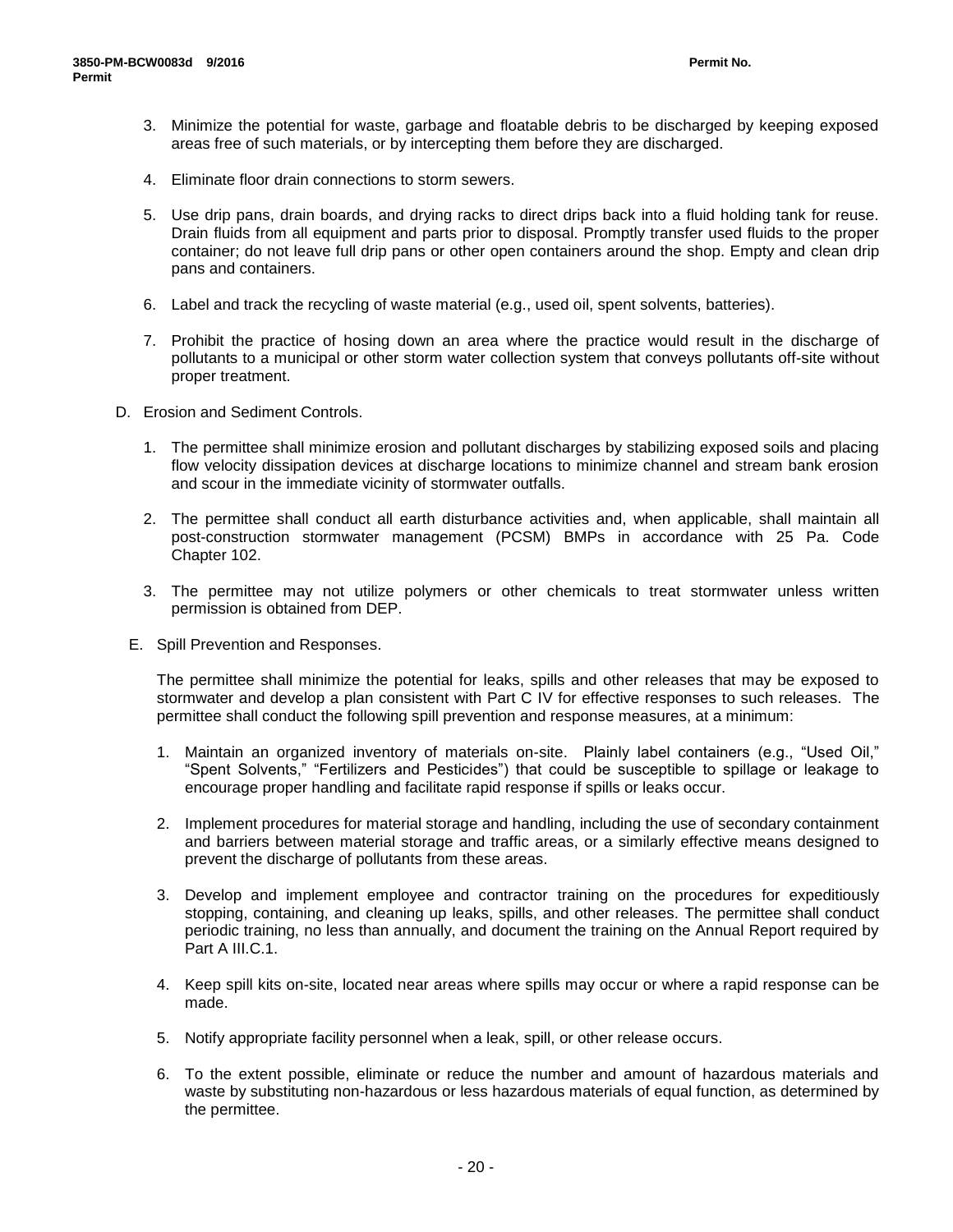3. Minimize the potential for waste, garbage and floatable debris to be discharged by keeping exposed areas free of such materials, or by intercepting them before they are discharged.

4. Eliminate floor drain connections to storm sewers.

5. Use drip pans, drain boards, and drying racks to direct drips back into a fluid holding tank for reuse. Drain fluids from all equipment and parts prior to disposal. Promptly transfer used fluids to the proper container; do not leave full drip pans or other open containers around the shop. Empty and clean drip pans and containers.

6. Label and track the recycling of waste material (e.g., used oil, spent solvents, batteries).

7. Prohibit the practice of hosing down an area where the practice would result in the discharge of pollutants to a municipal or other storm water collection system that conveys pollutants off-site without proper treatment.

D. Erosion and Sediment Controls.

1. The permittee shall minimize erosion and pollutant discharges by stabilizing exposed soils and placing flow velocity dissipation devices at discharge locations to minimize channel and stream bank erosion and scour in the immediate vicinity of stormwater outfalls.

2. The permittee shall conduct all earth disturbance activities and, when applicable, shall maintain all post-construction stormwater management (PCSM) BMPs in accordance with 25 Pa. Code Chapter 102.

3. The permittee may not utilize polymers or other chemicals to treat stormwater unless written permission is obtained from DEP.

E. Spill Prevention and Responses.

The permittee shall minimize the potential for leaks, spills and other releases that may be exposed to stormwater and develop a plan consistent with Part C IV for effective responses to such releases. The permittee shall conduct the following spill prevention and response measures, at a minimum:

1. Maintain an organized inventory of materials on-site. Plainly label containers (e.g., "Used Oil," "Spent Solvents," "Fertilizers and Pesticides") that could be susceptible to spillage or leakage to encourage proper handling and facilitate rapid response if spills or leaks occur.

2. Implement procedures for material storage and handling, including the use of secondary containment and barriers between material storage and traffic areas, or a similarly effective means designed to prevent the discharge of pollutants from these areas.

3. Develop and implement employee and contractor training on the procedures for expeditiously stopping, containing, and cleaning up leaks, spills, and other releases. The permittee shall conduct periodic training, no less than annually, and document the training on the Annual Report required by Part A III.C.1.

4. Keep spill kits on-site, located near areas where spills may occur or where a rapid response can be made.

5. Notify appropriate facility personnel when a leak, spill, or other release occurs.

6. To the extent possible, eliminate or reduce the number and amount of hazardous materials and waste by substituting non-hazardous or less hazardous materials of equal function, as determined by the permittee.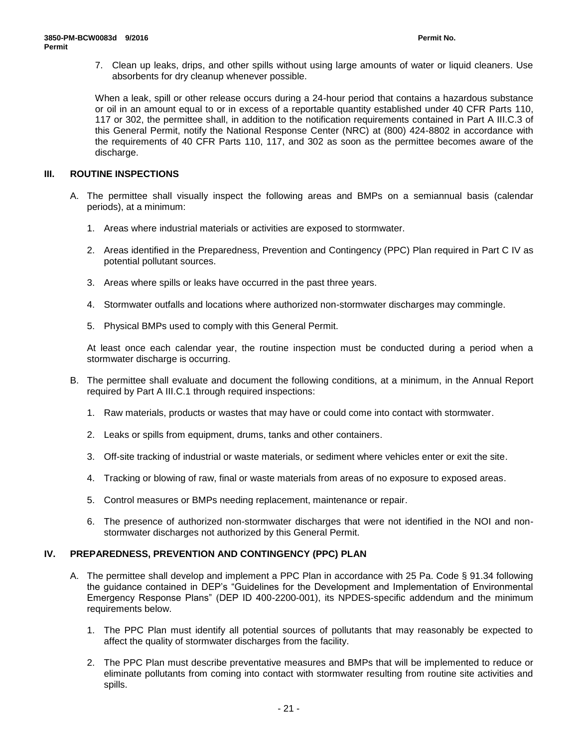7. Clean up leaks, drips, and other spills without using large amounts of water or liquid cleaners. Use absorbents for dry cleanup whenever possible.

When a leak, spill or other release occurs during a 24-hour period that contains a hazardous substance or oil in an amount equal to or in excess of a reportable quantity established under 40 CFR Parts 110, 117 or 302, the permittee shall, in addition to the notification requirements contained in Part A III.C.3 of this General Permit, notify the National Response Center (NRC) at (800) 424-8802 in accordance with the requirements of 40 CFR Parts 110, 117, and 302 as soon as the permittee becomes aware of the discharge.

## III. ROUTINE INSPECTIONS

A. The permittee shall visually inspect the following areas and BMPs on a semiannual basis (calendar periods), at a minimum:

1. Areas where industrial materials or activities are exposed to stormwater.
2. Areas identified in the Preparedness, Prevention and Contingency (PPC) Plan required in Part C IV as potential pollutant sources.
3. Areas where spills or leaks have occurred in the past three years.
4. Stormwater outfalls and locations where authorized non-stormwater discharges may commingle.
5. Physical BMPs used to comply with this General Permit.

At least once each calendar year, the routine inspection must be conducted during a period when a stormwater discharge is occurring.

B. The permittee shall evaluate and document the following conditions, at a minimum, in the Annual Report required by Part A III.C.1 through required inspections:

1. Raw materials, products or wastes that may have or could come into contact with stormwater.
2. Leaks or spills from equipment, drums, tanks and other containers.
3. Off-site tracking of industrial or waste materials, or sediment where vehicles enter or exit the site.
4. Tracking or blowing of raw, final or waste materials from areas of no exposure to exposed areas.
5. Control measures or BMPs needing replacement, maintenance or repair.
6. The presence of authorized non-stormwater discharges that were not identified in the NOI and non-stormwater discharges not authorized by this General Permit.

## IV. PREPAREDNESS, PREVENTION AND CONTINGENCY (PPC) PLAN

A. The permittee shall develop and implement a PPC Plan in accordance with 25 Pa. Code § 91.34 following the guidance contained in DEP's "Guidelines for the Development and Implementation of Environmental Emergency Response Plans" (DEP ID 400-2200-001), its NPDES-specific addendum and the minimum requirements below.

1. The PPC Plan must identify all potential sources of pollutants that may reasonably be expected to affect the quality of stormwater discharges from the facility.
2. The PPC Plan must describe preventative measures and BMPs that will be implemented to reduce or eliminate pollutants from coming into contact with stormwater resulting from routine site activities and spills.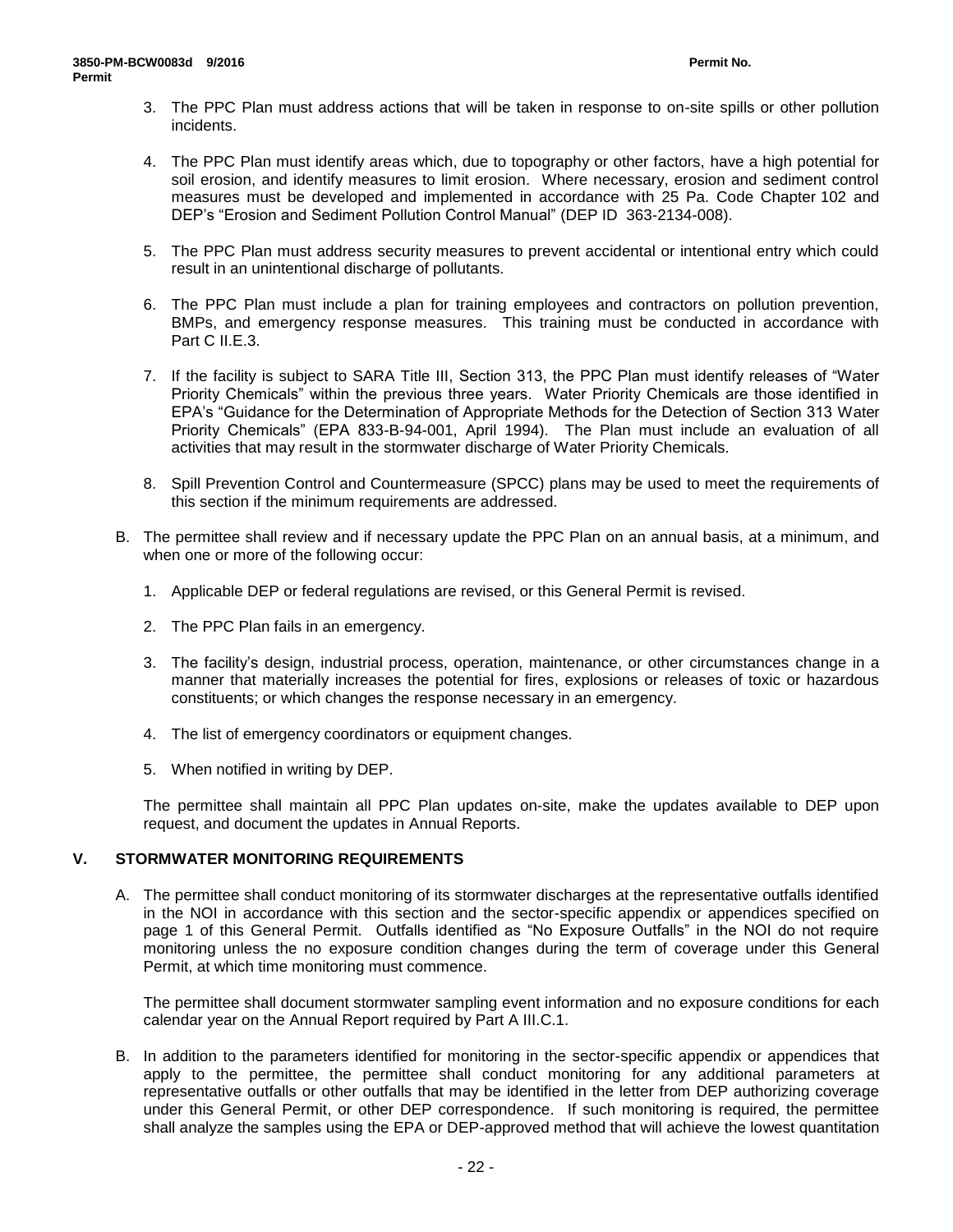3. The PPC Plan must address actions that will be taken in response to on-site spills or other pollution incidents.

4. The PPC Plan must identify areas which, due to topography or other factors, have a high potential for soil erosion, and identify measures to limit erosion. Where necessary, erosion and sediment control measures must be developed and implemented in accordance with 25 Pa. Code Chapter 102 and DEP's "Erosion and Sediment Pollution Control Manual" (DEP ID 363-2134-008).

5. The PPC Plan must address security measures to prevent accidental or intentional entry which could result in an unintentional discharge of pollutants.

6. The PPC Plan must include a plan for training employees and contractors on pollution prevention, BMPs, and emergency response measures. This training must be conducted in accordance with Part C II.E.3.

7. If the facility is subject to SARA Title III, Section 313, the PPC Plan must identify releases of "Water Priority Chemicals" within the previous three years. Water Priority Chemicals are those identified in EPA's "Guidance for the Determination of Appropriate Methods for the Detection of Section 313 Water Priority Chemicals" (EPA 833-B-94-001, April 1994). The Plan must include an evaluation of all activities that may result in the stormwater discharge of Water Priority Chemicals.

8. Spill Prevention Control and Countermeasure (SPCC) plans may be used to meet the requirements of this section if the minimum requirements are addressed.

B. The permittee shall review and if necessary update the PPC Plan on an annual basis, at a minimum, and when one or more of the following occur:

   1. Applicable DEP or federal regulations are revised, or this General Permit is revised.

   2. The PPC Plan fails in an emergency.

   3. The facility's design, industrial process, operation, maintenance, or other circumstances change in a manner that materially increases the potential for fires, explosions or releases of toxic or hazardous constituents; or which changes the response necessary in an emergency.

   4. The list of emergency coordinators or equipment changes.

   5. When notified in writing by DEP.

   The permittee shall maintain all PPC Plan updates on-site, make the updates available to DEP upon request, and document the updates in Annual Reports.

## V. STORMWATER MONITORING REQUIREMENTS

A. The permittee shall conduct monitoring of its stormwater discharges at the representative outfalls identified in the NOI in accordance with this section and the sector-specific appendix or appendices specified on page 1 of this General Permit. Outfalls identified as "No Exposure Outfalls" in the NOI do not require monitoring unless the no exposure condition changes during the term of coverage under this General Permit, at which time monitoring must commence.

   The permittee shall document stormwater sampling event information and no exposure conditions for each calendar year on the Annual Report required by Part A III.C.1.

B. In addition to the parameters identified for monitoring in the sector-specific appendix or appendices that apply to the permittee, the permittee shall conduct monitoring for any additional parameters at representative outfalls or other outfalls that may be identified in the letter from DEP authorizing coverage under this General Permit, or other DEP correspondence. If such monitoring is required, the permittee shall analyze the samples using the EPA or DEP-approved method that will achieve the lowest quantitation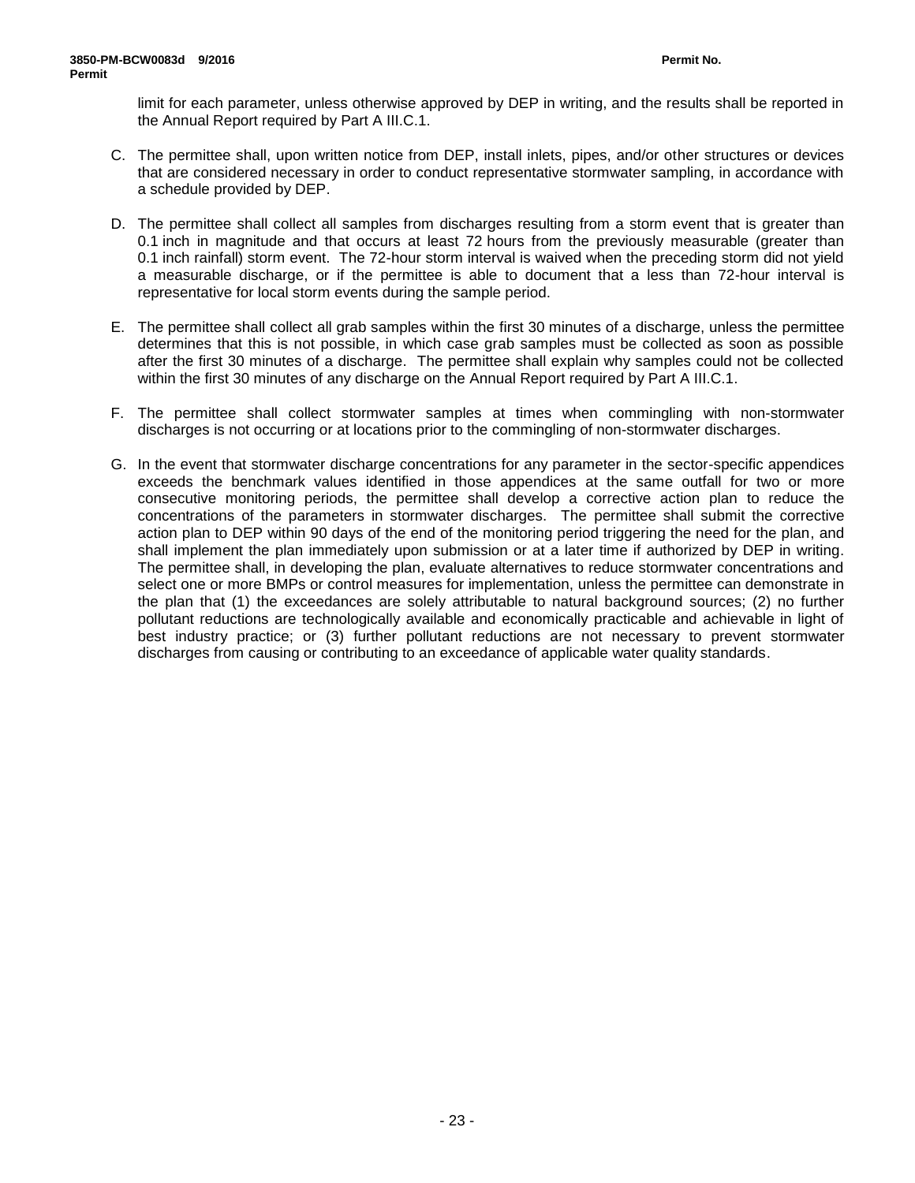limit for each parameter, unless otherwise approved by DEP in writing, and the results shall be reported in the Annual Report required by Part A III.C.1.

C. The permittee shall, upon written notice from DEP, install inlets, pipes, and/or other structures or devices that are considered necessary in order to conduct representative stormwater sampling, in accordance with a schedule provided by DEP.

D. The permittee shall collect all samples from discharges resulting from a storm event that is greater than 0.1 inch in magnitude and that occurs at least 72 hours from the previously measurable (greater than 0.1 inch rainfall) storm event. The 72-hour storm interval is waived when the preceding storm did not yield a measurable discharge, or if the permittee is able to document that a less than 72-hour interval is representative for local storm events during the sample period.

E. The permittee shall collect all grab samples within the first 30 minutes of a discharge, unless the permittee determines that this is not possible, in which case grab samples must be collected as soon as possible after the first 30 minutes of a discharge. The permittee shall explain why samples could not be collected within the first 30 minutes of any discharge on the Annual Report required by Part A III.C.1.

F. The permittee shall collect stormwater samples at times when commingling with non-stormwater discharges is not occurring or at locations prior to the commingling of non-stormwater discharges.

G. In the event that stormwater discharge concentrations for any parameter in the sector-specific appendices exceeds the benchmark values identified in those appendices at the same outfall for two or more consecutive monitoring periods, the permittee shall develop a corrective action plan to reduce the concentrations of the parameters in stormwater discharges. The permittee shall submit the corrective action plan to DEP within 90 days of the end of the monitoring period triggering the need for the plan, and shall implement the plan immediately upon submission or at a later time if authorized by DEP in writing. The permittee shall, in developing the plan, evaluate alternatives to reduce stormwater concentrations and select one or more BMPs or control measures for implementation, unless the permittee can demonstrate in the plan that (1) the exceedances are solely attributable to natural background sources; (2) no further pollutant reductions are technologically available and economically practicable and achievable in light of best industry practice; or (3) further pollutant reductions are not necessary to prevent stormwater discharges from causing or contributing to an exceedance of applicable water quality standards.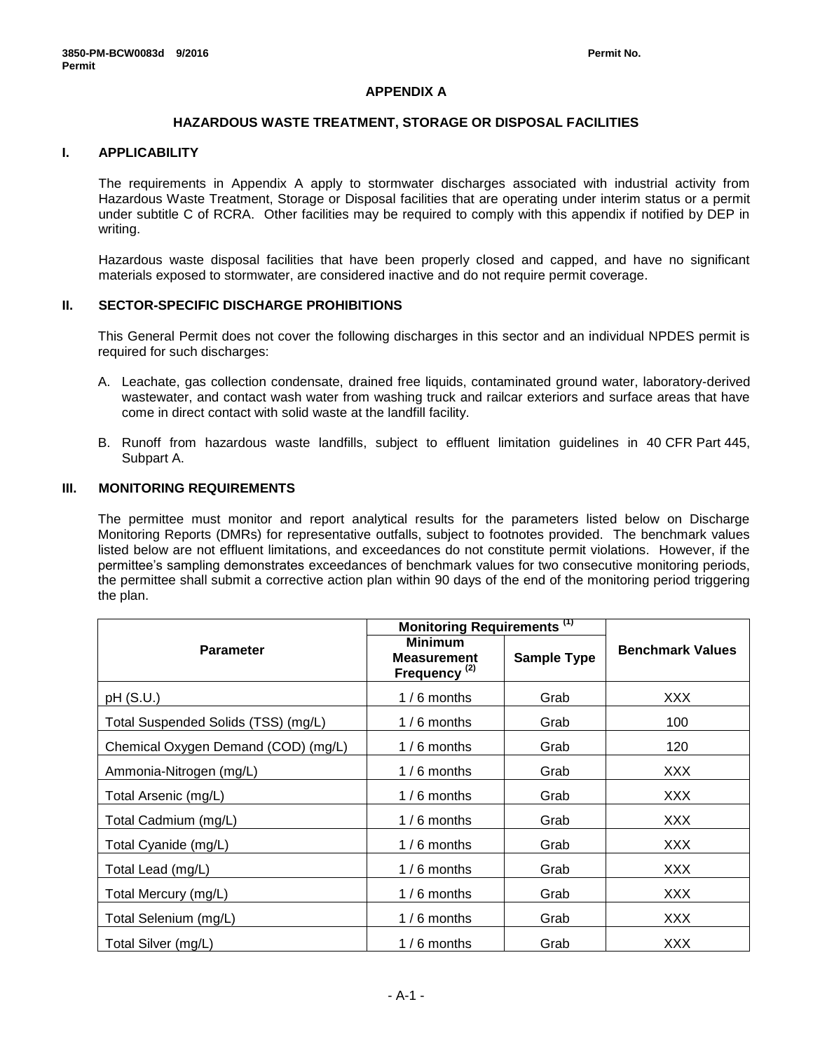# APPENDIX A

## HAZARDOUS WASTE TREATMENT, STORAGE OR DISPOSAL FACILITIES

### I. APPLICABILITY

The requirements in Appendix A apply to stormwater discharges associated with industrial activity from Hazardous Waste Treatment, Storage or Disposal facilities that are operating under interim status or a permit under subtitle C of RCRA. Other facilities may be required to comply with this appendix if notified by DEP in writing.

Hazardous waste disposal facilities that have been properly closed and capped, and have no significant materials exposed to stormwater, are considered inactive and do not require permit coverage.

### II. SECTOR-SPECIFIC DISCHARGE PROHIBITIONS

This General Permit does not cover the following discharges in this sector and an individual NPDES permit is required for such discharges:

A. Leachate, gas collection condensate, drained free liquids, contaminated ground water, laboratory-derived wastewater, and contact wash water from washing truck and railcar exteriors and surface areas that have come in direct contact with solid waste at the landfill facility.

B. Runoff from hazardous waste landfills, subject to effluent limitation guidelines in 40 CFR Part 445, Subpart A.

### III. MONITORING REQUIREMENTS

The permittee must monitor and report analytical results for the parameters listed below on Discharge Monitoring Reports (DMRs) for representative outfalls, subject to footnotes provided. The benchmark values listed below are not effluent limitations, and exceedances do not constitute permit violations. However, if the permittee's sampling demonstrates exceedances of benchmark values for two consecutive monitoring periods, the permittee shall submit a corrective action plan within 90 days of the end of the monitoring period triggering the plan.

| Parameter | Monitoring Requirements [1] | | Benchmark Values |
|---|---|---|---|
| | Minimum Measurement Frequency [2] | Sample Type | |
| pH (S.U.) | 1 / 6 months | Grab | XXX |
| Total Suspended Solids (TSS) (mg/L) | 1 / 6 months | Grab | 100 |
| Chemical Oxygen Demand (COD) (mg/L) | 1 / 6 months | Grab | 120 |
| Ammonia-Nitrogen (mg/L) | 1 / 6 months | Grab | XXX |
| Total Arsenic (mg/L) | 1 / 6 months | Grab | XXX |
| Total Cadmium (mg/L) | 1 / 6 months | Grab | XXX |
| Total Cyanide (mg/L) | 1 / 6 months | Grab | XXX |
| Total Lead (mg/L) | 1 / 6 months | Grab | XXX |
| Total Mercury (mg/L) | 1 / 6 months | Grab | XXX |
| Total Selenium (mg/L) | 1 / 6 months | Grab | XXX |
| Total Silver (mg/L) | 1 / 6 months | Grab | XXX |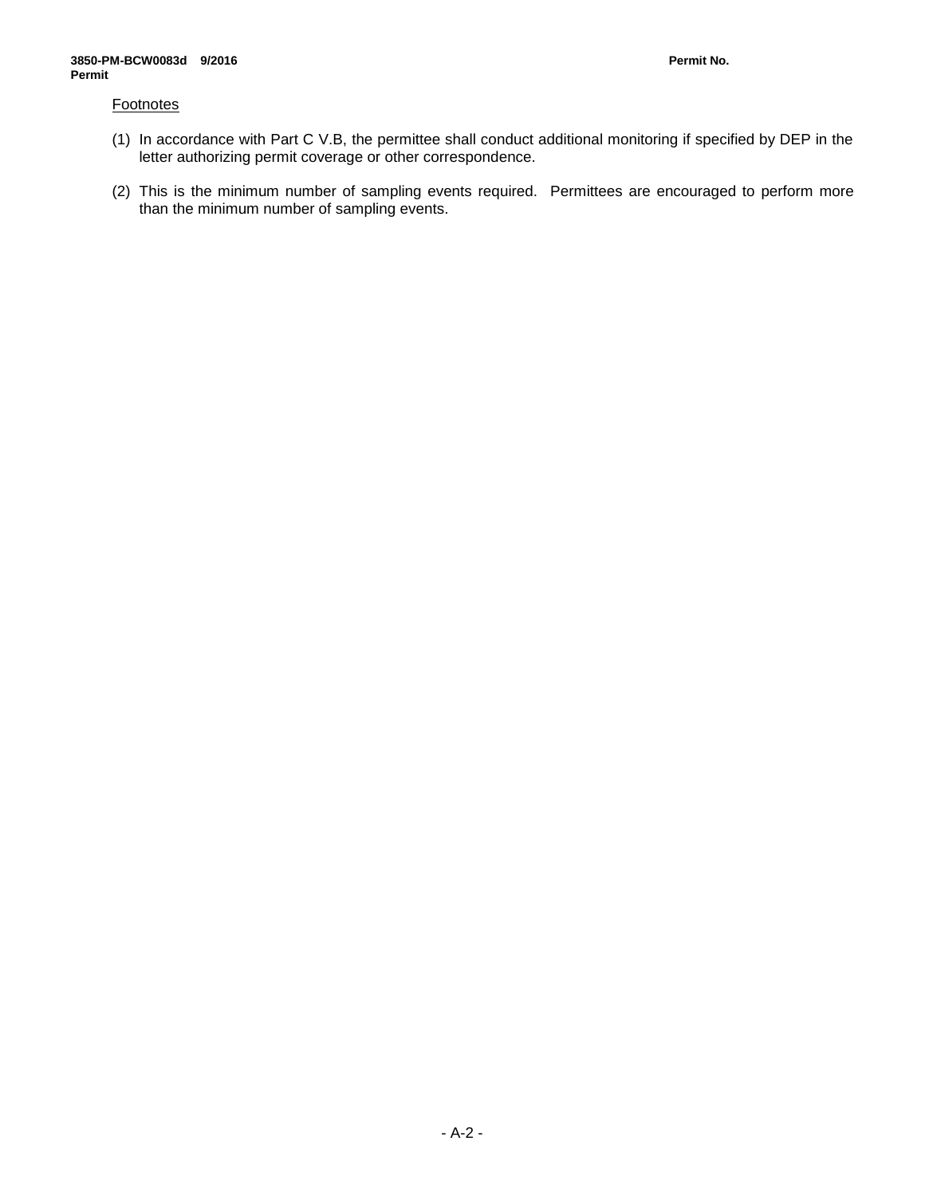Footnotes

(1) In accordance with Part C V.B, the permittee shall conduct additional monitoring if specified by DEP in the letter authorizing permit coverage or other correspondence.

(2) This is the minimum number of sampling events required. Permittees are encouraged to perform more than the minimum number of sampling events.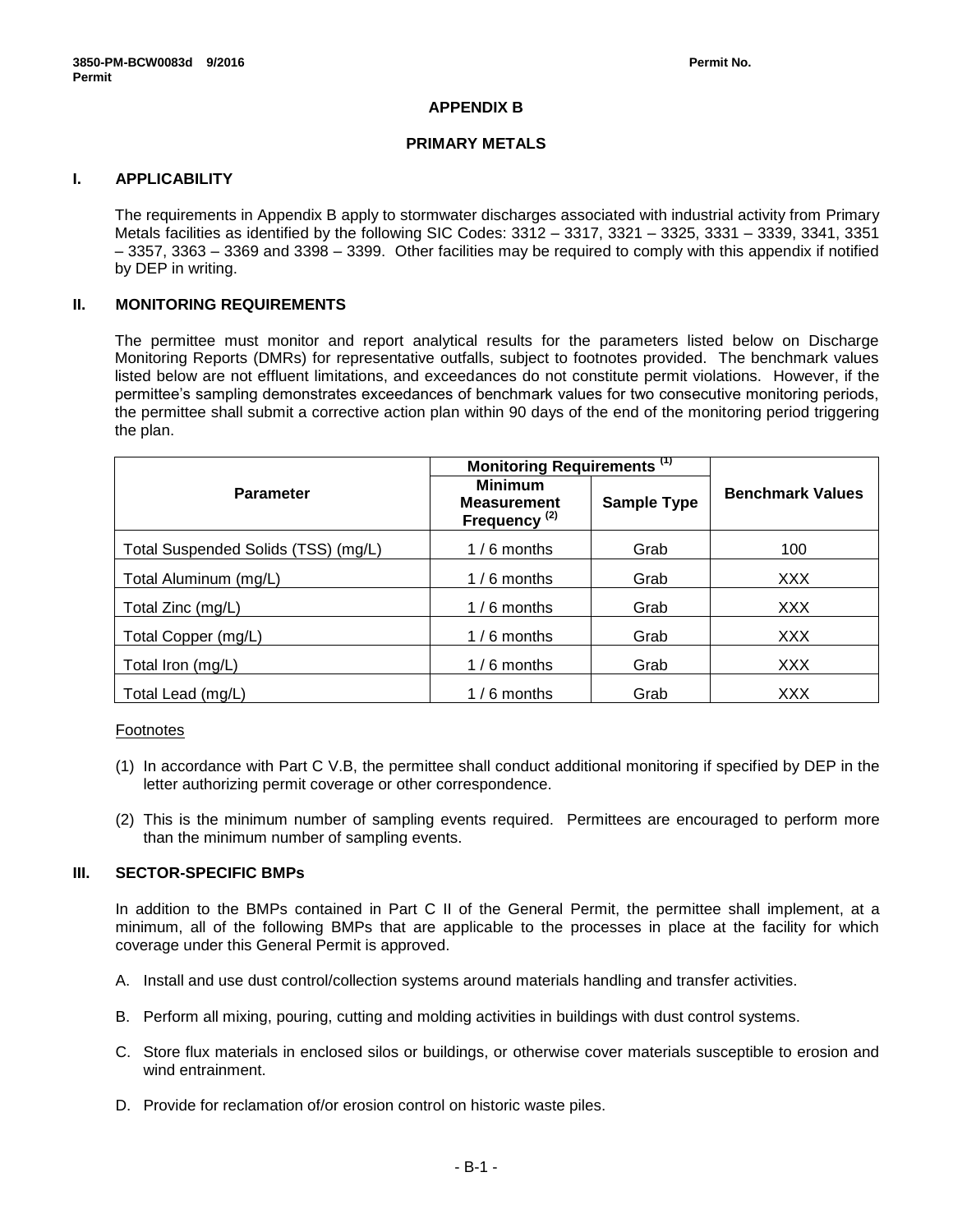## APPENDIX B

## PRIMARY METALS

### I. APPLICABILITY

The requirements in Appendix B apply to stormwater discharges associated with industrial activity from Primary Metals facilities as identified by the following SIC Codes: 3312 – 3317, 3321 – 3325, 3331 – 3339, 3341, 3351 – 3357, 3363 – 3369 and 3398 – 3399. Other facilities may be required to comply with this appendix if notified by DEP in writing.

### II. MONITORING REQUIREMENTS

The permittee must monitor and report analytical results for the parameters listed below on Discharge Monitoring Reports (DMRs) for representative outfalls, subject to footnotes provided. The benchmark values listed below are not effluent limitations, and exceedances do not constitute permit violations. However, if the permittee's sampling demonstrates exceedances of benchmark values for two consecutive monitoring periods, the permittee shall submit a corrective action plan within 90 days of the end of the monitoring period triggering the plan.

| Parameter | Monitoring Requirements (1) | | Benchmark Values |
|---|---|---|---|
| | Minimum Measurement Frequency (2) | Sample Type | |
| Total Suspended Solids (TSS) (mg/L) | 1 / 6 months | Grab | 100 |
| Total Aluminum (mg/L) | 1 / 6 months | Grab | XXX |
| Total Zinc (mg/L) | 1 / 6 months | Grab | XXX |
| Total Copper (mg/L) | 1 / 6 months | Grab | XXX |
| Total Iron (mg/L) | 1 / 6 months | Grab | XXX |
| Total Lead (mg/L) | 1 / 6 months | Grab | XXX |

Footnotes

(1) In accordance with Part C V.B, the permittee shall conduct additional monitoring if specified by DEP in the letter authorizing permit coverage or other correspondence.

(2) This is the minimum number of sampling events required. Permittees are encouraged to perform more than the minimum number of sampling events.

### III. SECTOR-SPECIFIC BMPs

In addition to the BMPs contained in Part C II of the General Permit, the permittee shall implement, at a minimum, all of the following BMPs that are applicable to the processes in place at the facility for which coverage under this General Permit is approved.

A. Install and use dust control/collection systems around materials handling and transfer activities.

B. Perform all mixing, pouring, cutting and molding activities in buildings with dust control systems.

C. Store flux materials in enclosed silos or buildings, or otherwise cover materials susceptible to erosion and wind entrainment.

D. Provide for reclamation of/or erosion control on historic waste piles.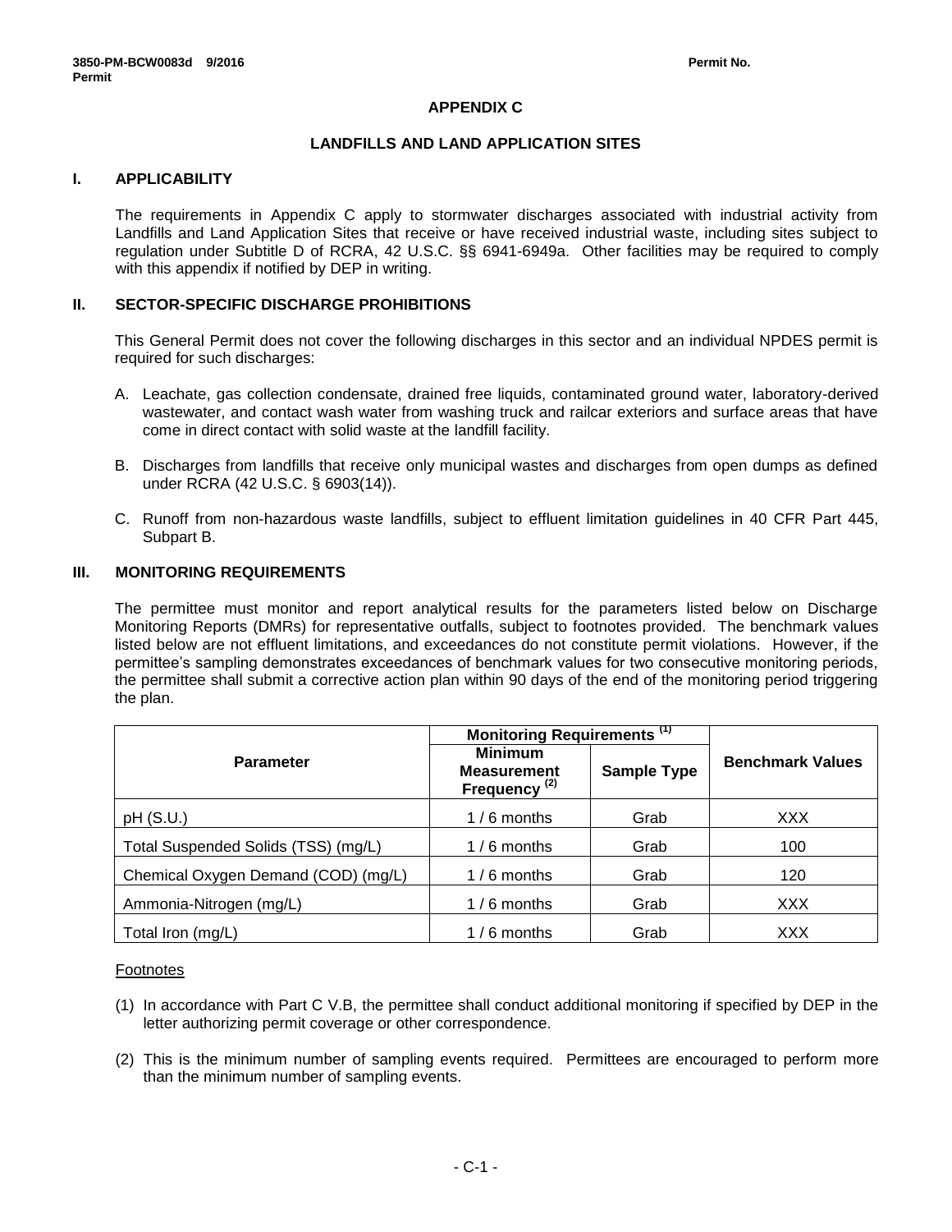# APPENDIX C

## LANDFILLS AND LAND APPLICATION SITES

### I. APPLICABILITY

The requirements in Appendix C apply to stormwater discharges associated with industrial activity from Landfills and Land Application Sites that receive or have received industrial waste, including sites subject to regulation under Subtitle D of RCRA, 42 U.S.C. §§ 6941-6949a. Other facilities may be required to comply with this appendix if notified by DEP in writing.

### II. SECTOR-SPECIFIC DISCHARGE PROHIBITIONS

This General Permit does not cover the following discharges in this sector and an individual NPDES permit is required for such discharges:

A. Leachate, gas collection condensate, drained free liquids, contaminated ground water, laboratory-derived wastewater, and contact wash water from washing truck and railcar exteriors and surface areas that have come in direct contact with solid waste at the landfill facility.

B. Discharges from landfills that receive only municipal wastes and discharges from open dumps as defined under RCRA (42 U.S.C. § 6903(14)).

C. Runoff from non-hazardous waste landfills, subject to effluent limitation guidelines in 40 CFR Part 445, Subpart B.

### III. MONITORING REQUIREMENTS

The permittee must monitor and report analytical results for the parameters listed below on Discharge Monitoring Reports (DMRs) for representative outfalls, subject to footnotes provided. The benchmark values listed below are not effluent limitations, and exceedances do not constitute permit violations. However, if the permittee's sampling demonstrates exceedances of benchmark values for two consecutive monitoring periods, the permittee shall submit a corrective action plan within 90 days of the end of the monitoring period triggering the plan.

| Parameter | Monitoring Requirements [(1)] | | Benchmark Values |
|---|---|---|---|
| | Minimum Measurement Frequency [(2)] | Sample Type | |
| pH (S.U.) | 1 / 6 months | Grab | XXX |
| Total Suspended Solids (TSS) (mg/L) | 1 / 6 months | Grab | 100 |
| Chemical Oxygen Demand (COD) (mg/L) | 1 / 6 months | Grab | 120 |
| Ammonia-Nitrogen (mg/L) | 1 / 6 months | Grab | XXX |
| Total Iron (mg/L) | 1 / 6 months | Grab | XXX |

Footnotes

(1) In accordance with Part C V.B, the permittee shall conduct additional monitoring if specified by DEP in the letter authorizing permit coverage or other correspondence.

(2) This is the minimum number of sampling events required. Permittees are encouraged to perform more than the minimum number of sampling events.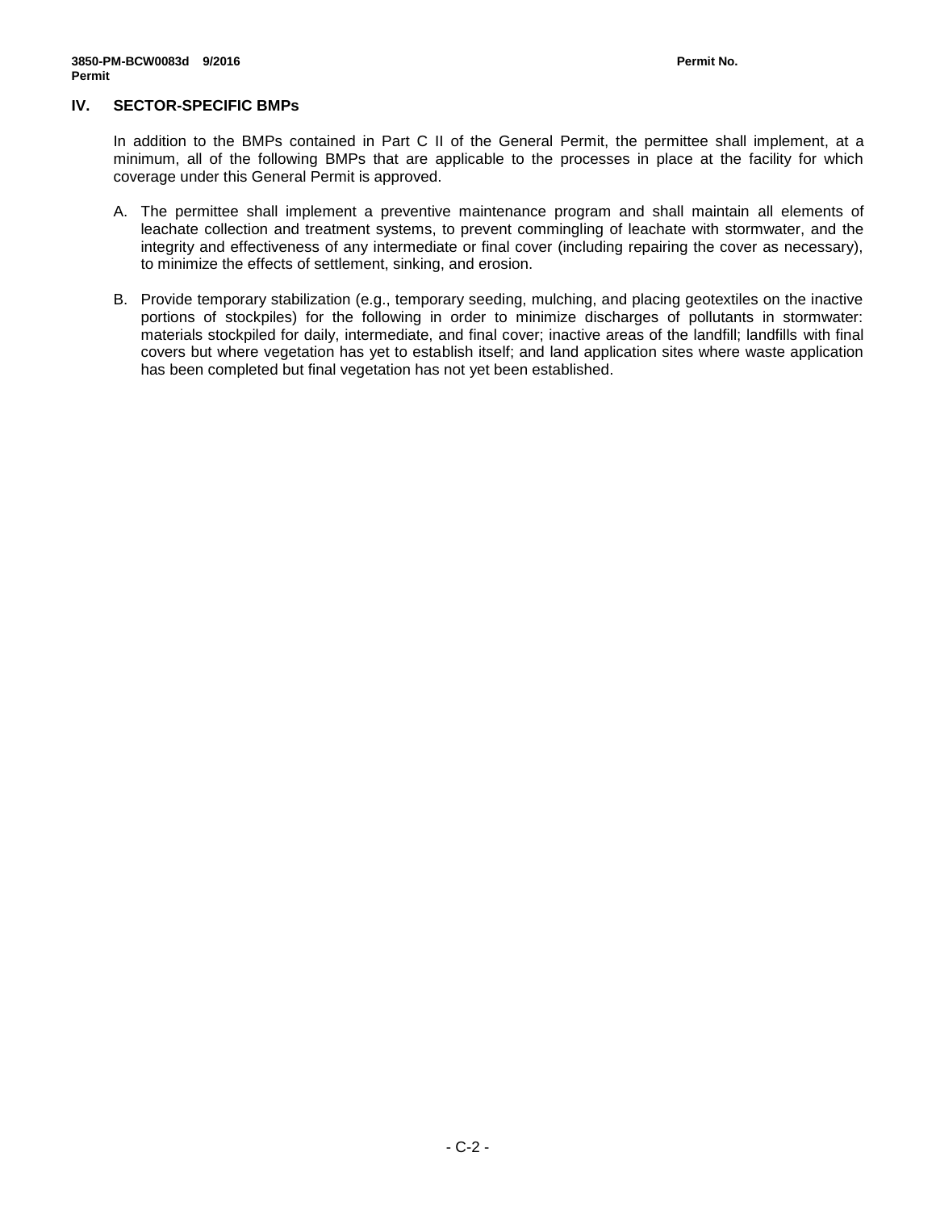## IV. SECTOR-SPECIFIC BMPs

In addition to the BMPs contained in Part C II of the General Permit, the permittee shall implement, at a minimum, all of the following BMPs that are applicable to the processes in place at the facility for which coverage under this General Permit is approved.

A. The permittee shall implement a preventive maintenance program and shall maintain all elements of leachate collection and treatment systems, to prevent commingling of leachate with stormwater, and the integrity and effectiveness of any intermediate or final cover (including repairing the cover as necessary), to minimize the effects of settlement, sinking, and erosion.

B. Provide temporary stabilization (e.g., temporary seeding, mulching, and placing geotextiles on the inactive portions of stockpiles) for the following in order to minimize discharges of pollutants in stormwater: materials stockpiled for daily, intermediate, and final cover; inactive areas of the landfill; landfills with final covers but where vegetation has yet to establish itself; and land application sites where waste application has been completed but final vegetation has not yet been established.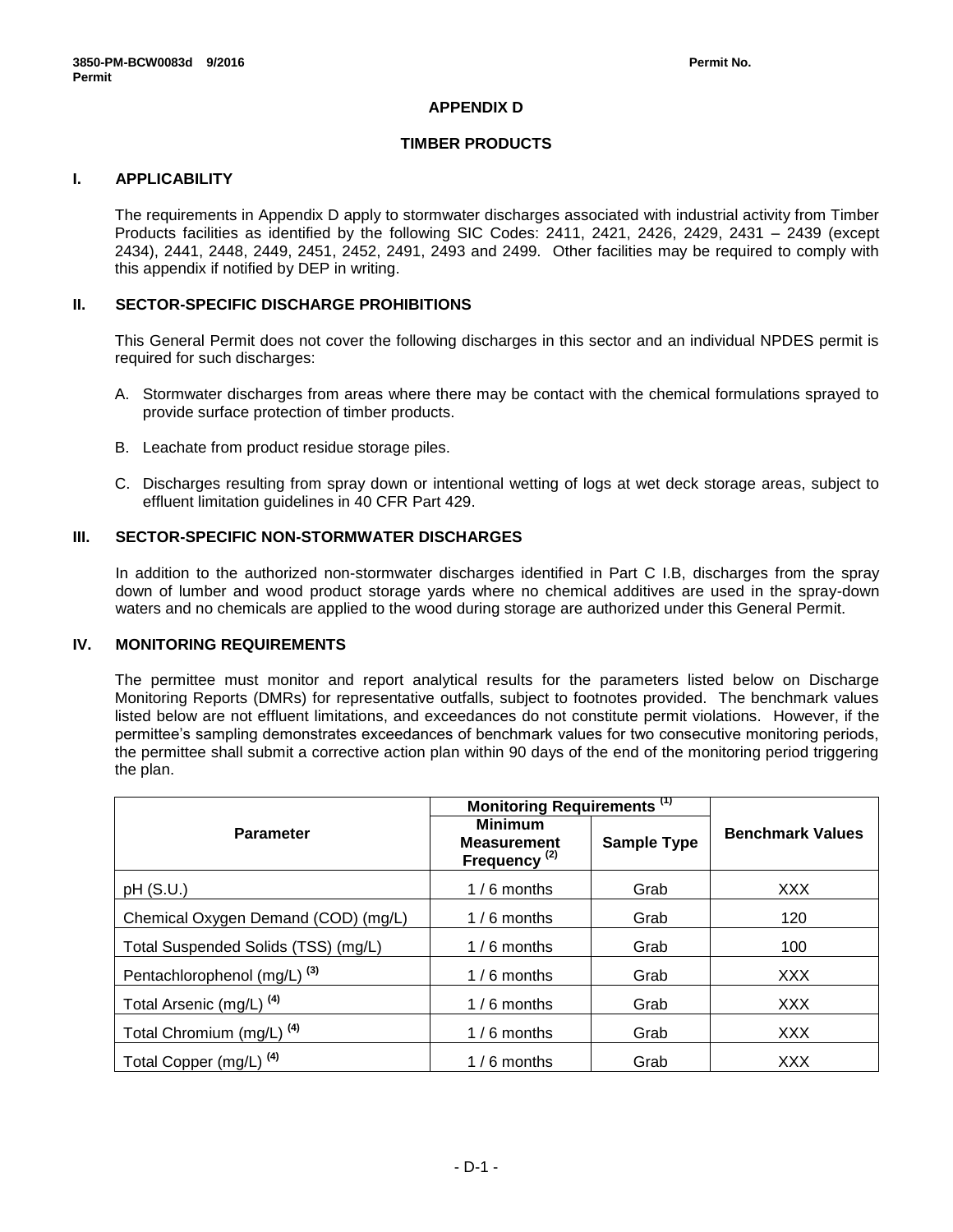## APPENDIX D

## TIMBER PRODUCTS

### I. APPLICABILITY

The requirements in Appendix D apply to stormwater discharges associated with industrial activity from Timber Products facilities as identified by the following SIC Codes: 2411, 2421, 2426, 2429, 2431 – 2439 (except 2434), 2441, 2448, 2449, 2451, 2452, 2491, 2493 and 2499. Other facilities may be required to comply with this appendix if notified by DEP in writing.

### II. SECTOR-SPECIFIC DISCHARGE PROHIBITIONS

This General Permit does not cover the following discharges in this sector and an individual NPDES permit is required for such discharges:

A. Stormwater discharges from areas where there may be contact with the chemical formulations sprayed to provide surface protection of timber products.

B. Leachate from product residue storage piles.

C. Discharges resulting from spray down or intentional wetting of logs at wet deck storage areas, subject to effluent limitation guidelines in 40 CFR Part 429.

### III. SECTOR-SPECIFIC NON-STORMWATER DISCHARGES

In addition to the authorized non-stormwater discharges identified in Part C I.B, discharges from the spray down of lumber and wood product storage yards where no chemical additives are used in the spray-down waters and no chemicals are applied to the wood during storage are authorized under this General Permit.

### IV. MONITORING REQUIREMENTS

The permittee must monitor and report analytical results for the parameters listed below on Discharge Monitoring Reports (DMRs) for representative outfalls, subject to footnotes provided. The benchmark values listed below are not effluent limitations, and exceedances do not constitute permit violations. However, if the permittee's sampling demonstrates exceedances of benchmark values for two consecutive monitoring periods, the permittee shall submit a corrective action plan within 90 days of the end of the monitoring period triggering the plan.

| Parameter | Monitoring Requirements (1) | | Benchmark Values |
|---|---|---|---|
| | Minimum Measurement Frequency (2) | Sample Type | |
| pH (S.U.) | 1 / 6 months | Grab | XXX |
| Chemical Oxygen Demand (COD) (mg/L) | 1 / 6 months | Grab | 120 |
| Total Suspended Solids (TSS) (mg/L) | 1 / 6 months | Grab | 100 |
| Pentachlorophenol (mg/L) (3) | 1 / 6 months | Grab | XXX |
| Total Arsenic (mg/L) (4) | 1 / 6 months | Grab | XXX |
| Total Chromium (mg/L) (4) | 1 / 6 months | Grab | XXX |
| Total Copper (mg/L) (4) | 1 / 6 months | Grab | XXX |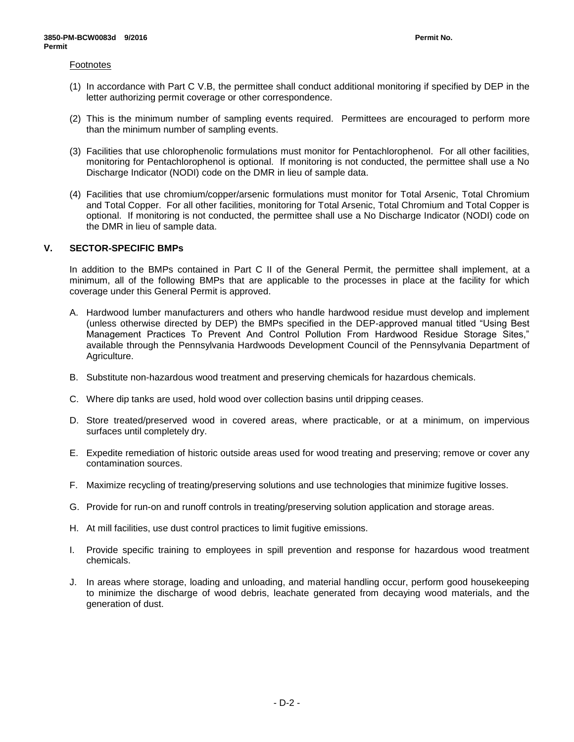Footnotes

(1) In accordance with Part C V.B, the permittee shall conduct additional monitoring if specified by DEP in the letter authorizing permit coverage or other correspondence.

(2) This is the minimum number of sampling events required. Permittees are encouraged to perform more than the minimum number of sampling events.

(3) Facilities that use chlorophenolic formulations must monitor for Pentachlorophenol. For all other facilities, monitoring for Pentachlorophenol is optional. If monitoring is not conducted, the permittee shall use a No Discharge Indicator (NODI) code on the DMR in lieu of sample data.

(4) Facilities that use chromium/copper/arsenic formulations must monitor for Total Arsenic, Total Chromium and Total Copper. For all other facilities, monitoring for Total Arsenic, Total Chromium and Total Copper is optional. If monitoring is not conducted, the permittee shall use a No Discharge Indicator (NODI) code on the DMR in lieu of sample data.

## V. SECTOR-SPECIFIC BMPs

In addition to the BMPs contained in Part C II of the General Permit, the permittee shall implement, at a minimum, all of the following BMPs that are applicable to the processes in place at the facility for which coverage under this General Permit is approved.

A. Hardwood lumber manufacturers and others who handle hardwood residue must develop and implement (unless otherwise directed by DEP) the BMPs specified in the DEP-approved manual titled "Using Best Management Practices To Prevent And Control Pollution From Hardwood Residue Storage Sites," available through the Pennsylvania Hardwoods Development Council of the Pennsylvania Department of Agriculture.

B. Substitute non-hazardous wood treatment and preserving chemicals for hazardous chemicals.

C. Where dip tanks are used, hold wood over collection basins until dripping ceases.

D. Store treated/preserved wood in covered areas, where practicable, or at a minimum, on impervious surfaces until completely dry.

E. Expedite remediation of historic outside areas used for wood treating and preserving; remove or cover any contamination sources.

F. Maximize recycling of treating/preserving solutions and use technologies that minimize fugitive losses.

G. Provide for run-on and runoff controls in treating/preserving solution application and storage areas.

H. At mill facilities, use dust control practices to limit fugitive emissions.

I. Provide specific training to employees in spill prevention and response for hazardous wood treatment chemicals.

J. In areas where storage, loading and unloading, and material handling occur, perform good housekeeping to minimize the discharge of wood debris, leachate generated from decaying wood materials, and the generation of dust.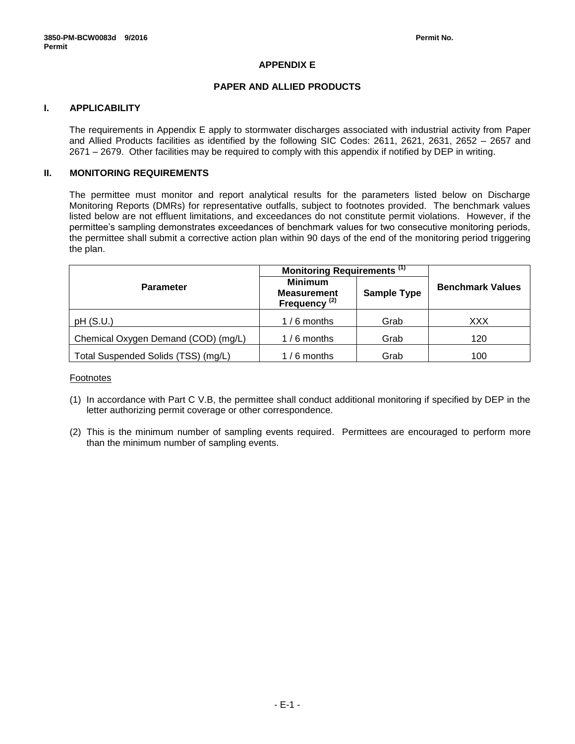# APPENDIX E

## PAPER AND ALLIED PRODUCTS

### I. APPLICABILITY

The requirements in Appendix E apply to stormwater discharges associated with industrial activity from Paper and Allied Products facilities as identified by the following SIC Codes: 2611, 2621, 2631, 2652 – 2657 and 2671 – 2679. Other facilities may be required to comply with this appendix if notified by DEP in writing.

### II. MONITORING REQUIREMENTS

The permittee must monitor and report analytical results for the parameters listed below on Discharge Monitoring Reports (DMRs) for representative outfalls, subject to footnotes provided. The benchmark values listed below are not effluent limitations, and exceedances do not constitute permit violations. However, if the permittee's sampling demonstrates exceedances of benchmark values for two consecutive monitoring periods, the permittee shall submit a corrective action plan within 90 days of the end of the monitoring period triggering the plan.

| Parameter | Monitoring Requirements (1) | | Benchmark Values |
|---|---|---|---|
| | Minimum Measurement Frequency (2) | Sample Type | |
| pH (S.U.) | 1 / 6 months | Grab | XXX |
| Chemical Oxygen Demand (COD) (mg/L) | 1 / 6 months | Grab | 120 |
| Total Suspended Solids (TSS) (mg/L) | 1 / 6 months | Grab | 100 |

Footnotes

(1) In accordance with Part C V.B, the permittee shall conduct additional monitoring if specified by DEP in the letter authorizing permit coverage or other correspondence.

(2) This is the minimum number of sampling events required. Permittees are encouraged to perform more than the minimum number of sampling events.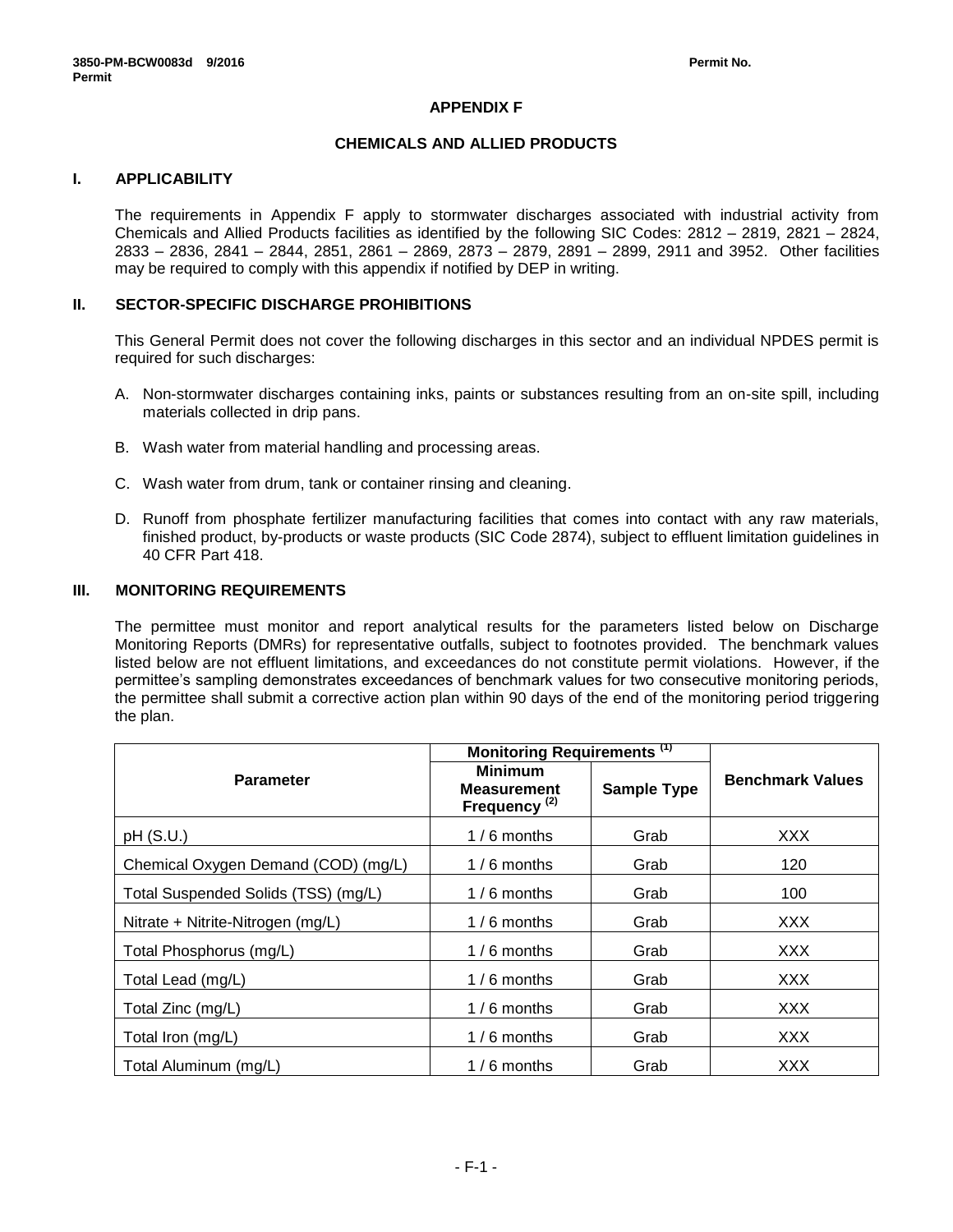## APPENDIX F

## CHEMICALS AND ALLIED PRODUCTS

### I. APPLICABILITY

The requirements in Appendix F apply to stormwater discharges associated with industrial activity from Chemicals and Allied Products facilities as identified by the following SIC Codes: 2812 – 2819, 2821 – 2824, 2833 – 2836, 2841 – 2844, 2851, 2861 – 2869, 2873 – 2879, 2891 – 2899, 2911 and 3952. Other facilities may be required to comply with this appendix if notified by DEP in writing.

### II. SECTOR-SPECIFIC DISCHARGE PROHIBITIONS

This General Permit does not cover the following discharges in this sector and an individual NPDES permit is required for such discharges:

A. Non-stormwater discharges containing inks, paints or substances resulting from an on-site spill, including materials collected in drip pans.

B. Wash water from material handling and processing areas.

C. Wash water from drum, tank or container rinsing and cleaning.

D. Runoff from phosphate fertilizer manufacturing facilities that comes into contact with any raw materials, finished product, by-products or waste products (SIC Code 2874), subject to effluent limitation guidelines in 40 CFR Part 418.

### III. MONITORING REQUIREMENTS

The permittee must monitor and report analytical results for the parameters listed below on Discharge Monitoring Reports (DMRs) for representative outfalls, subject to footnotes provided. The benchmark values listed below are not effluent limitations, and exceedances do not constitute permit violations. However, if the permittee's sampling demonstrates exceedances of benchmark values for two consecutive monitoring periods, the permittee shall submit a corrective action plan within 90 days of the end of the monitoring period triggering the plan.

| Parameter | Monitoring Requirements (1) | | Benchmark Values |
|---|---|---|---|
| | Minimum Measurement Frequency (2) | Sample Type | |
| pH (S.U.) | 1 / 6 months | Grab | XXX |
| Chemical Oxygen Demand (COD) (mg/L) | 1 / 6 months | Grab | 120 |
| Total Suspended Solids (TSS) (mg/L) | 1 / 6 months | Grab | 100 |
| Nitrate + Nitrite-Nitrogen (mg/L) | 1 / 6 months | Grab | XXX |
| Total Phosphorus (mg/L) | 1 / 6 months | Grab | XXX |
| Total Lead (mg/L) | 1 / 6 months | Grab | XXX |
| Total Zinc (mg/L) | 1 / 6 months | Grab | XXX |
| Total Iron (mg/L) | 1 / 6 months | Grab | XXX |
| Total Aluminum (mg/L) | 1 / 6 months | Grab | XXX |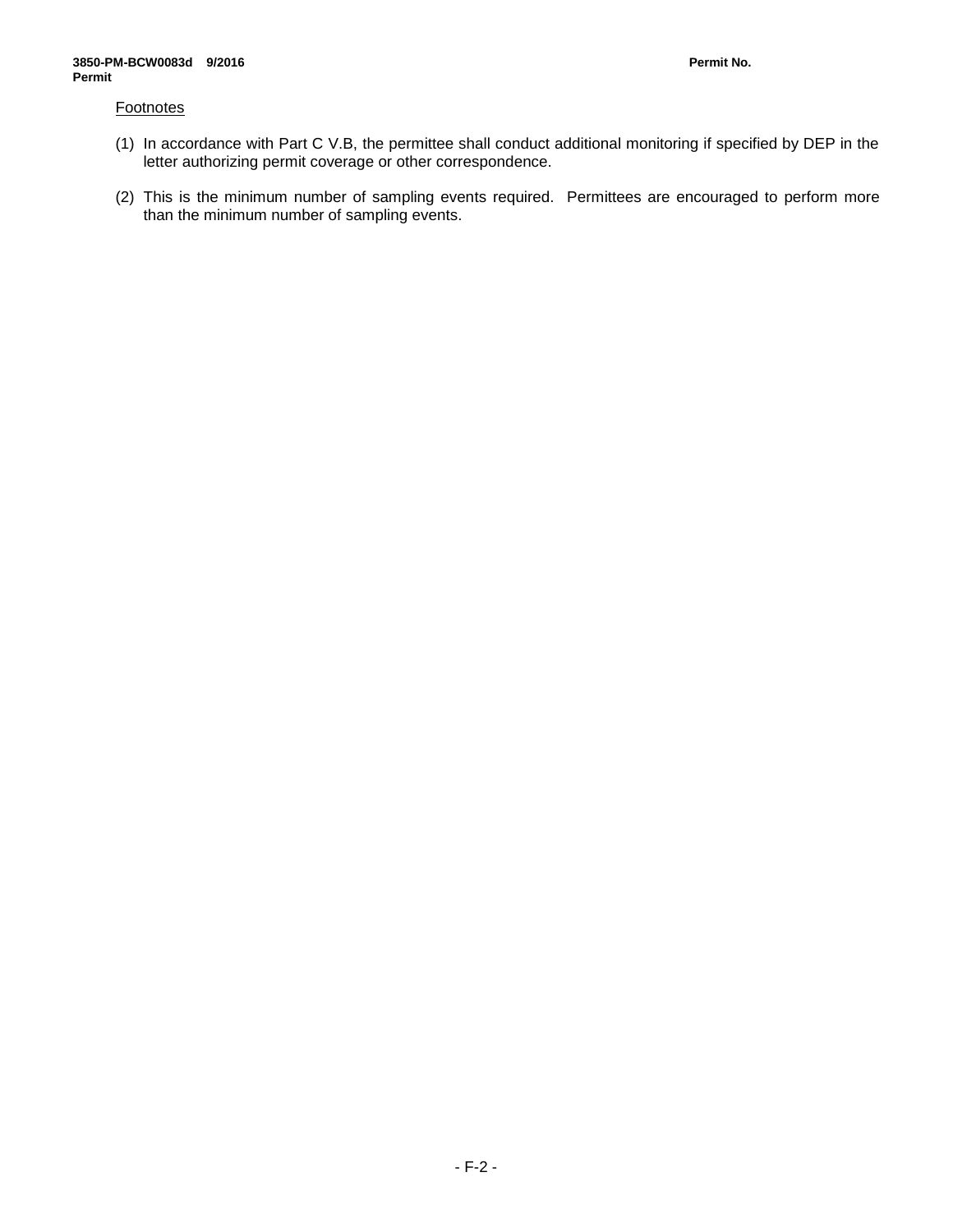<u>Footnotes</u>

(1) In accordance with Part C V.B, the permittee shall conduct additional monitoring if specified by DEP in the letter authorizing permit coverage or other correspondence.

(2) This is the minimum number of sampling events required. Permittees are encouraged to perform more than the minimum number of sampling events.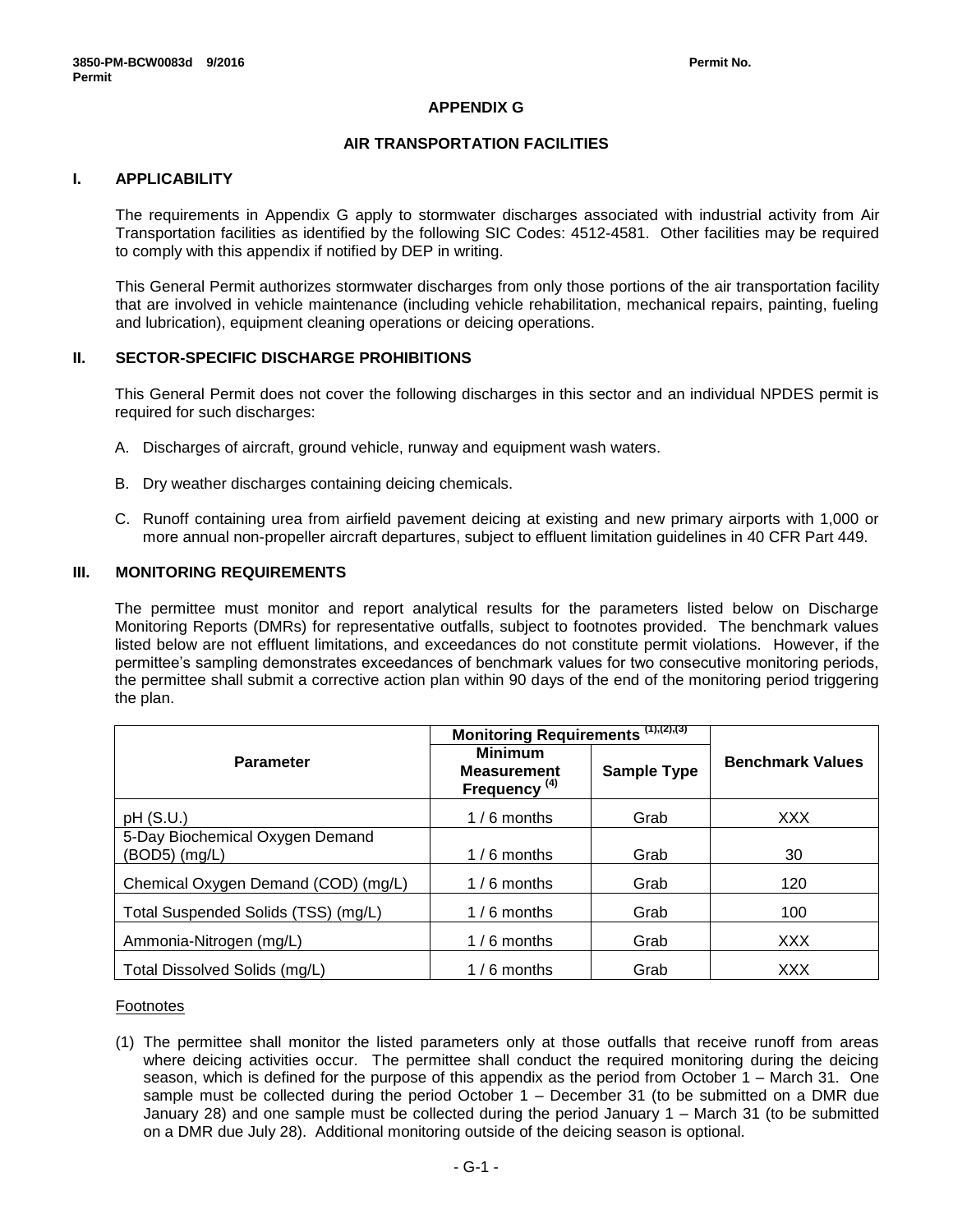# APPENDIX G

## AIR TRANSPORTATION FACILITIES

### I. APPLICABILITY

The requirements in Appendix G apply to stormwater discharges associated with industrial activity from Air Transportation facilities as identified by the following SIC Codes: 4512-4581. Other facilities may be required to comply with this appendix if notified by DEP in writing.

This General Permit authorizes stormwater discharges from only those portions of the air transportation facility that are involved in vehicle maintenance (including vehicle rehabilitation, mechanical repairs, painting, fueling and lubrication), equipment cleaning operations or deicing operations.

### II. SECTOR-SPECIFIC DISCHARGE PROHIBITIONS

This General Permit does not cover the following discharges in this sector and an individual NPDES permit is required for such discharges:

A. Discharges of aircraft, ground vehicle, runway and equipment wash waters.

B. Dry weather discharges containing deicing chemicals.

C. Runoff containing urea from airfield pavement deicing at existing and new primary airports with 1,000 or more annual non-propeller aircraft departures, subject to effluent limitation guidelines in 40 CFR Part 449.

### III. MONITORING REQUIREMENTS

The permittee must monitor and report analytical results for the parameters listed below on Discharge Monitoring Reports (DMRs) for representative outfalls, subject to footnotes provided. The benchmark values listed below are not effluent limitations, and exceedances do not constitute permit violations. However, if the permittee's sampling demonstrates exceedances of benchmark values for two consecutive monitoring periods, the permittee shall submit a corrective action plan within 90 days of the end of the monitoring period triggering the plan.

| Parameter | Monitoring Requirements (1),(2),(3) | | Benchmark Values |
|---|---|---|---|
| | Minimum Measurement Frequency (4) | Sample Type | |
| pH (S.U.) | 1 / 6 months | Grab | XXX |
| 5-Day Biochemical Oxygen Demand (BOD5) (mg/L) | 1 / 6 months | Grab | 30 |
| Chemical Oxygen Demand (COD) (mg/L) | 1 / 6 months | Grab | 120 |
| Total Suspended Solids (TSS) (mg/L) | 1 / 6 months | Grab | 100 |
| Ammonia-Nitrogen (mg/L) | 1 / 6 months | Grab | XXX |
| Total Dissolved Solids (mg/L) | 1 / 6 months | Grab | XXX |

Footnotes

(1) The permittee shall monitor the listed parameters only at those outfalls that receive runoff from areas where deicing activities occur. The permittee shall conduct the required monitoring during the deicing season, which is defined for the purpose of this appendix as the period from October 1 – March 31. One sample must be collected during the period October 1 – December 31 (to be submitted on a DMR due January 28) and one sample must be collected during the period January 1 – March 31 (to be submitted on a DMR due July 28). Additional monitoring outside of the deicing season is optional.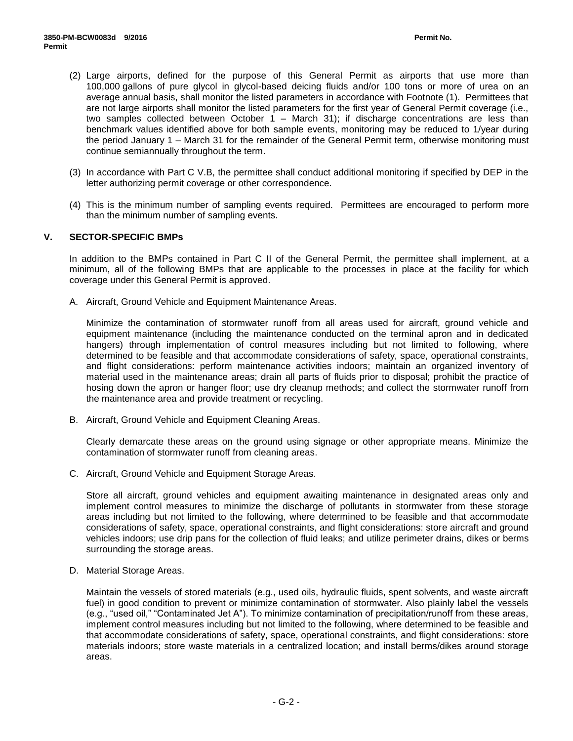(2) Large airports, defined for the purpose of this General Permit as airports that use more than 100,000 gallons of pure glycol in glycol-based deicing fluids and/or 100 tons or more of urea on an average annual basis, shall monitor the listed parameters in accordance with Footnote (1). Permittees that are not large airports shall monitor the listed parameters for the first year of General Permit coverage (i.e., two samples collected between October 1 – March 31); if discharge concentrations are less than benchmark values identified above for both sample events, monitoring may be reduced to 1/year during the period January 1 – March 31 for the remainder of the General Permit term, otherwise monitoring must continue semiannually throughout the term.

(3) In accordance with Part C V.B, the permittee shall conduct additional monitoring if specified by DEP in the letter authorizing permit coverage or other correspondence.

(4) This is the minimum number of sampling events required. Permittees are encouraged to perform more than the minimum number of sampling events.

## V. SECTOR-SPECIFIC BMPs

In addition to the BMPs contained in Part C II of the General Permit, the permittee shall implement, at a minimum, all of the following BMPs that are applicable to the processes in place at the facility for which coverage under this General Permit is approved.

A. Aircraft, Ground Vehicle and Equipment Maintenance Areas.

Minimize the contamination of stormwater runoff from all areas used for aircraft, ground vehicle and equipment maintenance (including the maintenance conducted on the terminal apron and in dedicated hangers) through implementation of control measures including but not limited to following, where determined to be feasible and that accommodate considerations of safety, space, operational constraints, and flight considerations: perform maintenance activities indoors; maintain an organized inventory of material used in the maintenance areas; drain all parts of fluids prior to disposal; prohibit the practice of hosing down the apron or hanger floor; use dry cleanup methods; and collect the stormwater runoff from the maintenance area and provide treatment or recycling.

B. Aircraft, Ground Vehicle and Equipment Cleaning Areas.

Clearly demarcate these areas on the ground using signage or other appropriate means. Minimize the contamination of stormwater runoff from cleaning areas.

C. Aircraft, Ground Vehicle and Equipment Storage Areas.

Store all aircraft, ground vehicles and equipment awaiting maintenance in designated areas only and implement control measures to minimize the discharge of pollutants in stormwater from these storage areas including but not limited to the following, where determined to be feasible and that accommodate considerations of safety, space, operational constraints, and flight considerations: store aircraft and ground vehicles indoors; use drip pans for the collection of fluid leaks; and utilize perimeter drains, dikes or berms surrounding the storage areas.

D. Material Storage Areas.

Maintain the vessels of stored materials (e.g., used oils, hydraulic fluids, spent solvents, and waste aircraft fuel) in good condition to prevent or minimize contamination of stormwater. Also plainly label the vessels (e.g., "used oil," "Contaminated Jet A"). To minimize contamination of precipitation/runoff from these areas, implement control measures including but not limited to the following, where determined to be feasible and that accommodate considerations of safety, space, operational constraints, and flight considerations: store materials indoors; store waste materials in a centralized location; and install berms/dikes around storage areas.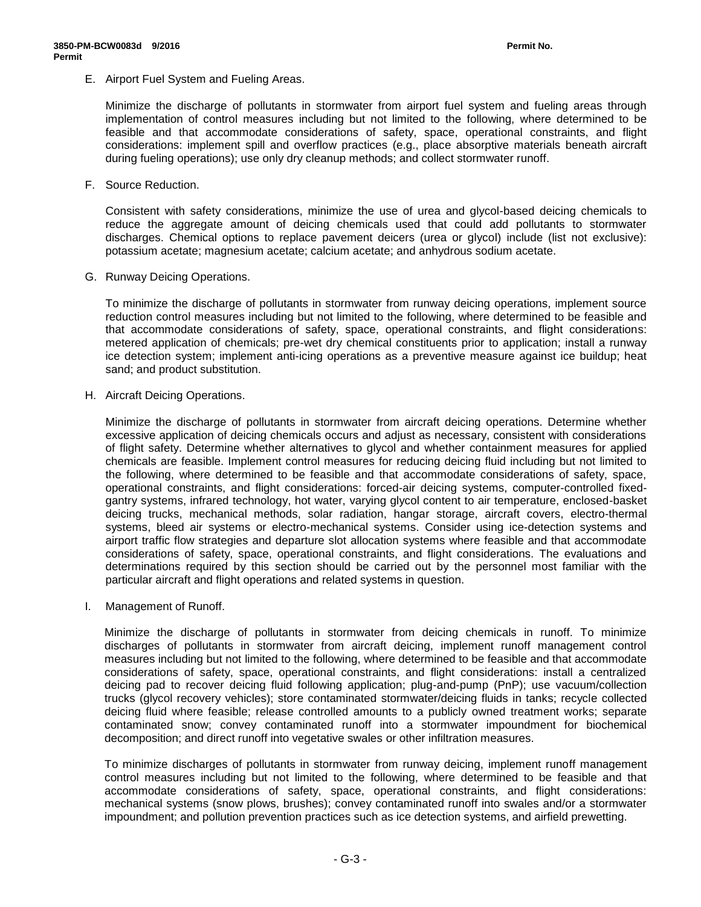E. Airport Fuel System and Fueling Areas.

Minimize the discharge of pollutants in stormwater from airport fuel system and fueling areas through implementation of control measures including but not limited to the following, where determined to be feasible and that accommodate considerations of safety, space, operational constraints, and flight considerations: implement spill and overflow practices (e.g., place absorptive materials beneath aircraft during fueling operations); use only dry cleanup methods; and collect stormwater runoff.

F. Source Reduction.

Consistent with safety considerations, minimize the use of urea and glycol-based deicing chemicals to reduce the aggregate amount of deicing chemicals used that could add pollutants to stormwater discharges. Chemical options to replace pavement deicers (urea or glycol) include (list not exclusive): potassium acetate; magnesium acetate; calcium acetate; and anhydrous sodium acetate.

G. Runway Deicing Operations.

To minimize the discharge of pollutants in stormwater from runway deicing operations, implement source reduction control measures including but not limited to the following, where determined to be feasible and that accommodate considerations of safety, space, operational constraints, and flight considerations: metered application of chemicals; pre-wet dry chemical constituents prior to application; install a runway ice detection system; implement anti-icing operations as a preventive measure against ice buildup; heat sand; and product substitution.

H. Aircraft Deicing Operations.

Minimize the discharge of pollutants in stormwater from aircraft deicing operations. Determine whether excessive application of deicing chemicals occurs and adjust as necessary, consistent with considerations of flight safety. Determine whether alternatives to glycol and whether containment measures for applied chemicals are feasible. Implement control measures for reducing deicing fluid including but not limited to the following, where determined to be feasible and that accommodate considerations of safety, space, operational constraints, and flight considerations: forced-air deicing systems, computer-controlled fixed-gantry systems, infrared technology, hot water, varying glycol content to air temperature, enclosed-basket deicing trucks, mechanical methods, solar radiation, hangar storage, aircraft covers, electro-thermal systems, bleed air systems or electro-mechanical systems. Consider using ice-detection systems and airport traffic flow strategies and departure slot allocation systems where feasible and that accommodate considerations of safety, space, operational constraints, and flight considerations. The evaluations and determinations required by this section should be carried out by the personnel most familiar with the particular aircraft and flight operations and related systems in question.

I. Management of Runoff.

Minimize the discharge of pollutants in stormwater from deicing chemicals in runoff. To minimize discharges of pollutants in stormwater from aircraft deicing, implement runoff management control measures including but not limited to the following, where determined to be feasible and that accommodate considerations of safety, space, operational constraints, and flight considerations: install a centralized deicing pad to recover deicing fluid following application; plug-and-pump (PnP); use vacuum/collection trucks (glycol recovery vehicles); store contaminated stormwater/deicing fluids in tanks; recycle collected deicing fluid where feasible; release controlled amounts to a publicly owned treatment works; separate contaminated snow; convey contaminated runoff into a stormwater impoundment for biochemical decomposition; and direct runoff into vegetative swales or other infiltration measures.

To minimize discharges of pollutants in stormwater from runway deicing, implement runoff management control measures including but not limited to the following, where determined to be feasible and that accommodate considerations of safety, space, operational constraints, and flight considerations: mechanical systems (snow plows, brushes); convey contaminated runoff into swales and/or a stormwater impoundment; and pollution prevention practices such as ice detection systems, and airfield prewetting.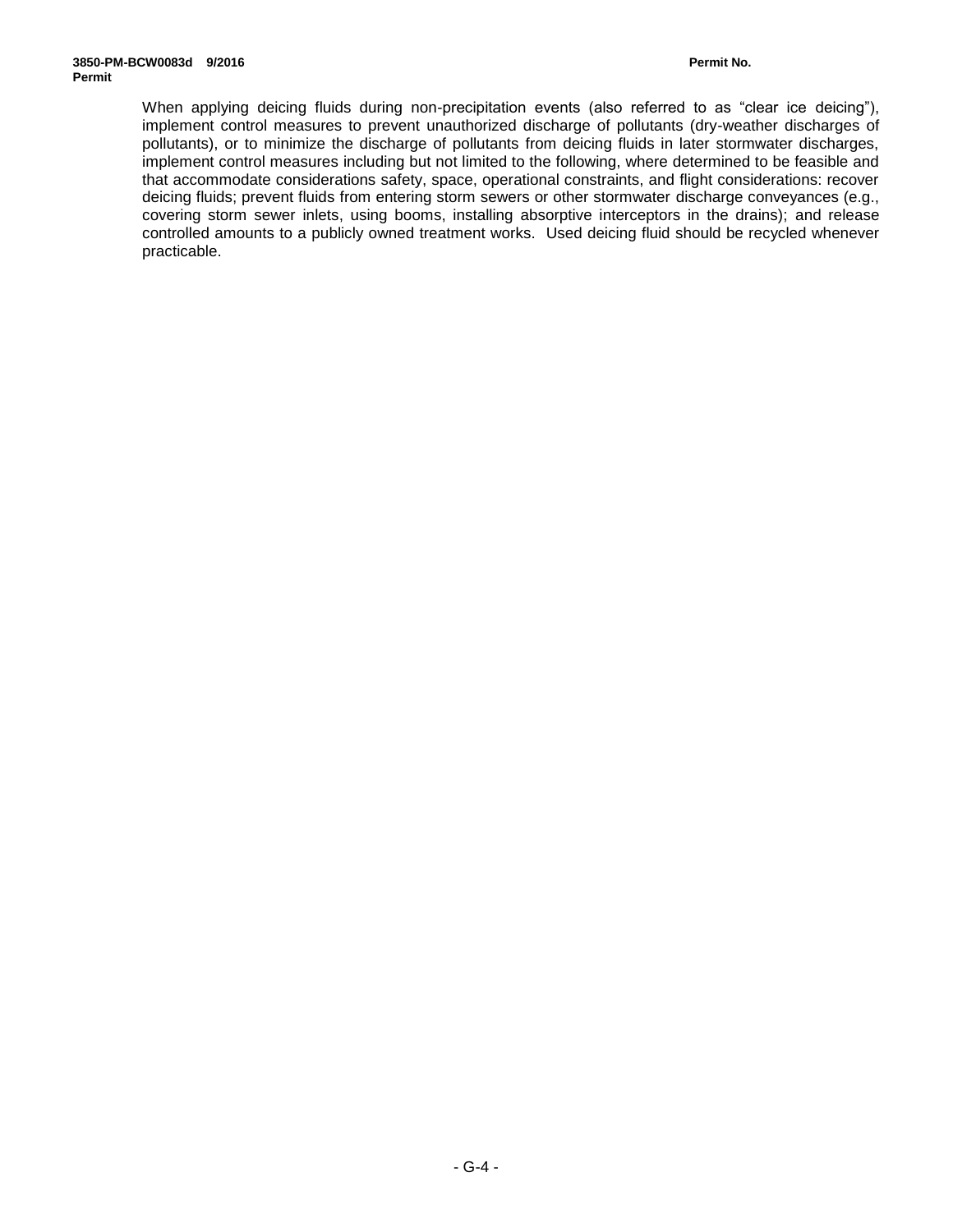When applying deicing fluids during non-precipitation events (also referred to as "clear ice deicing"), implement control measures to prevent unauthorized discharge of pollutants (dry-weather discharges of pollutants), or to minimize the discharge of pollutants from deicing fluids in later stormwater discharges, implement control measures including but not limited to the following, where determined to be feasible and that accommodate considerations safety, space, operational constraints, and flight considerations: recover deicing fluids; prevent fluids from entering storm sewers or other stormwater discharge conveyances (e.g., covering storm sewer inlets, using booms, installing absorptive interceptors in the drains); and release controlled amounts to a publicly owned treatment works. Used deicing fluid should be recycled whenever practicable.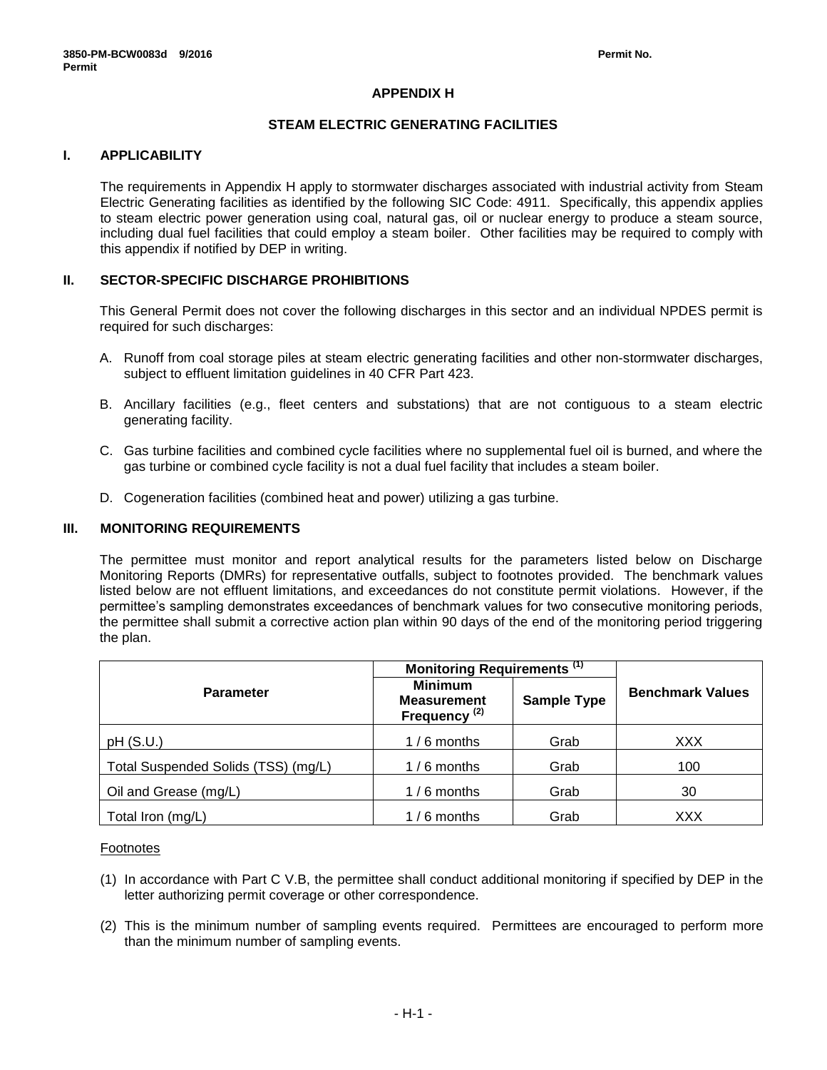# APPENDIX H

## STEAM ELECTRIC GENERATING FACILITIES

### I. APPLICABILITY

The requirements in Appendix H apply to stormwater discharges associated with industrial activity from Steam Electric Generating facilities as identified by the following SIC Code: 4911. Specifically, this appendix applies to steam electric power generation using coal, natural gas, oil or nuclear energy to produce a steam source, including dual fuel facilities that could employ a steam boiler. Other facilities may be required to comply with this appendix if notified by DEP in writing.

### II. SECTOR-SPECIFIC DISCHARGE PROHIBITIONS

This General Permit does not cover the following discharges in this sector and an individual NPDES permit is required for such discharges:

A. Runoff from coal storage piles at steam electric generating facilities and other non-stormwater discharges, subject to effluent limitation guidelines in 40 CFR Part 423.

B. Ancillary facilities (e.g., fleet centers and substations) that are not contiguous to a steam electric generating facility.

C. Gas turbine facilities and combined cycle facilities where no supplemental fuel oil is burned, and where the gas turbine or combined cycle facility is not a dual fuel facility that includes a steam boiler.

D. Cogeneration facilities (combined heat and power) utilizing a gas turbine.

### III. MONITORING REQUIREMENTS

The permittee must monitor and report analytical results for the parameters listed below on Discharge Monitoring Reports (DMRs) for representative outfalls, subject to footnotes provided. The benchmark values listed below are not effluent limitations, and exceedances do not constitute permit violations. However, if the permittee's sampling demonstrates exceedances of benchmark values for two consecutive monitoring periods, the permittee shall submit a corrective action plan within 90 days of the end of the monitoring period triggering the plan.

| Parameter | Monitoring Requirements (1) | | Benchmark Values |
|---|---|---|---|
| | Minimum Measurement Frequency (2) | Sample Type | |
| pH (S.U.) | 1 / 6 months | Grab | XXX |
| Total Suspended Solids (TSS) (mg/L) | 1 / 6 months | Grab | 100 |
| Oil and Grease (mg/L) | 1 / 6 months | Grab | 30 |
| Total Iron (mg/L) | 1 / 6 months | Grab | XXX |

Footnotes

(1) In accordance with Part C V.B, the permittee shall conduct additional monitoring if specified by DEP in the letter authorizing permit coverage or other correspondence.

(2) This is the minimum number of sampling events required. Permittees are encouraged to perform more than the minimum number of sampling events.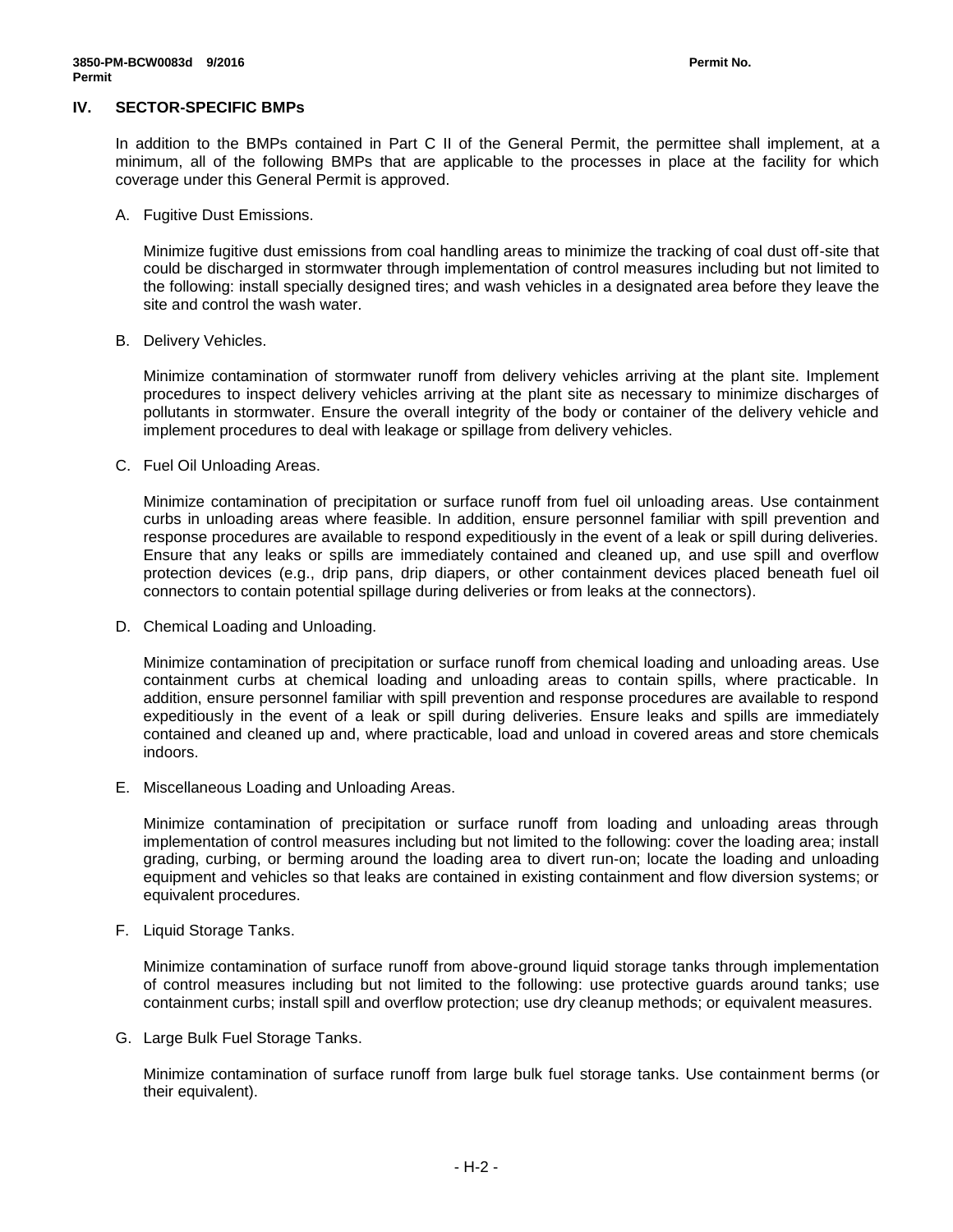## IV. SECTOR-SPECIFIC BMPs

In addition to the BMPs contained in Part C II of the General Permit, the permittee shall implement, at a minimum, all of the following BMPs that are applicable to the processes in place at the facility for which coverage under this General Permit is approved.

A. Fugitive Dust Emissions.

Minimize fugitive dust emissions from coal handling areas to minimize the tracking of coal dust off-site that could be discharged in stormwater through implementation of control measures including but not limited to the following: install specially designed tires; and wash vehicles in a designated area before they leave the site and control the wash water.

B. Delivery Vehicles.

Minimize contamination of stormwater runoff from delivery vehicles arriving at the plant site. Implement procedures to inspect delivery vehicles arriving at the plant site as necessary to minimize discharges of pollutants in stormwater. Ensure the overall integrity of the body or container of the delivery vehicle and implement procedures to deal with leakage or spillage from delivery vehicles.

C. Fuel Oil Unloading Areas.

Minimize contamination of precipitation or surface runoff from fuel oil unloading areas. Use containment curbs in unloading areas where feasible. In addition, ensure personnel familiar with spill prevention and response procedures are available to respond expeditiously in the event of a leak or spill during deliveries. Ensure that any leaks or spills are immediately contained and cleaned up, and use spill and overflow protection devices (e.g., drip pans, drip diapers, or other containment devices placed beneath fuel oil connectors to contain potential spillage during deliveries or from leaks at the connectors).

D. Chemical Loading and Unloading.

Minimize contamination of precipitation or surface runoff from chemical loading and unloading areas. Use containment curbs at chemical loading and unloading areas to contain spills, where practicable. In addition, ensure personnel familiar with spill prevention and response procedures are available to respond expeditiously in the event of a leak or spill during deliveries. Ensure leaks and spills are immediately contained and cleaned up and, where practicable, load and unload in covered areas and store chemicals indoors.

E. Miscellaneous Loading and Unloading Areas.

Minimize contamination of precipitation or surface runoff from loading and unloading areas through implementation of control measures including but not limited to the following: cover the loading area; install grading, curbing, or berming around the loading area to divert run-on; locate the loading and unloading equipment and vehicles so that leaks are contained in existing containment and flow diversion systems; or equivalent procedures.

F. Liquid Storage Tanks.

Minimize contamination of surface runoff from above-ground liquid storage tanks through implementation of control measures including but not limited to the following: use protective guards around tanks; use containment curbs; install spill and overflow protection; use dry cleanup methods; or equivalent measures.

G. Large Bulk Fuel Storage Tanks.

Minimize contamination of surface runoff from large bulk fuel storage tanks. Use containment berms (or their equivalent).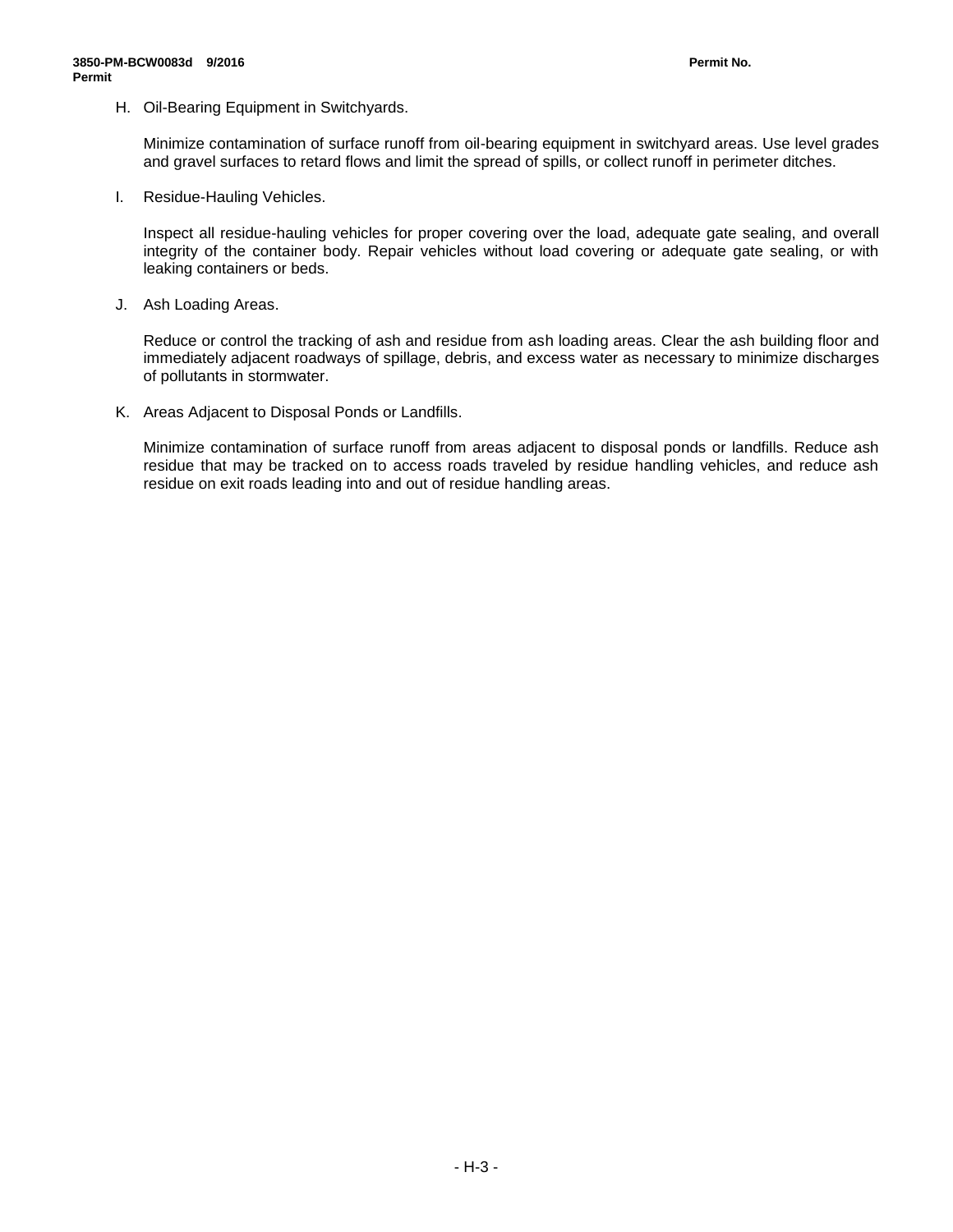H. Oil-Bearing Equipment in Switchyards.

Minimize contamination of surface runoff from oil-bearing equipment in switchyard areas. Use level grades and gravel surfaces to retard flows and limit the spread of spills, or collect runoff in perimeter ditches.

I. Residue-Hauling Vehicles.

Inspect all residue-hauling vehicles for proper covering over the load, adequate gate sealing, and overall integrity of the container body. Repair vehicles without load covering or adequate gate sealing, or with leaking containers or beds.

J. Ash Loading Areas.

Reduce or control the tracking of ash and residue from ash loading areas. Clear the ash building floor and immediately adjacent roadways of spillage, debris, and excess water as necessary to minimize discharges of pollutants in stormwater.

K. Areas Adjacent to Disposal Ponds or Landfills.

Minimize contamination of surface runoff from areas adjacent to disposal ponds or landfills. Reduce ash residue that may be tracked on to access roads traveled by residue handling vehicles, and reduce ash residue on exit roads leading into and out of residue handling areas.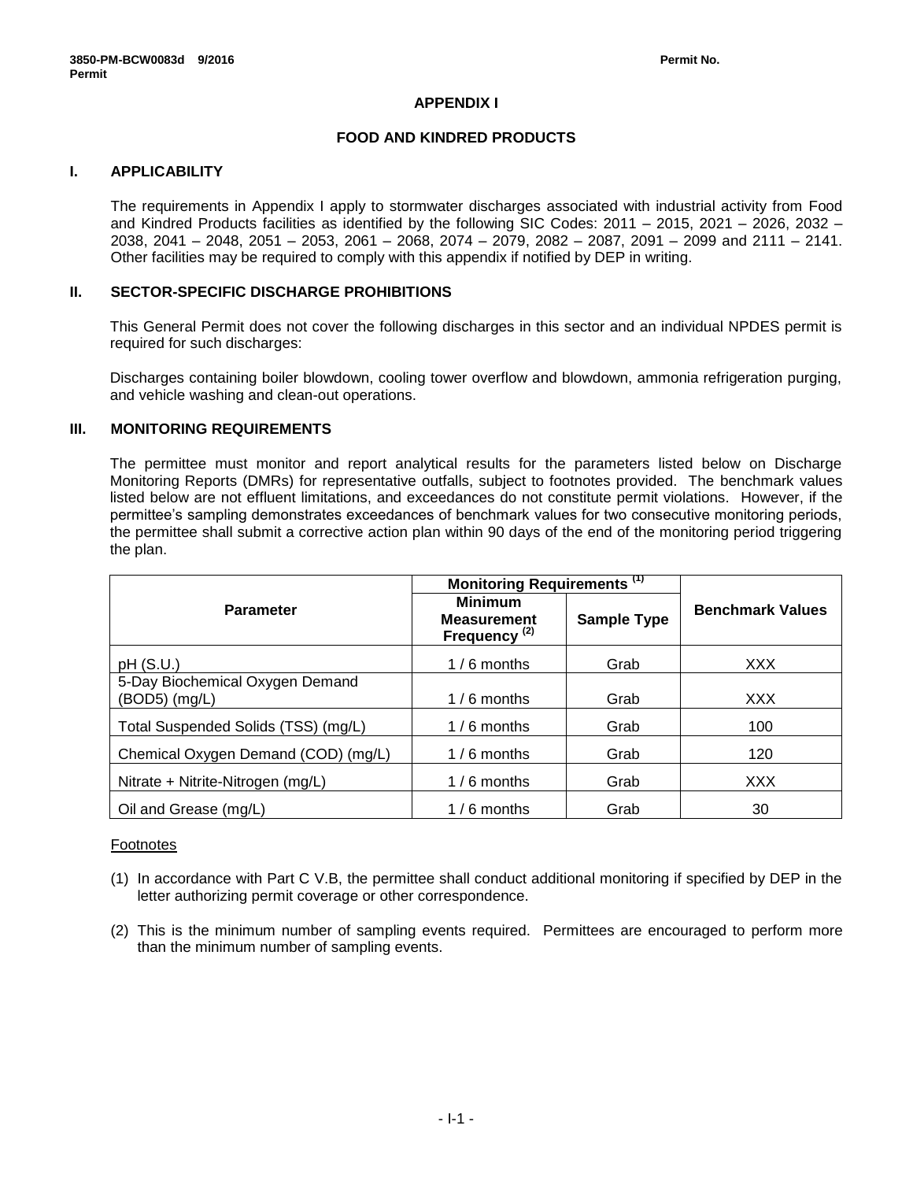# APPENDIX I

## FOOD AND KINDRED PRODUCTS

### I. APPLICABILITY

The requirements in Appendix I apply to stormwater discharges associated with industrial activity from Food and Kindred Products facilities as identified by the following SIC Codes: 2011 – 2015, 2021 – 2026, 2032 – 2038, 2041 – 2048, 2051 – 2053, 2061 – 2068, 2074 – 2079, 2082 – 2087, 2091 – 2099 and 2111 – 2141. Other facilities may be required to comply with this appendix if notified by DEP in writing.

### II. SECTOR-SPECIFIC DISCHARGE PROHIBITIONS

This General Permit does not cover the following discharges in this sector and an individual NPDES permit is required for such discharges:

Discharges containing boiler blowdown, cooling tower overflow and blowdown, ammonia refrigeration purging, and vehicle washing and clean-out operations.

### III. MONITORING REQUIREMENTS

The permittee must monitor and report analytical results for the parameters listed below on Discharge Monitoring Reports (DMRs) for representative outfalls, subject to footnotes provided. The benchmark values listed below are not effluent limitations, and exceedances do not constitute permit violations. However, if the permittee's sampling demonstrates exceedances of benchmark values for two consecutive monitoring periods, the permittee shall submit a corrective action plan within 90 days of the end of the monitoring period triggering the plan.

| Parameter | Monitoring Requirements (1) | | Benchmark Values |
|---|---|---|---|
| | Minimum Measurement Frequency (2) | Sample Type | |
| pH (S.U.) | 1 / 6 months | Grab | XXX |
| 5-Day Biochemical Oxygen Demand (BOD5) (mg/L) | 1 / 6 months | Grab | XXX |
| Total Suspended Solids (TSS) (mg/L) | 1 / 6 months | Grab | 100 |
| Chemical Oxygen Demand (COD) (mg/L) | 1 / 6 months | Grab | 120 |
| Nitrate + Nitrite-Nitrogen (mg/L) | 1 / 6 months | Grab | XXX |
| Oil and Grease (mg/L) | 1 / 6 months | Grab | 30 |

Footnotes

(1) In accordance with Part C V.B, the permittee shall conduct additional monitoring if specified by DEP in the letter authorizing permit coverage or other correspondence.

(2) This is the minimum number of sampling events required. Permittees are encouraged to perform more than the minimum number of sampling events.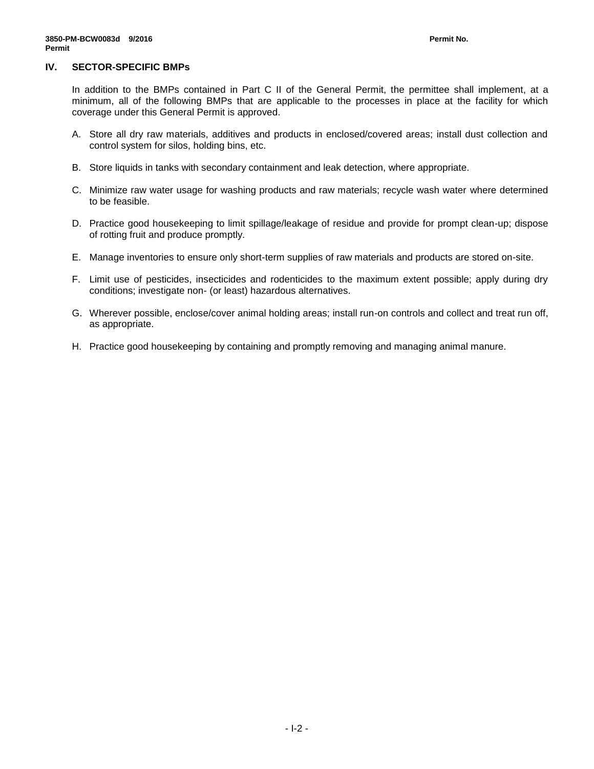## IV. SECTOR-SPECIFIC BMPs

In addition to the BMPs contained in Part C II of the General Permit, the permittee shall implement, at a minimum, all of the following BMPs that are applicable to the processes in place at the facility for which coverage under this General Permit is approved.

A. Store all dry raw materials, additives and products in enclosed/covered areas; install dust collection and control system for silos, holding bins, etc.

B. Store liquids in tanks with secondary containment and leak detection, where appropriate.

C. Minimize raw water usage for washing products and raw materials; recycle wash water where determined to be feasible.

D. Practice good housekeeping to limit spillage/leakage of residue and provide for prompt clean-up; dispose of rotting fruit and produce promptly.

E. Manage inventories to ensure only short-term supplies of raw materials and products are stored on-site.

F. Limit use of pesticides, insecticides and rodenticides to the maximum extent possible; apply during dry conditions; investigate non- (or least) hazardous alternatives.

G. Wherever possible, enclose/cover animal holding areas; install run-on controls and collect and treat run off, as appropriate.

H. Practice good housekeeping by containing and promptly removing and managing animal manure.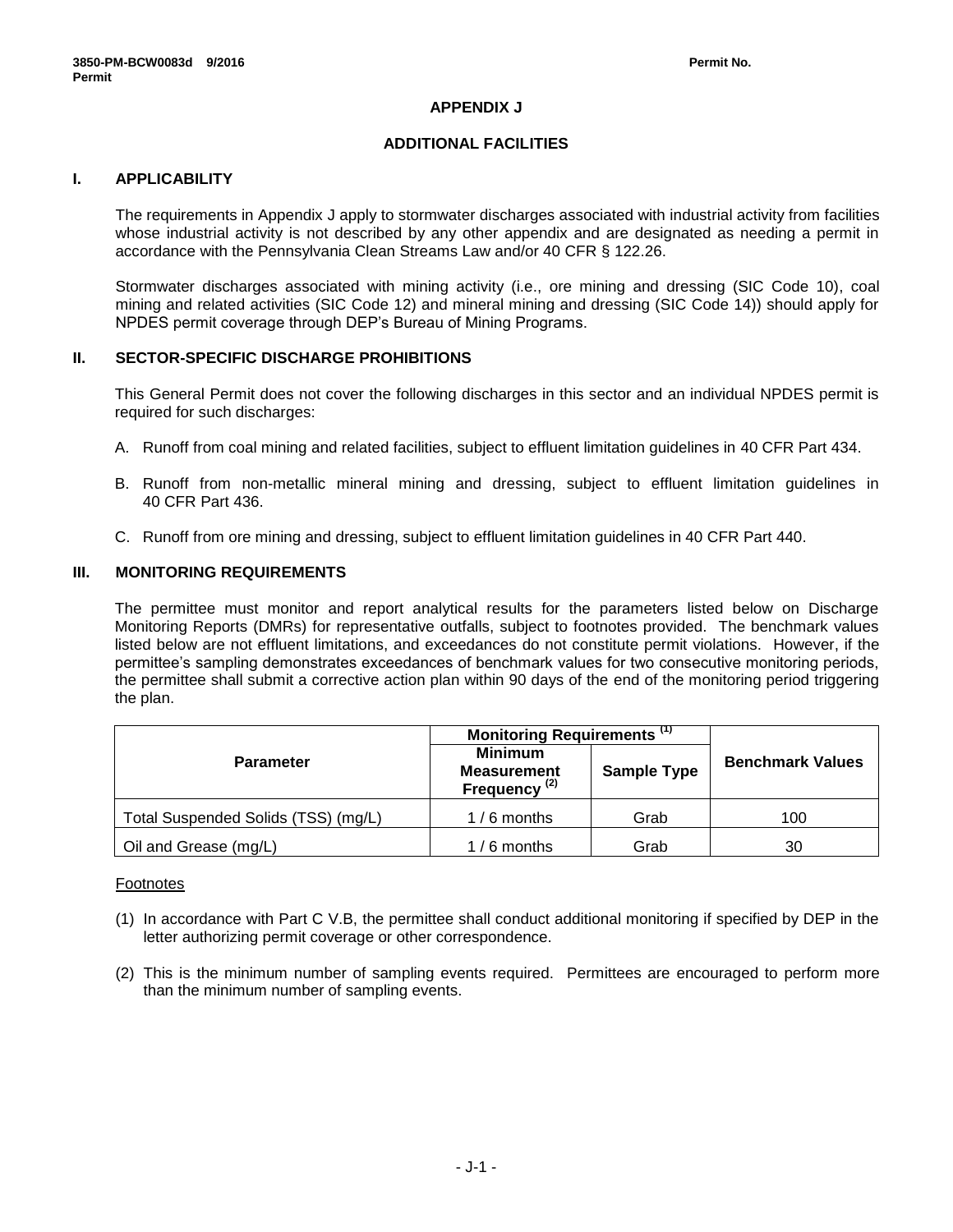## APPENDIX J

## ADDITIONAL FACILITIES

### I. APPLICABILITY

The requirements in Appendix J apply to stormwater discharges associated with industrial activity from facilities whose industrial activity is not described by any other appendix and are designated as needing a permit in accordance with the Pennsylvania Clean Streams Law and/or 40 CFR § 122.26.

Stormwater discharges associated with mining activity (i.e., ore mining and dressing (SIC Code 10), coal mining and related activities (SIC Code 12) and mineral mining and dressing (SIC Code 14)) should apply for NPDES permit coverage through DEP's Bureau of Mining Programs.

### II. SECTOR-SPECIFIC DISCHARGE PROHIBITIONS

This General Permit does not cover the following discharges in this sector and an individual NPDES permit is required for such discharges:

A. Runoff from coal mining and related facilities, subject to effluent limitation guidelines in 40 CFR Part 434.

B. Runoff from non-metallic mineral mining and dressing, subject to effluent limitation guidelines in 40 CFR Part 436.

C. Runoff from ore mining and dressing, subject to effluent limitation guidelines in 40 CFR Part 440.

### III. MONITORING REQUIREMENTS

The permittee must monitor and report analytical results for the parameters listed below on Discharge Monitoring Reports (DMRs) for representative outfalls, subject to footnotes provided. The benchmark values listed below are not effluent limitations, and exceedances do not constitute permit violations. However, if the permittee's sampling demonstrates exceedances of benchmark values for two consecutive monitoring periods, the permittee shall submit a corrective action plan within 90 days of the end of the monitoring period triggering the plan.

| Parameter | Monitoring Requirements (1) | | Benchmark Values |
|---|---|---|---|
| | Minimum Measurement Frequency (2) | Sample Type | |
| Total Suspended Solids (TSS) (mg/L) | 1 / 6 months | Grab | 100 |
| Oil and Grease (mg/L) | 1 / 6 months | Grab | 30 |

Footnotes

(1) In accordance with Part C V.B, the permittee shall conduct additional monitoring if specified by DEP in the letter authorizing permit coverage or other correspondence.

(2) This is the minimum number of sampling events required. Permittees are encouraged to perform more than the minimum number of sampling events.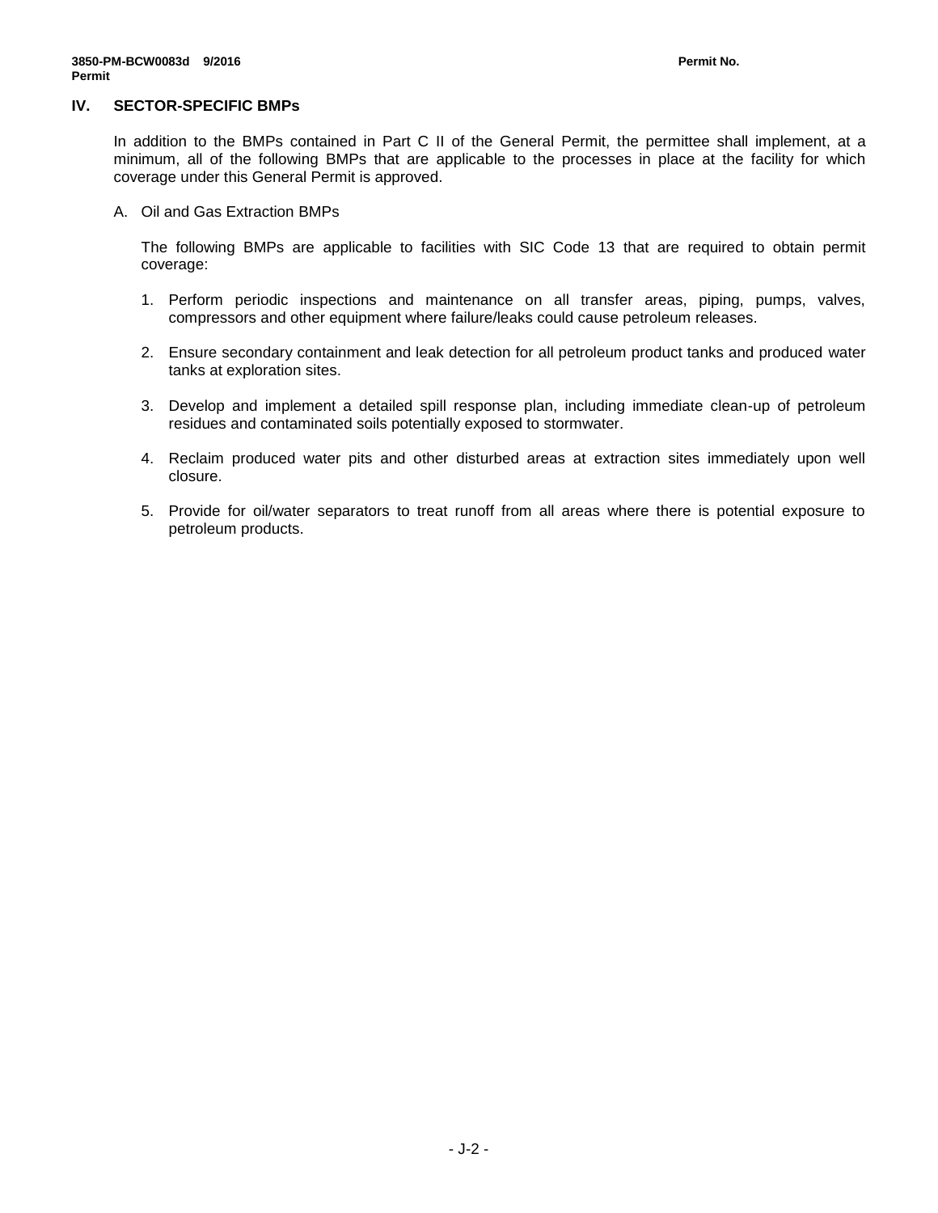## IV. SECTOR-SPECIFIC BMPs

In addition to the BMPs contained in Part C II of the General Permit, the permittee shall implement, at a minimum, all of the following BMPs that are applicable to the processes in place at the facility for which coverage under this General Permit is approved.

A. Oil and Gas Extraction BMPs

The following BMPs are applicable to facilities with SIC Code 13 that are required to obtain permit coverage:

1. Perform periodic inspections and maintenance on all transfer areas, piping, pumps, valves, compressors and other equipment where failure/leaks could cause petroleum releases.

2. Ensure secondary containment and leak detection for all petroleum product tanks and produced water tanks at exploration sites.

3. Develop and implement a detailed spill response plan, including immediate clean-up of petroleum residues and contaminated soils potentially exposed to stormwater.

4. Reclaim produced water pits and other disturbed areas at extraction sites immediately upon well closure.

5. Provide for oil/water separators to treat runoff from all areas where there is potential exposure to petroleum products.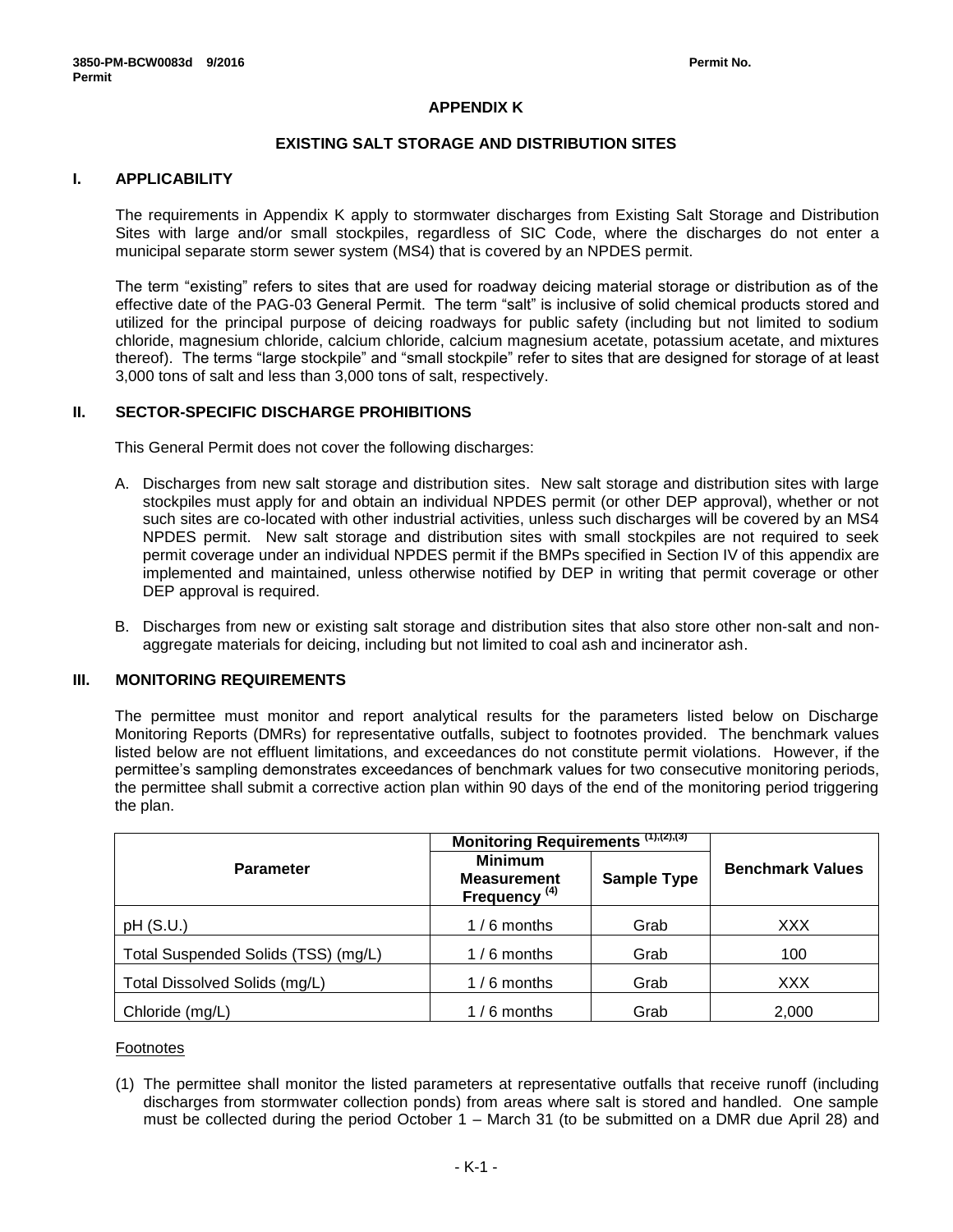# APPENDIX K

## EXISTING SALT STORAGE AND DISTRIBUTION SITES

### I. APPLICABILITY

The requirements in Appendix K apply to stormwater discharges from Existing Salt Storage and Distribution Sites with large and/or small stockpiles, regardless of SIC Code, where the discharges do not enter a municipal separate storm sewer system (MS4) that is covered by an NPDES permit.

The term "existing" refers to sites that are used for roadway deicing material storage or distribution as of the effective date of the PAG-03 General Permit. The term "salt" is inclusive of solid chemical products stored and utilized for the principal purpose of deicing roadways for public safety (including but not limited to sodium chloride, magnesium chloride, calcium chloride, calcium magnesium acetate, potassium acetate, and mixtures thereof). The terms "large stockpile" and "small stockpile" refer to sites that are designed for storage of at least 3,000 tons of salt and less than 3,000 tons of salt, respectively.

### II. SECTOR-SPECIFIC DISCHARGE PROHIBITIONS

This General Permit does not cover the following discharges:

A. Discharges from new salt storage and distribution sites. New salt storage and distribution sites with large stockpiles must apply for and obtain an individual NPDES permit (or other DEP approval), whether or not such sites are co-located with other industrial activities, unless such discharges will be covered by an MS4 NPDES permit. New salt storage and distribution sites with small stockpiles are not required to seek permit coverage under an individual NPDES permit if the BMPs specified in Section IV of this appendix are implemented and maintained, unless otherwise notified by DEP in writing that permit coverage or other DEP approval is required.

B. Discharges from new or existing salt storage and distribution sites that also store other non-salt and non-aggregate materials for deicing, including but not limited to coal ash and incinerator ash.

### III. MONITORING REQUIREMENTS

The permittee must monitor and report analytical results for the parameters listed below on Discharge Monitoring Reports (DMRs) for representative outfalls, subject to footnotes provided. The benchmark values listed below are not effluent limitations, and exceedances do not constitute permit violations. However, if the permittee's sampling demonstrates exceedances of benchmark values for two consecutive monitoring periods, the permittee shall submit a corrective action plan within 90 days of the end of the monitoring period triggering the plan.

| Parameter | Monitoring Requirements (1),(2),(3) | | Benchmark Values |
|---|---|---|---|
| | Minimum Measurement Frequency (4) | Sample Type | |
| pH (S.U.) | 1 / 6 months | Grab | XXX |
| Total Suspended Solids (TSS) (mg/L) | 1 / 6 months | Grab | 100 |
| Total Dissolved Solids (mg/L) | 1 / 6 months | Grab | XXX |
| Chloride (mg/L) | 1 / 6 months | Grab | 2,000 |

Footnotes

(1) The permittee shall monitor the listed parameters at representative outfalls that receive runoff (including discharges from stormwater collection ponds) from areas where salt is stored and handled. One sample must be collected during the period October 1 – March 31 (to be submitted on a DMR due April 28) and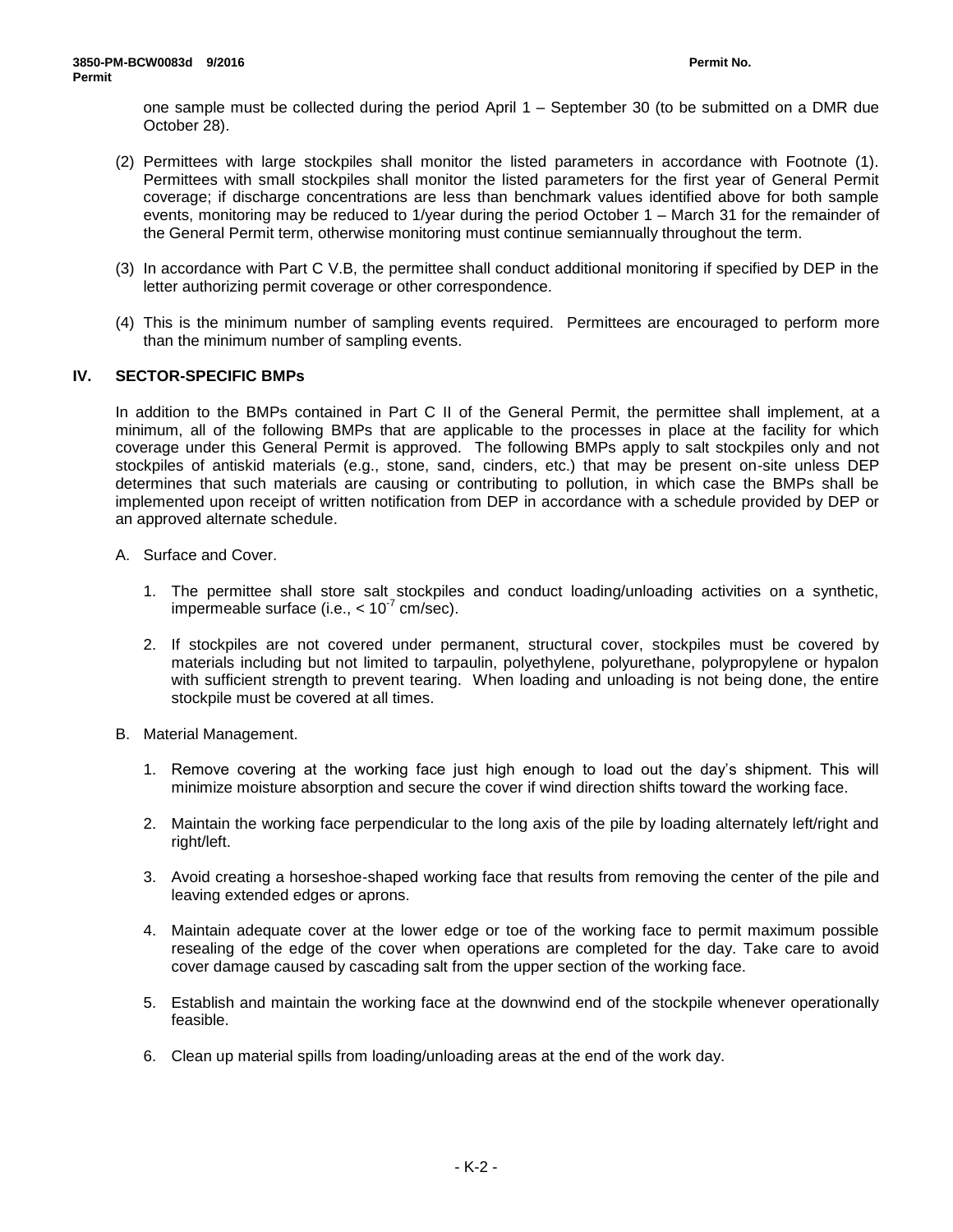one sample must be collected during the period April 1 – September 30 (to be submitted on a DMR due October 28).

(2) Permittees with large stockpiles shall monitor the listed parameters in accordance with Footnote (1). Permittees with small stockpiles shall monitor the listed parameters for the first year of General Permit coverage; if discharge concentrations are less than benchmark values identified above for both sample events, monitoring may be reduced to 1/year during the period October 1 – March 31 for the remainder of the General Permit term, otherwise monitoring must continue semiannually throughout the term.

(3) In accordance with Part C V.B, the permittee shall conduct additional monitoring if specified by DEP in the letter authorizing permit coverage or other correspondence.

(4) This is the minimum number of sampling events required. Permittees are encouraged to perform more than the minimum number of sampling events.

## IV. SECTOR-SPECIFIC BMPs

In addition to the BMPs contained in Part C II of the General Permit, the permittee shall implement, at a minimum, all of the following BMPs that are applicable to the processes in place at the facility for which coverage under this General Permit is approved. The following BMPs apply to salt stockpiles only and not stockpiles of antiskid materials (e.g., stone, sand, cinders, etc.) that may be present on-site unless DEP determines that such materials are causing or contributing to pollution, in which case the BMPs shall be implemented upon receipt of written notification from DEP in accordance with a schedule provided by DEP or an approved alternate schedule.

A. Surface and Cover.

1. The permittee shall store salt stockpiles and conduct loading/unloading activities on a synthetic, impermeable surface (i.e., $< 10^{-7}$ cm/sec).

2. If stockpiles are not covered under permanent, structural cover, stockpiles must be covered by materials including but not limited to tarpaulin, polyethylene, polyurethane, polypropylene or hypalon with sufficient strength to prevent tearing. When loading and unloading is not being done, the entire stockpile must be covered at all times.

B. Material Management.

1. Remove covering at the working face just high enough to load out the day's shipment. This will minimize moisture absorption and secure the cover if wind direction shifts toward the working face.

2. Maintain the working face perpendicular to the long axis of the pile by loading alternately left/right and right/left.

3. Avoid creating a horseshoe-shaped working face that results from removing the center of the pile and leaving extended edges or aprons.

4. Maintain adequate cover at the lower edge or toe of the working face to permit maximum possible resealing of the edge of the cover when operations are completed for the day. Take care to avoid cover damage caused by cascading salt from the upper section of the working face.

5. Establish and maintain the working face at the downwind end of the stockpile whenever operationally feasible.

6. Clean up material spills from loading/unloading areas at the end of the work day.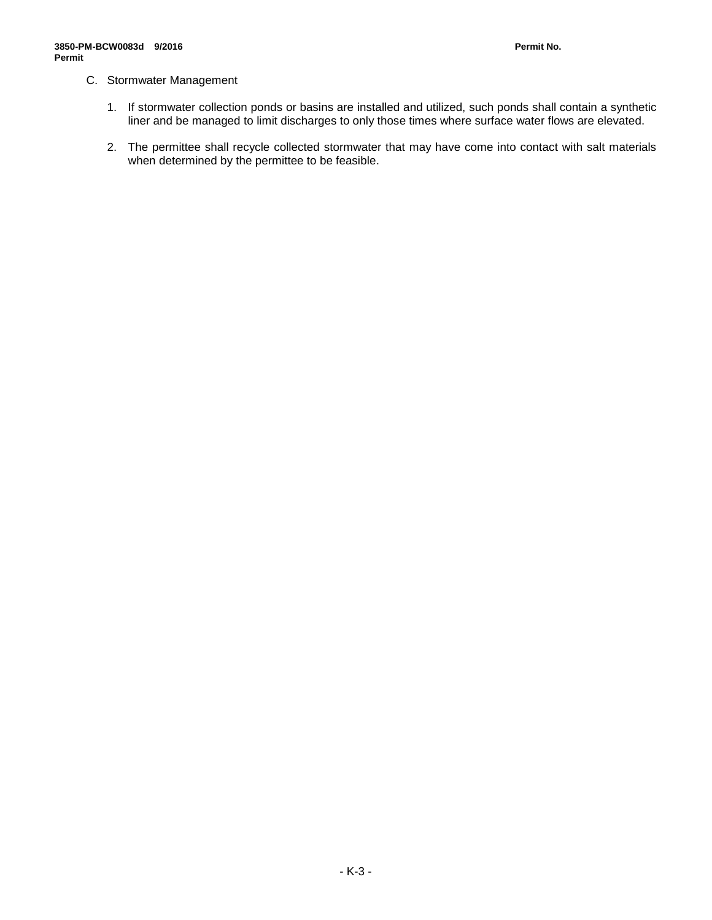C. Stormwater Management

1. If stormwater collection ponds or basins are installed and utilized, such ponds shall contain a synthetic liner and be managed to limit discharges to only those times where surface water flows are elevated.

2. The permittee shall recycle collected stormwater that may have come into contact with salt materials when determined by the permittee to be feasible.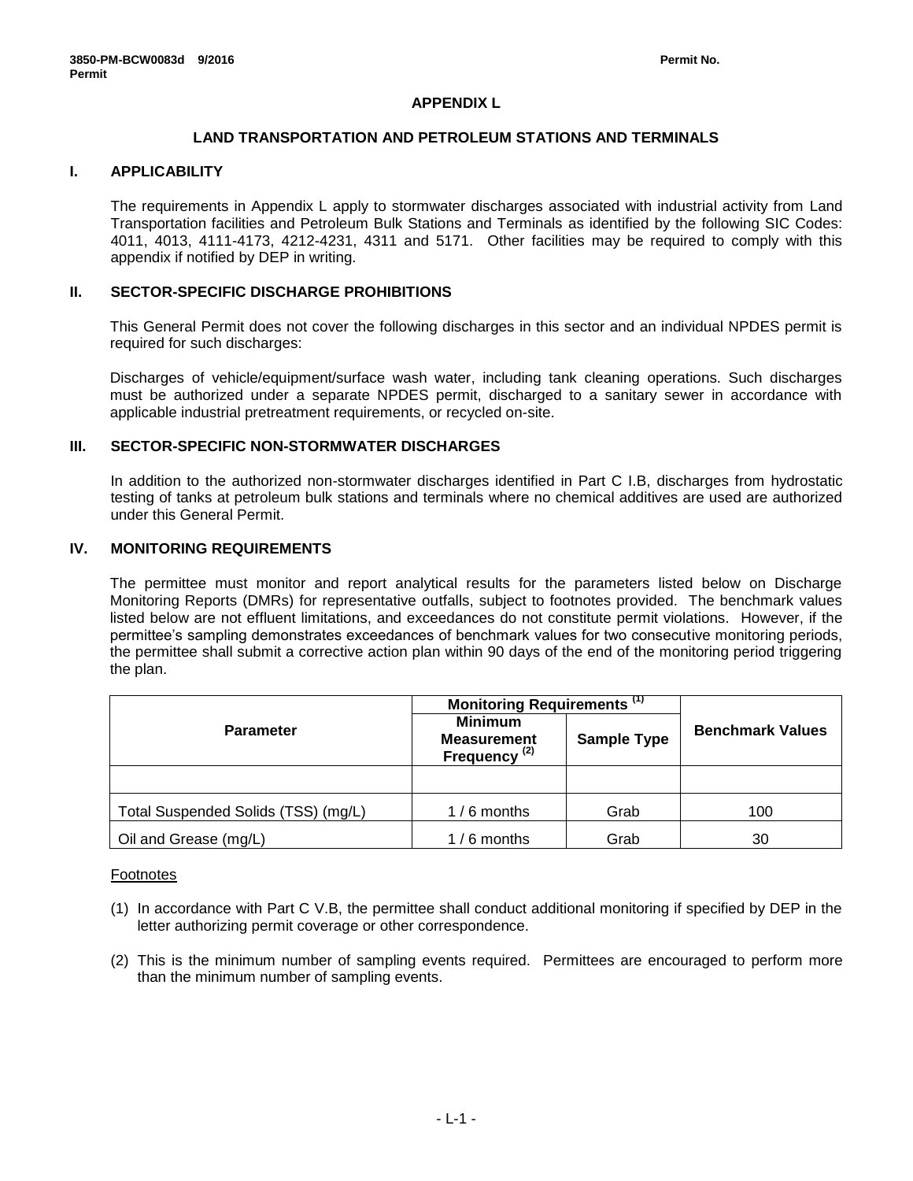## APPENDIX L

## LAND TRANSPORTATION AND PETROLEUM STATIONS AND TERMINALS

### I. APPLICABILITY

The requirements in Appendix L apply to stormwater discharges associated with industrial activity from Land Transportation facilities and Petroleum Bulk Stations and Terminals as identified by the following SIC Codes: 4011, 4013, 4111-4173, 4212-4231, 4311 and 5171. Other facilities may be required to comply with this appendix if notified by DEP in writing.

### II. SECTOR-SPECIFIC DISCHARGE PROHIBITIONS

This General Permit does not cover the following discharges in this sector and an individual NPDES permit is required for such discharges:

Discharges of vehicle/equipment/surface wash water, including tank cleaning operations. Such discharges must be authorized under a separate NPDES permit, discharged to a sanitary sewer in accordance with applicable industrial pretreatment requirements, or recycled on-site.

### III. SECTOR-SPECIFIC NON-STORMWATER DISCHARGES

In addition to the authorized non-stormwater discharges identified in Part C I.B, discharges from hydrostatic testing of tanks at petroleum bulk stations and terminals where no chemical additives are used are authorized under this General Permit.

### IV. MONITORING REQUIREMENTS

The permittee must monitor and report analytical results for the parameters listed below on Discharge Monitoring Reports (DMRs) for representative outfalls, subject to footnotes provided. The benchmark values listed below are not effluent limitations, and exceedances do not constitute permit violations. However, if the permittee's sampling demonstrates exceedances of benchmark values for two consecutive monitoring periods, the permittee shall submit a corrective action plan within 90 days of the end of the monitoring period triggering the plan.

| Parameter | Monitoring Requirements [(1)] | | Benchmark Values |
|---|---|---|---|
| | Minimum Measurement Frequency [(2)] | Sample Type | |
| | | | |
| Total Suspended Solids (TSS) (mg/L) | 1 / 6 months | Grab | 100 |
| Oil and Grease (mg/L) | 1 / 6 months | Grab | 30 |

Footnotes

(1) In accordance with Part C V.B, the permittee shall conduct additional monitoring if specified by DEP in the letter authorizing permit coverage or other correspondence.

(2) This is the minimum number of sampling events required. Permittees are encouraged to perform more than the minimum number of sampling events.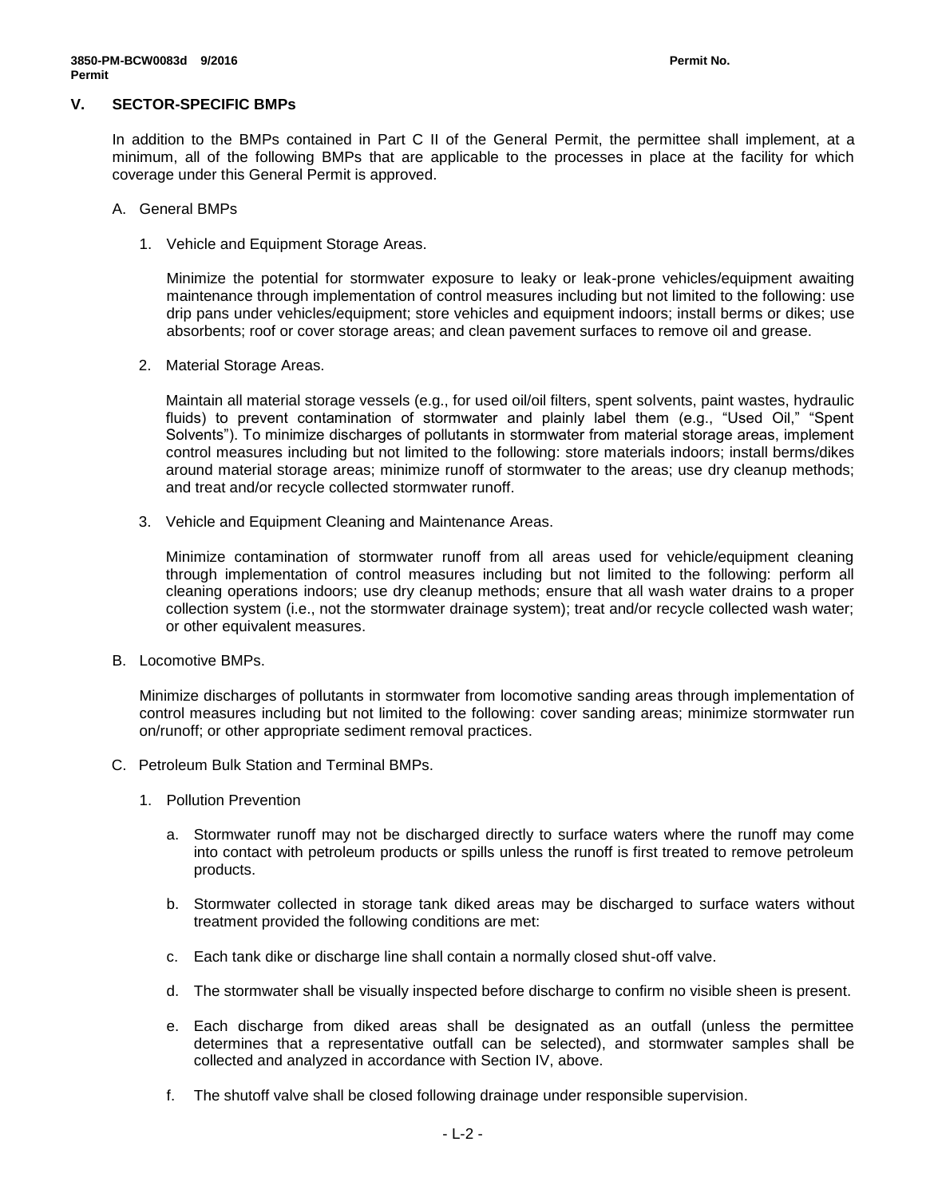## V. SECTOR-SPECIFIC BMPs

In addition to the BMPs contained in Part C II of the General Permit, the permittee shall implement, at a minimum, all of the following BMPs that are applicable to the processes in place at the facility for which coverage under this General Permit is approved.

A. General BMPs

1. Vehicle and Equipment Storage Areas.

   Minimize the potential for stormwater exposure to leaky or leak-prone vehicles/equipment awaiting maintenance through implementation of control measures including but not limited to the following: use drip pans under vehicles/equipment; store vehicles and equipment indoors; install berms or dikes; use absorbents; roof or cover storage areas; and clean pavement surfaces to remove oil and grease.

2. Material Storage Areas.

   Maintain all material storage vessels (e.g., for used oil/oil filters, spent solvents, paint wastes, hydraulic fluids) to prevent contamination of stormwater and plainly label them (e.g., "Used Oil," "Spent Solvents"). To minimize discharges of pollutants in stormwater from material storage areas, implement control measures including but not limited to the following: store materials indoors; install berms/dikes around material storage areas; minimize runoff of stormwater to the areas; use dry cleanup methods; and treat and/or recycle collected stormwater runoff.

3. Vehicle and Equipment Cleaning and Maintenance Areas.

   Minimize contamination of stormwater runoff from all areas used for vehicle/equipment cleaning through implementation of control measures including but not limited to the following: perform all cleaning operations indoors; use dry cleanup methods; ensure that all wash water drains to a proper collection system (i.e., not the stormwater drainage system); treat and/or recycle collected wash water; or other equivalent measures.

B. Locomotive BMPs.

   Minimize discharges of pollutants in stormwater from locomotive sanding areas through implementation of control measures including but not limited to the following: cover sanding areas; minimize stormwater run on/runoff; or other appropriate sediment removal practices.

C. Petroleum Bulk Station and Terminal BMPs.

1. Pollution Prevention

   a. Stormwater runoff may not be discharged directly to surface waters where the runoff may come into contact with petroleum products or spills unless the runoff is first treated to remove petroleum products.

   b. Stormwater collected in storage tank diked areas may be discharged to surface waters without treatment provided the following conditions are met:

   c. Each tank dike or discharge line shall contain a normally closed shut-off valve.

   d. The stormwater shall be visually inspected before discharge to confirm no visible sheen is present.

   e. Each discharge from diked areas shall be designated as an outfall (unless the permittee determines that a representative outfall can be selected), and stormwater samples shall be collected and analyzed in accordance with Section IV, above.

   f. The shutoff valve shall be closed following drainage under responsible supervision.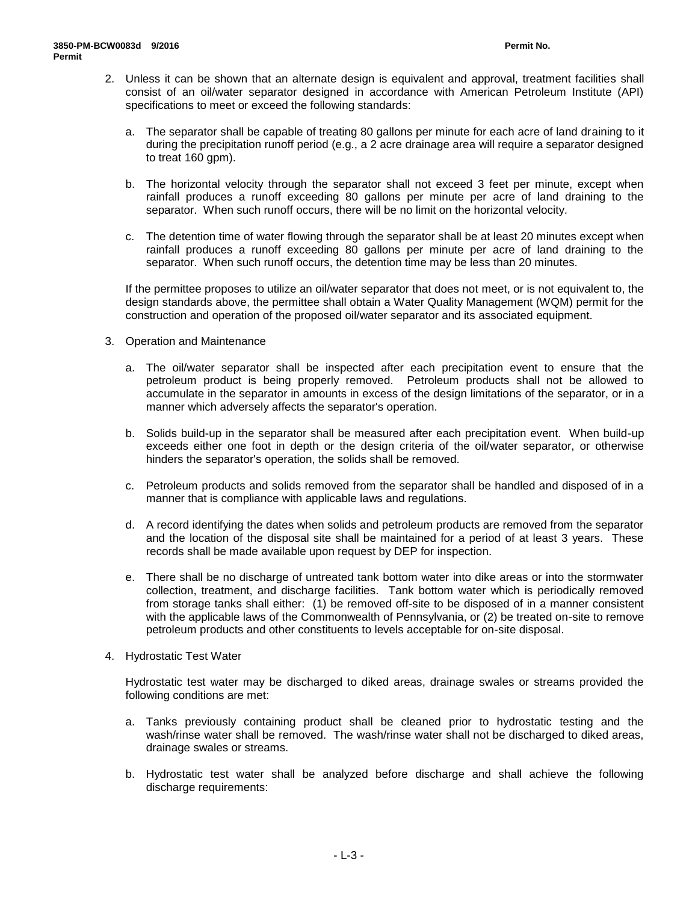2. Unless it can be shown that an alternate design is equivalent and approval, treatment facilities shall consist of an oil/water separator designed in accordance with American Petroleum Institute (API) specifications to meet or exceed the following standards:

   a. The separator shall be capable of treating 80 gallons per minute for each acre of land draining to it during the precipitation runoff period (e.g., a 2 acre drainage area will require a separator designed to treat 160 gpm).

   b. The horizontal velocity through the separator shall not exceed 3 feet per minute, except when rainfall produces a runoff exceeding 80 gallons per minute per acre of land draining to the separator. When such runoff occurs, there will be no limit on the horizontal velocity.

   c. The detention time of water flowing through the separator shall be at least 20 minutes except when rainfall produces a runoff exceeding 80 gallons per minute per acre of land draining to the separator. When such runoff occurs, the detention time may be less than 20 minutes.

   If the permittee proposes to utilize an oil/water separator that does not meet, or is not equivalent to, the design standards above, the permittee shall obtain a Water Quality Management (WQM) permit for the construction and operation of the proposed oil/water separator and its associated equipment.

3. Operation and Maintenance

   a. The oil/water separator shall be inspected after each precipitation event to ensure that the petroleum product is being properly removed. Petroleum products shall not be allowed to accumulate in the separator in amounts in excess of the design limitations of the separator, or in a manner which adversely affects the separator's operation.

   b. Solids build-up in the separator shall be measured after each precipitation event. When build-up exceeds either one foot in depth or the design criteria of the oil/water separator, or otherwise hinders the separator's operation, the solids shall be removed.

   c. Petroleum products and solids removed from the separator shall be handled and disposed of in a manner that is compliance with applicable laws and regulations.

   d. A record identifying the dates when solids and petroleum products are removed from the separator and the location of the disposal site shall be maintained for a period of at least 3 years. These records shall be made available upon request by DEP for inspection.

   e. There shall be no discharge of untreated tank bottom water into dike areas or into the stormwater collection, treatment, and discharge facilities. Tank bottom water which is periodically removed from storage tanks shall either: (1) be removed off-site to be disposed of in a manner consistent with the applicable laws of the Commonwealth of Pennsylvania, or (2) be treated on-site to remove petroleum products and other constituents to levels acceptable for on-site disposal.

4. Hydrostatic Test Water

   Hydrostatic test water may be discharged to diked areas, drainage swales or streams provided the following conditions are met:

   a. Tanks previously containing product shall be cleaned prior to hydrostatic testing and the wash/rinse water shall be removed. The wash/rinse water shall not be discharged to diked areas, drainage swales or streams.

   b. Hydrostatic test water shall be analyzed before discharge and shall achieve the following discharge requirements: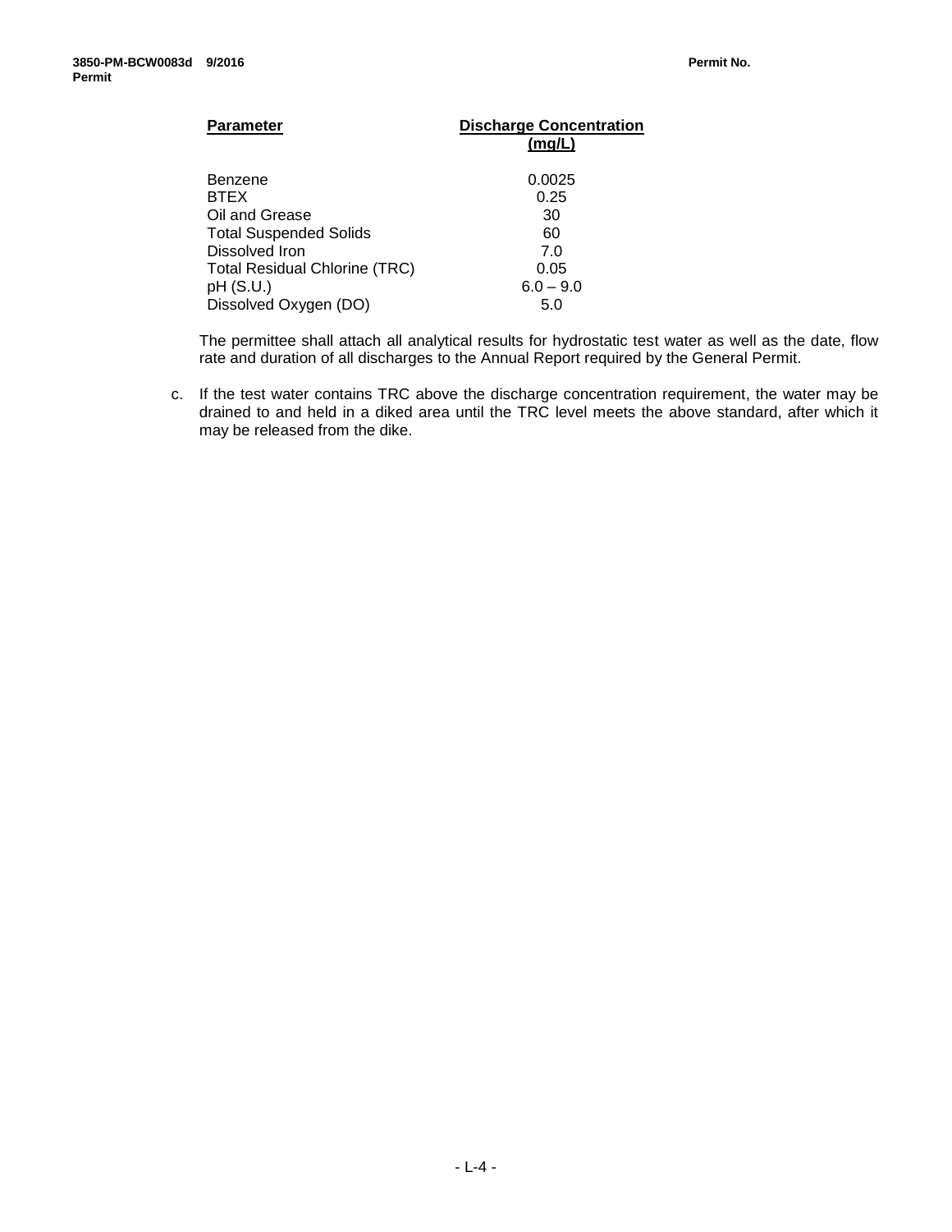| Parameter | Discharge Concentration (mg/L) |
|---|---|
| Benzene | 0.0025 |
| BTEX | 0.25 |
| Oil and Grease | 30 |
| Total Suspended Solids | 60 |
| Dissolved Iron | 7.0 |
| Total Residual Chlorine (TRC) | 0.05 |
| pH (S.U.) | 6.0 – 9.0 |
| Dissolved Oxygen (DO) | 5.0 |

The permittee shall attach all analytical results for hydrostatic test water as well as the date, flow rate and duration of all discharges to the Annual Report required by the General Permit.

c. If the test water contains TRC above the discharge concentration requirement, the water may be drained to and held in a diked area until the TRC level meets the above standard, after which it may be released from the dike.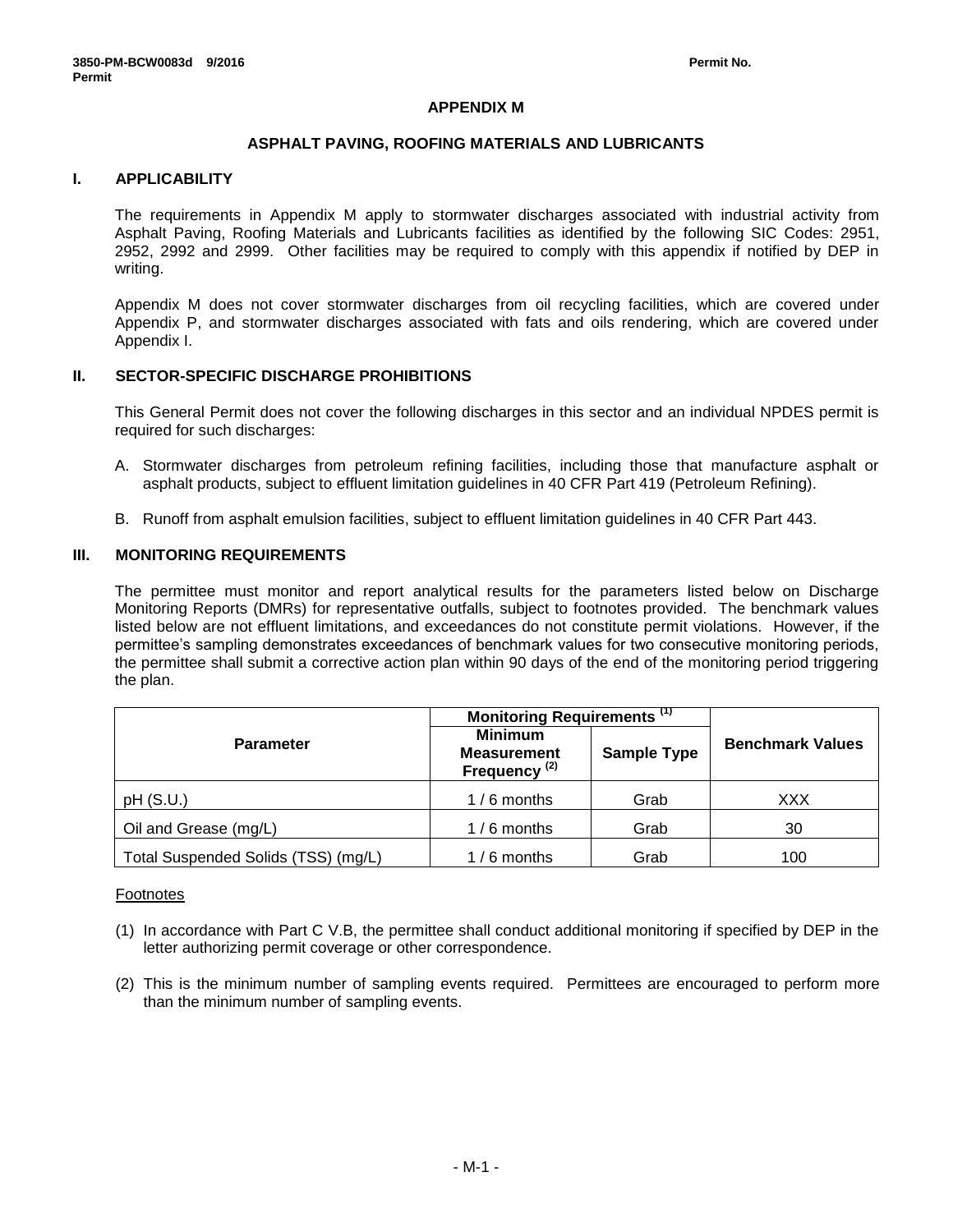# APPENDIX M

## ASPHALT PAVING, ROOFING MATERIALS AND LUBRICANTS

### I. APPLICABILITY

The requirements in Appendix M apply to stormwater discharges associated with industrial activity from Asphalt Paving, Roofing Materials and Lubricants facilities as identified by the following SIC Codes: 2951, 2952, 2992 and 2999. Other facilities may be required to comply with this appendix if notified by DEP in writing.

Appendix M does not cover stormwater discharges from oil recycling facilities, which are covered under Appendix P, and stormwater discharges associated with fats and oils rendering, which are covered under Appendix I.

### II. SECTOR-SPECIFIC DISCHARGE PROHIBITIONS

This General Permit does not cover the following discharges in this sector and an individual NPDES permit is required for such discharges:

A. Stormwater discharges from petroleum refining facilities, including those that manufacture asphalt or asphalt products, subject to effluent limitation guidelines in 40 CFR Part 419 (Petroleum Refining).

B. Runoff from asphalt emulsion facilities, subject to effluent limitation guidelines in 40 CFR Part 443.

### III. MONITORING REQUIREMENTS

The permittee must monitor and report analytical results for the parameters listed below on Discharge Monitoring Reports (DMRs) for representative outfalls, subject to footnotes provided. The benchmark values listed below are not effluent limitations, and exceedances do not constitute permit violations. However, if the permittee's sampling demonstrates exceedances of benchmark values for two consecutive monitoring periods, the permittee shall submit a corrective action plan within 90 days of the end of the monitoring period triggering the plan.

| Parameter | Monitoring Requirements (1) | | Benchmark Values |
|---|---|---|---|
| | Minimum Measurement Frequency (2) | Sample Type | |
| pH (S.U.) | 1 / 6 months | Grab | XXX |
| Oil and Grease (mg/L) | 1 / 6 months | Grab | 30 |
| Total Suspended Solids (TSS) (mg/L) | 1 / 6 months | Grab | 100 |

Footnotes

(1) In accordance with Part C V.B, the permittee shall conduct additional monitoring if specified by DEP in the letter authorizing permit coverage or other correspondence.

(2) This is the minimum number of sampling events required. Permittees are encouraged to perform more than the minimum number of sampling events.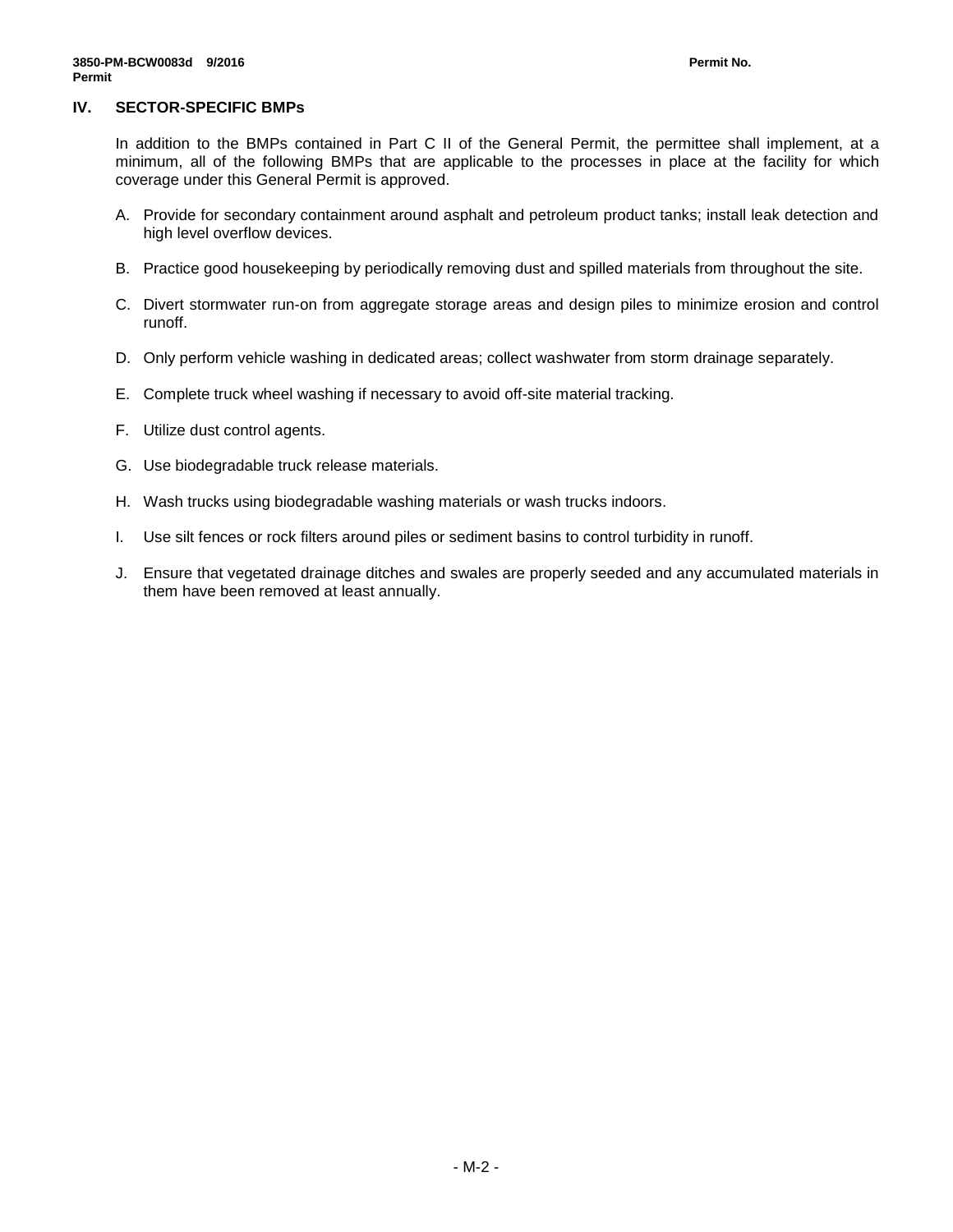## IV. SECTOR-SPECIFIC BMPs

In addition to the BMPs contained in Part C II of the General Permit, the permittee shall implement, at a minimum, all of the following BMPs that are applicable to the processes in place at the facility for which coverage under this General Permit is approved.

A. Provide for secondary containment around asphalt and petroleum product tanks; install leak detection and high level overflow devices.

B. Practice good housekeeping by periodically removing dust and spilled materials from throughout the site.

C. Divert stormwater run-on from aggregate storage areas and design piles to minimize erosion and control runoff.

D. Only perform vehicle washing in dedicated areas; collect washwater from storm drainage separately.

E. Complete truck wheel washing if necessary to avoid off-site material tracking.

F. Utilize dust control agents.

G. Use biodegradable truck release materials.

H. Wash trucks using biodegradable washing materials or wash trucks indoors.

I. Use silt fences or rock filters around piles or sediment basins to control turbidity in runoff.

J. Ensure that vegetated drainage ditches and swales are properly seeded and any accumulated materials in them have been removed at least annually.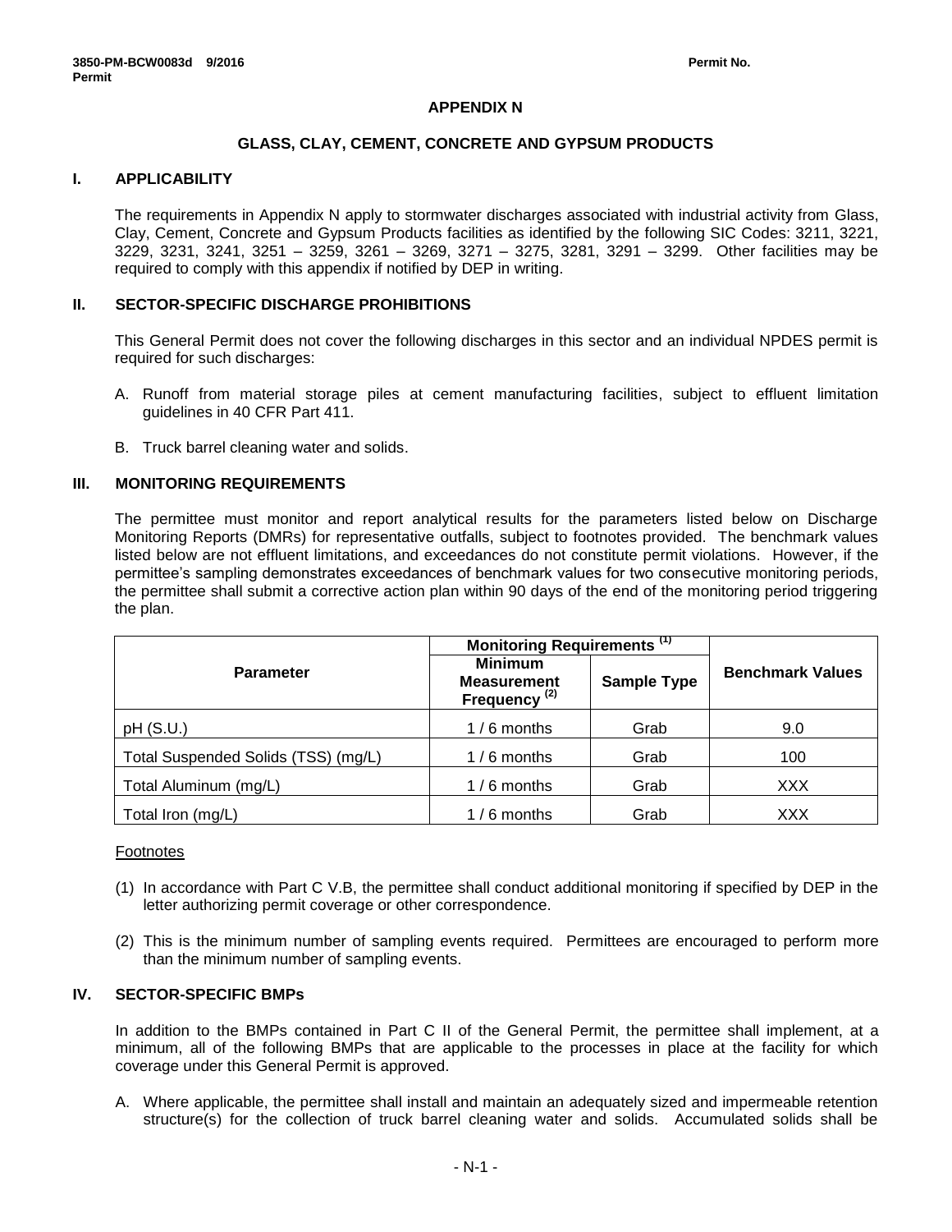# APPENDIX N

## GLASS, CLAY, CEMENT, CONCRETE AND GYPSUM PRODUCTS

### I. APPLICABILITY

The requirements in Appendix N apply to stormwater discharges associated with industrial activity from Glass, Clay, Cement, Concrete and Gypsum Products facilities as identified by the following SIC Codes: 3211, 3221, 3229, 3231, 3241, 3251 – 3259, 3261 – 3269, 3271 – 3275, 3281, 3291 – 3299. Other facilities may be required to comply with this appendix if notified by DEP in writing.

### II. SECTOR-SPECIFIC DISCHARGE PROHIBITIONS

This General Permit does not cover the following discharges in this sector and an individual NPDES permit is required for such discharges:

A. Runoff from material storage piles at cement manufacturing facilities, subject to effluent limitation guidelines in 40 CFR Part 411.

B. Truck barrel cleaning water and solids.

### III. MONITORING REQUIREMENTS

The permittee must monitor and report analytical results for the parameters listed below on Discharge Monitoring Reports (DMRs) for representative outfalls, subject to footnotes provided. The benchmark values listed below are not effluent limitations, and exceedances do not constitute permit violations. However, if the permittee's sampling demonstrates exceedances of benchmark values for two consecutive monitoring periods, the permittee shall submit a corrective action plan within 90 days of the end of the monitoring period triggering the plan.

| Parameter | Monitoring Requirements (1) | | Benchmark Values |
|---|---|---|---|
| | Minimum Measurement Frequency (2) | Sample Type | |
| pH (S.U.) | 1 / 6 months | Grab | 9.0 |
| Total Suspended Solids (TSS) (mg/L) | 1 / 6 months | Grab | 100 |
| Total Aluminum (mg/L) | 1 / 6 months | Grab | XXX |
| Total Iron (mg/L) | 1 / 6 months | Grab | XXX |

Footnotes

(1) In accordance with Part C V.B, the permittee shall conduct additional monitoring if specified by DEP in the letter authorizing permit coverage or other correspondence.

(2) This is the minimum number of sampling events required. Permittees are encouraged to perform more than the minimum number of sampling events.

### IV. SECTOR-SPECIFIC BMPs

In addition to the BMPs contained in Part C II of the General Permit, the permittee shall implement, at a minimum, all of the following BMPs that are applicable to the processes in place at the facility for which coverage under this General Permit is approved.

A. Where applicable, the permittee shall install and maintain an adequately sized and impermeable retention structure(s) for the collection of truck barrel cleaning water and solids. Accumulated solids shall be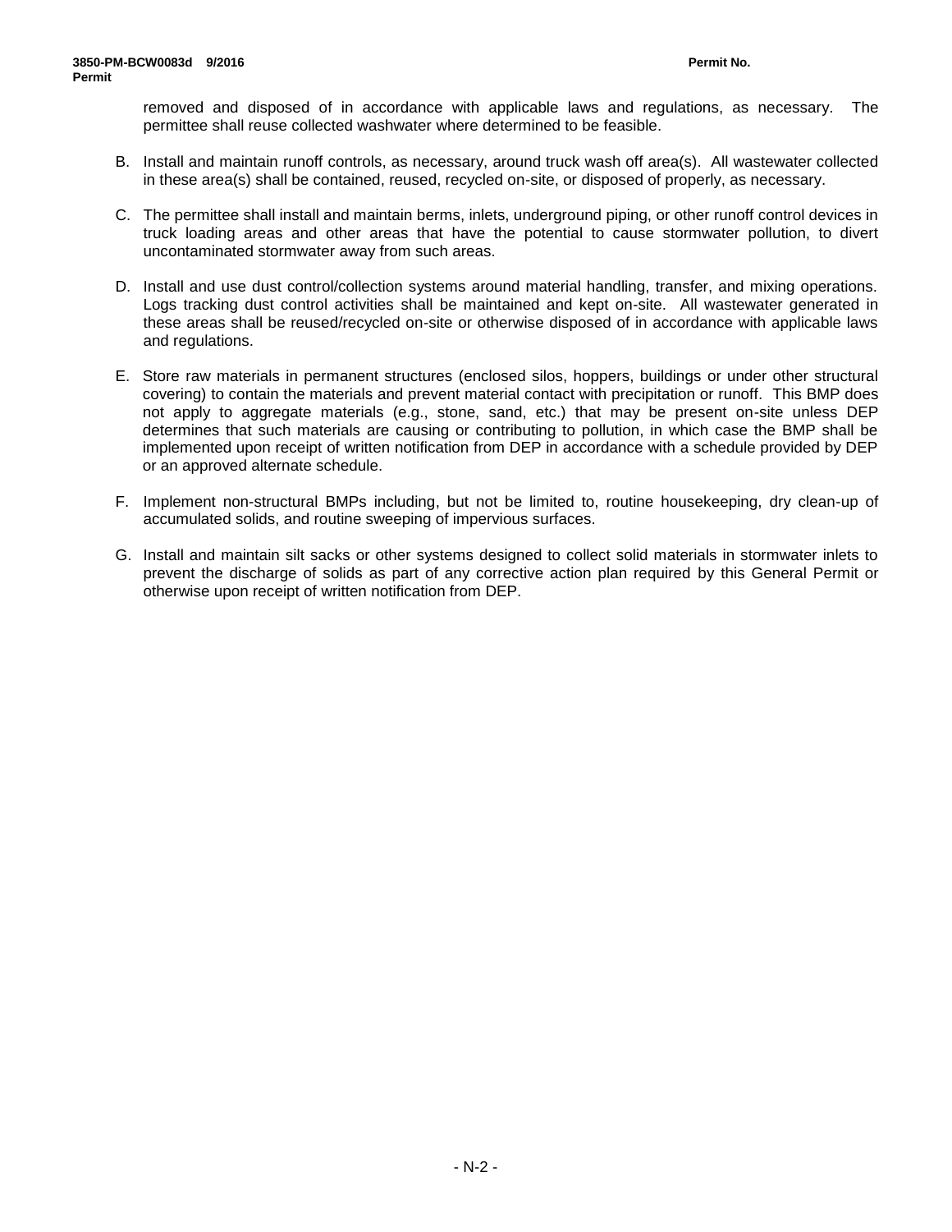removed and disposed of in accordance with applicable laws and regulations, as necessary. The permittee shall reuse collected washwater where determined to be feasible.

B. Install and maintain runoff controls, as necessary, around truck wash off area(s). All wastewater collected in these area(s) shall be contained, reused, recycled on-site, or disposed of properly, as necessary.

C. The permittee shall install and maintain berms, inlets, underground piping, or other runoff control devices in truck loading areas and other areas that have the potential to cause stormwater pollution, to divert uncontaminated stormwater away from such areas.

D. Install and use dust control/collection systems around material handling, transfer, and mixing operations. Logs tracking dust control activities shall be maintained and kept on-site. All wastewater generated in these areas shall be reused/recycled on-site or otherwise disposed of in accordance with applicable laws and regulations.

E. Store raw materials in permanent structures (enclosed silos, hoppers, buildings or under other structural covering) to contain the materials and prevent material contact with precipitation or runoff. This BMP does not apply to aggregate materials (e.g., stone, sand, etc.) that may be present on-site unless DEP determines that such materials are causing or contributing to pollution, in which case the BMP shall be implemented upon receipt of written notification from DEP in accordance with a schedule provided by DEP or an approved alternate schedule.

F. Implement non-structural BMPs including, but not be limited to, routine housekeeping, dry clean-up of accumulated solids, and routine sweeping of impervious surfaces.

G. Install and maintain silt sacks or other systems designed to collect solid materials in stormwater inlets to prevent the discharge of solids as part of any corrective action plan required by this General Permit or otherwise upon receipt of written notification from DEP.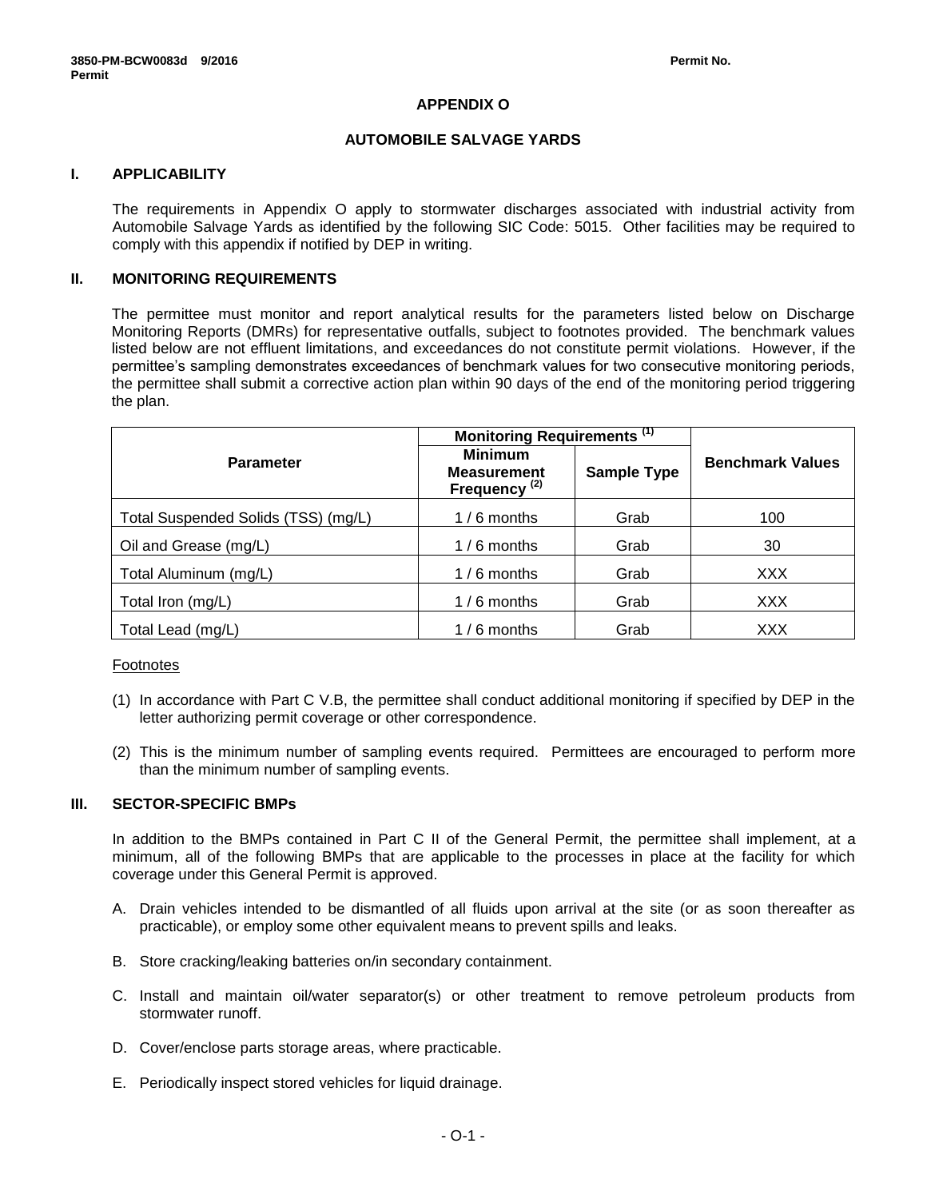# APPENDIX O

## AUTOMOBILE SALVAGE YARDS

### I. APPLICABILITY

The requirements in Appendix O apply to stormwater discharges associated with industrial activity from Automobile Salvage Yards as identified by the following SIC Code: 5015. Other facilities may be required to comply with this appendix if notified by DEP in writing.

### II. MONITORING REQUIREMENTS

The permittee must monitor and report analytical results for the parameters listed below on Discharge Monitoring Reports (DMRs) for representative outfalls, subject to footnotes provided. The benchmark values listed below are not effluent limitations, and exceedances do not constitute permit violations. However, if the permittee's sampling demonstrates exceedances of benchmark values for two consecutive monitoring periods, the permittee shall submit a corrective action plan within 90 days of the end of the monitoring period triggering the plan.

| Parameter | Monitoring Requirements (1) | | Benchmark Values |
|---|---|---|---|
| | Minimum Measurement Frequency (2) | Sample Type | |
| Total Suspended Solids (TSS) (mg/L) | 1 / 6 months | Grab | 100 |
| Oil and Grease (mg/L) | 1 / 6 months | Grab | 30 |
| Total Aluminum (mg/L) | 1 / 6 months | Grab | XXX |
| Total Iron (mg/L) | 1 / 6 months | Grab | XXX |
| Total Lead (mg/L) | 1 / 6 months | Grab | XXX |

Footnotes

(1) In accordance with Part C V.B, the permittee shall conduct additional monitoring if specified by DEP in the letter authorizing permit coverage or other correspondence.

(2) This is the minimum number of sampling events required. Permittees are encouraged to perform more than the minimum number of sampling events.

### III. SECTOR-SPECIFIC BMPs

In addition to the BMPs contained in Part C II of the General Permit, the permittee shall implement, at a minimum, all of the following BMPs that are applicable to the processes in place at the facility for which coverage under this General Permit is approved.

A. Drain vehicles intended to be dismantled of all fluids upon arrival at the site (or as soon thereafter as practicable), or employ some other equivalent means to prevent spills and leaks.

B. Store cracking/leaking batteries on/in secondary containment.

C. Install and maintain oil/water separator(s) or other treatment to remove petroleum products from stormwater runoff.

D. Cover/enclose parts storage areas, where practicable.

E. Periodically inspect stored vehicles for liquid drainage.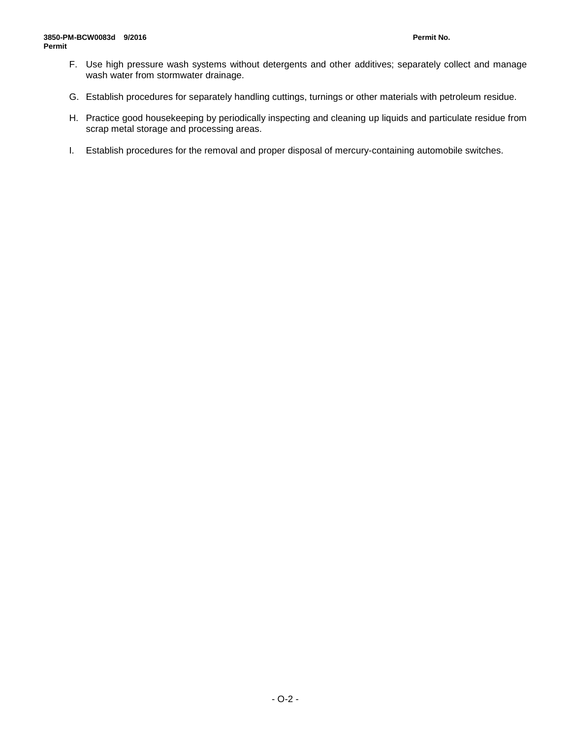F. Use high pressure wash systems without detergents and other additives; separately collect and manage wash water from stormwater drainage.

G. Establish procedures for separately handling cuttings, turnings or other materials with petroleum residue.

H. Practice good housekeeping by periodically inspecting and cleaning up liquids and particulate residue from scrap metal storage and processing areas.

I. Establish procedures for the removal and proper disposal of mercury-containing automobile switches.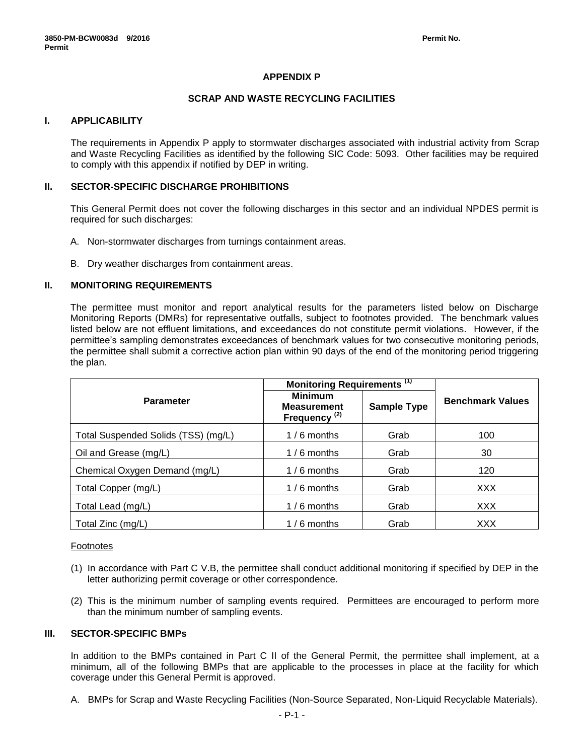# APPENDIX P

## SCRAP AND WASTE RECYCLING FACILITIES

### I. APPLICABILITY

The requirements in Appendix P apply to stormwater discharges associated with industrial activity from Scrap and Waste Recycling Facilities as identified by the following SIC Code: 5093. Other facilities may be required to comply with this appendix if notified by DEP in writing.

### II. SECTOR-SPECIFIC DISCHARGE PROHIBITIONS

This General Permit does not cover the following discharges in this sector and an individual NPDES permit is required for such discharges:

A. Non-stormwater discharges from turnings containment areas.

B. Dry weather discharges from containment areas.

### II. MONITORING REQUIREMENTS

The permittee must monitor and report analytical results for the parameters listed below on Discharge Monitoring Reports (DMRs) for representative outfalls, subject to footnotes provided. The benchmark values listed below are not effluent limitations, and exceedances do not constitute permit violations. However, if the permittee's sampling demonstrates exceedances of benchmark values for two consecutive monitoring periods, the permittee shall submit a corrective action plan within 90 days of the end of the monitoring period triggering the plan.

| Parameter | Monitoring Requirements (1) | | Benchmark Values |
|---|---|---|---|
| | Minimum Measurement Frequency (2) | Sample Type | |
| Total Suspended Solids (TSS) (mg/L) | 1 / 6 months | Grab | 100 |
| Oil and Grease (mg/L) | 1 / 6 months | Grab | 30 |
| Chemical Oxygen Demand (mg/L) | 1 / 6 months | Grab | 120 |
| Total Copper (mg/L) | 1 / 6 months | Grab | XXX |
| Total Lead (mg/L) | 1 / 6 months | Grab | XXX |
| Total Zinc (mg/L) | 1 / 6 months | Grab | XXX |

Footnotes

(1) In accordance with Part C V.B, the permittee shall conduct additional monitoring if specified by DEP in the letter authorizing permit coverage or other correspondence.

(2) This is the minimum number of sampling events required. Permittees are encouraged to perform more than the minimum number of sampling events.

### III. SECTOR-SPECIFIC BMPs

In addition to the BMPs contained in Part C II of the General Permit, the permittee shall implement, at a minimum, all of the following BMPs that are applicable to the processes in place at the facility for which coverage under this General Permit is approved.

A. BMPs for Scrap and Waste Recycling Facilities (Non-Source Separated, Non-Liquid Recyclable Materials).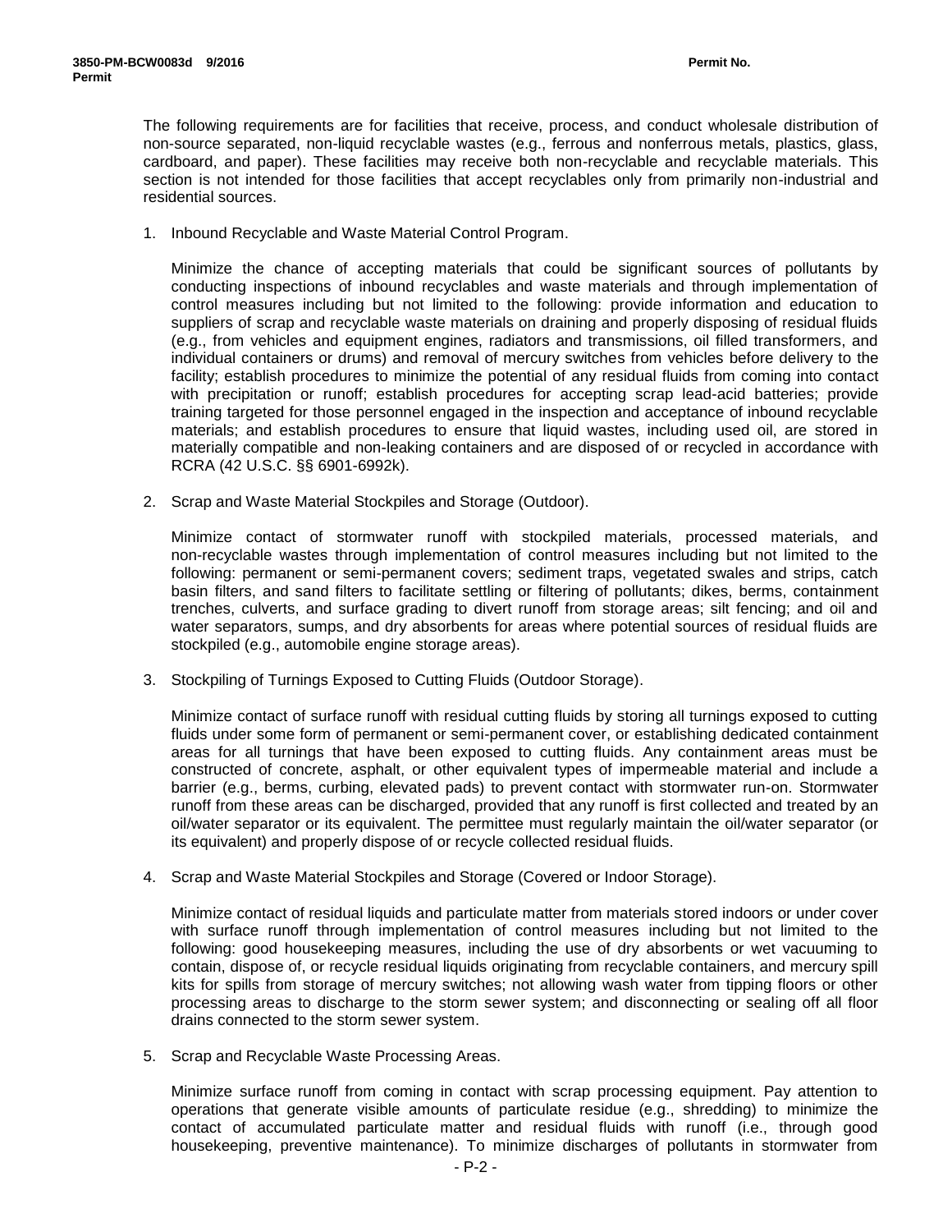The following requirements are for facilities that receive, process, and conduct wholesale distribution of non-source separated, non-liquid recyclable wastes (e.g., ferrous and nonferrous metals, plastics, glass, cardboard, and paper). These facilities may receive both non-recyclable and recyclable materials. This section is not intended for those facilities that accept recyclables only from primarily non-industrial and residential sources.

1. Inbound Recyclable and Waste Material Control Program.

   Minimize the chance of accepting materials that could be significant sources of pollutants by conducting inspections of inbound recyclables and waste materials and through implementation of control measures including but not limited to the following: provide information and education to suppliers of scrap and recyclable waste materials on draining and properly disposing of residual fluids (e.g., from vehicles and equipment engines, radiators and transmissions, oil filled transformers, and individual containers or drums) and removal of mercury switches from vehicles before delivery to the facility; establish procedures to minimize the potential of any residual fluids from coming into contact with precipitation or runoff; establish procedures for accepting scrap lead-acid batteries; provide training targeted for those personnel engaged in the inspection and acceptance of inbound recyclable materials; and establish procedures to ensure that liquid wastes, including used oil, are stored in materially compatible and non-leaking containers and are disposed of or recycled in accordance with RCRA (42 U.S.C. §§ 6901-6992k).

2. Scrap and Waste Material Stockpiles and Storage (Outdoor).

   Minimize contact of stormwater runoff with stockpiled materials, processed materials, and non-recyclable wastes through implementation of control measures including but not limited to the following: permanent or semi-permanent covers; sediment traps, vegetated swales and strips, catch basin filters, and sand filters to facilitate settling or filtering of pollutants; dikes, berms, containment trenches, culverts, and surface grading to divert runoff from storage areas; silt fencing; and oil and water separators, sumps, and dry absorbents for areas where potential sources of residual fluids are stockpiled (e.g., automobile engine storage areas).

3. Stockpiling of Turnings Exposed to Cutting Fluids (Outdoor Storage).

   Minimize contact of surface runoff with residual cutting fluids by storing all turnings exposed to cutting fluids under some form of permanent or semi-permanent cover, or establishing dedicated containment areas for all turnings that have been exposed to cutting fluids. Any containment areas must be constructed of concrete, asphalt, or other equivalent types of impermeable material and include a barrier (e.g., berms, curbing, elevated pads) to prevent contact with stormwater run-on. Stormwater runoff from these areas can be discharged, provided that any runoff is first collected and treated by an oil/water separator or its equivalent. The permittee must regularly maintain the oil/water separator (or its equivalent) and properly dispose of or recycle collected residual fluids.

4. Scrap and Waste Material Stockpiles and Storage (Covered or Indoor Storage).

   Minimize contact of residual liquids and particulate matter from materials stored indoors or under cover with surface runoff through implementation of control measures including but not limited to the following: good housekeeping measures, including the use of dry absorbents or wet vacuuming to contain, dispose of, or recycle residual liquids originating from recyclable containers, and mercury spill kits for spills from storage of mercury switches; not allowing wash water from tipping floors or other processing areas to discharge to the storm sewer system; and disconnecting or sealing off all floor drains connected to the storm sewer system.

5. Scrap and Recyclable Waste Processing Areas.

   Minimize surface runoff from coming in contact with scrap processing equipment. Pay attention to operations that generate visible amounts of particulate residue (e.g., shredding) to minimize the contact of accumulated particulate matter and residual fluids with runoff (i.e., through good housekeeping, preventive maintenance). To minimize discharges of pollutants in stormwater from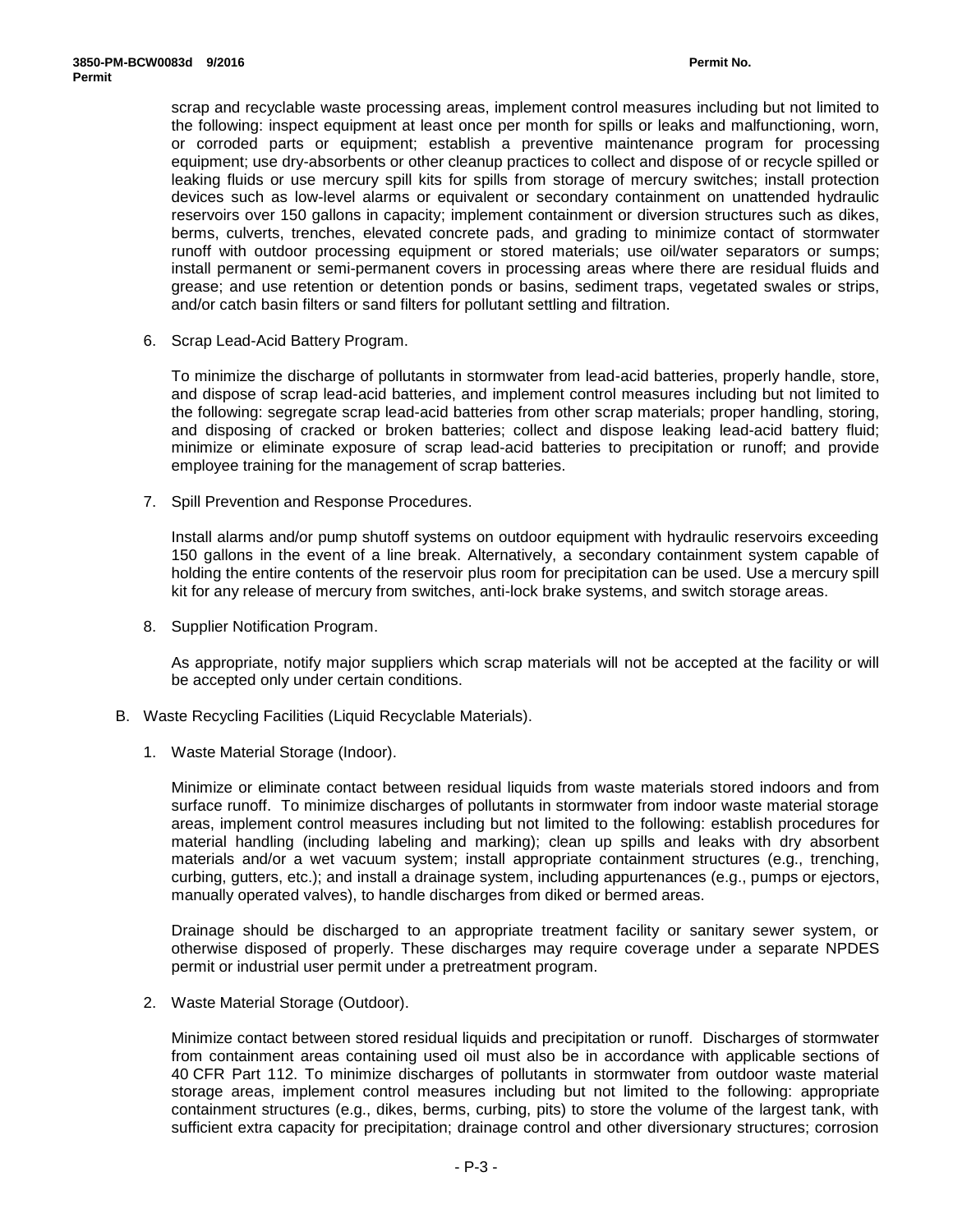scrap and recyclable waste processing areas, implement control measures including but not limited to the following: inspect equipment at least once per month for spills or leaks and malfunctioning, worn, or corroded parts or equipment; establish a preventive maintenance program for processing equipment; use dry-absorbents or other cleanup practices to collect and dispose of or recycle spilled or leaking fluids or use mercury spill kits for spills from storage of mercury switches; install protection devices such as low-level alarms or equivalent or secondary containment on unattended hydraulic reservoirs over 150 gallons in capacity; implement containment or diversion structures such as dikes, berms, culverts, trenches, elevated concrete pads, and grading to minimize contact of stormwater runoff with outdoor processing equipment or stored materials; use oil/water separators or sumps; install permanent or semi-permanent covers in processing areas where there are residual fluids and grease; and use retention or detention ponds or basins, sediment traps, vegetated swales or strips, and/or catch basin filters or sand filters for pollutant settling and filtration.

6. Scrap Lead-Acid Battery Program.

   To minimize the discharge of pollutants in stormwater from lead-acid batteries, properly handle, store, and dispose of scrap lead-acid batteries, and implement control measures including but not limited to the following: segregate scrap lead-acid batteries from other scrap materials; proper handling, storing, and disposing of cracked or broken batteries; collect and dispose leaking lead-acid battery fluid; minimize or eliminate exposure of scrap lead-acid batteries to precipitation or runoff; and provide employee training for the management of scrap batteries.

7. Spill Prevention and Response Procedures.

   Install alarms and/or pump shutoff systems on outdoor equipment with hydraulic reservoirs exceeding 150 gallons in the event of a line break. Alternatively, a secondary containment system capable of holding the entire contents of the reservoir plus room for precipitation can be used. Use a mercury spill kit for any release of mercury from switches, anti-lock brake systems, and switch storage areas.

8. Supplier Notification Program.

   As appropriate, notify major suppliers which scrap materials will not be accepted at the facility or will be accepted only under certain conditions.

B. Waste Recycling Facilities (Liquid Recyclable Materials).

1. Waste Material Storage (Indoor).

   Minimize or eliminate contact between residual liquids from waste materials stored indoors and from surface runoff. To minimize discharges of pollutants in stormwater from indoor waste material storage areas, implement control measures including but not limited to the following: establish procedures for material handling (including labeling and marking); clean up spills and leaks with dry absorbent materials and/or a wet vacuum system; install appropriate containment structures (e.g., trenching, curbing, gutters, etc.); and install a drainage system, including appurtenances (e.g., pumps or ejectors, manually operated valves), to handle discharges from diked or bermed areas.

   Drainage should be discharged to an appropriate treatment facility or sanitary sewer system, or otherwise disposed of properly. These discharges may require coverage under a separate NPDES permit or industrial user permit under a pretreatment program.

2. Waste Material Storage (Outdoor).

   Minimize contact between stored residual liquids and precipitation or runoff. Discharges of stormwater from containment areas containing used oil must also be in accordance with applicable sections of 40 CFR Part 112. To minimize discharges of pollutants in stormwater from outdoor waste material storage areas, implement control measures including but not limited to the following: appropriate containment structures (e.g., dikes, berms, curbing, pits) to store the volume of the largest tank, with sufficient extra capacity for precipitation; drainage control and other diversionary structures; corrosion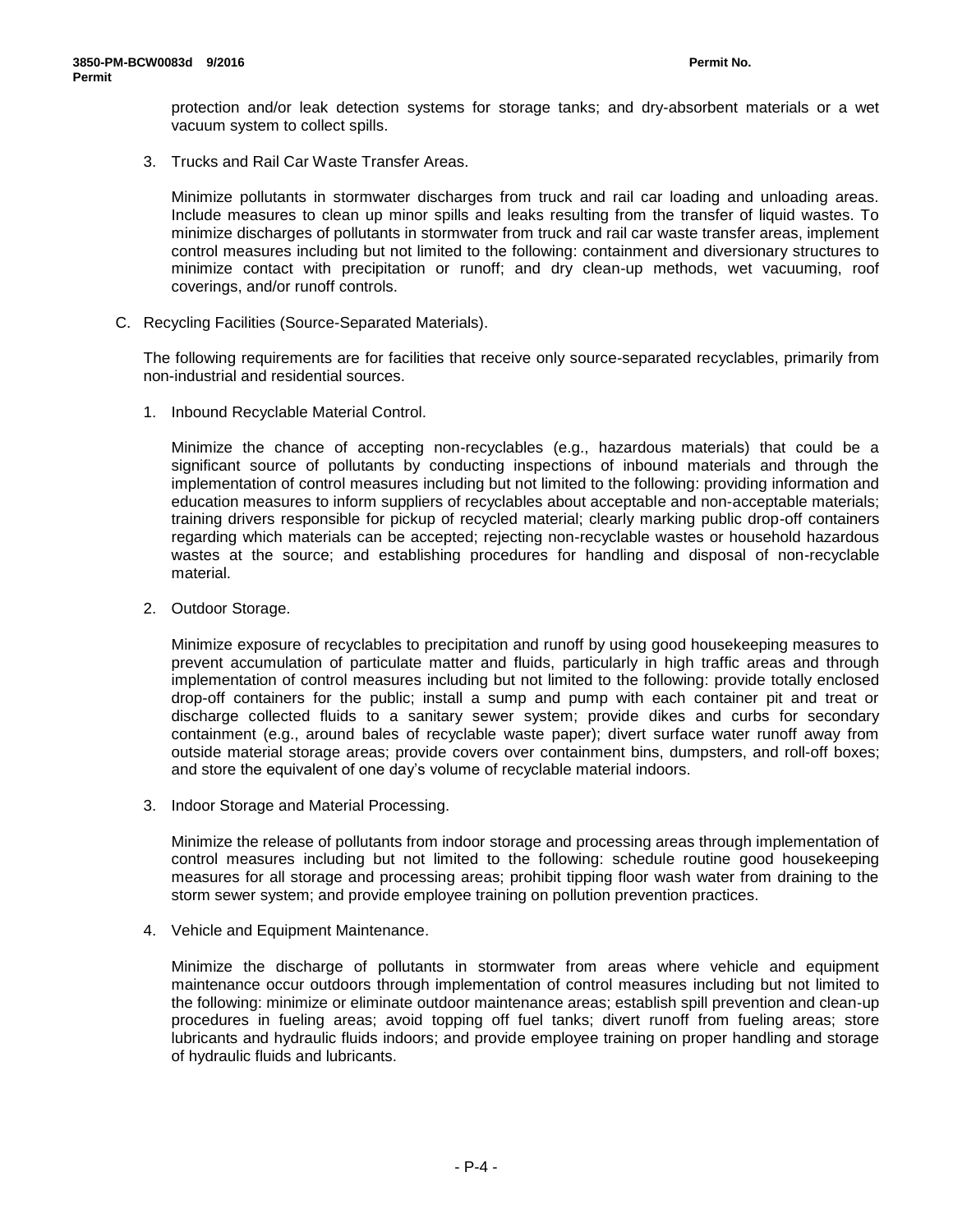protection and/or leak detection systems for storage tanks; and dry-absorbent materials or a wet vacuum system to collect spills.

3. Trucks and Rail Car Waste Transfer Areas.

   Minimize pollutants in stormwater discharges from truck and rail car loading and unloading areas. Include measures to clean up minor spills and leaks resulting from the transfer of liquid wastes. To minimize discharges of pollutants in stormwater from truck and rail car waste transfer areas, implement control measures including but not limited to the following: containment and diversionary structures to minimize contact with precipitation or runoff; and dry clean-up methods, wet vacuuming, roof coverings, and/or runoff controls.

C. Recycling Facilities (Source-Separated Materials).

   The following requirements are for facilities that receive only source-separated recyclables, primarily from non-industrial and residential sources.

   1. Inbound Recyclable Material Control.

      Minimize the chance of accepting non-recyclables (e.g., hazardous materials) that could be a significant source of pollutants by conducting inspections of inbound materials and through the implementation of control measures including but not limited to the following: providing information and education measures to inform suppliers of recyclables about acceptable and non-acceptable materials; training drivers responsible for pickup of recycled material; clearly marking public drop-off containers regarding which materials can be accepted; rejecting non-recyclable wastes or household hazardous wastes at the source; and establishing procedures for handling and disposal of non-recyclable material.

   2. Outdoor Storage.

      Minimize exposure of recyclables to precipitation and runoff by using good housekeeping measures to prevent accumulation of particulate matter and fluids, particularly in high traffic areas and through implementation of control measures including but not limited to the following: provide totally enclosed drop-off containers for the public; install a sump and pump with each container pit and treat or discharge collected fluids to a sanitary sewer system; provide dikes and curbs for secondary containment (e.g., around bales of recyclable waste paper); divert surface water runoff away from outside material storage areas; provide covers over containment bins, dumpsters, and roll-off boxes; and store the equivalent of one day's volume of recyclable material indoors.

   3. Indoor Storage and Material Processing.

      Minimize the release of pollutants from indoor storage and processing areas through implementation of control measures including but not limited to the following: schedule routine good housekeeping measures for all storage and processing areas; prohibit tipping floor wash water from draining to the storm sewer system; and provide employee training on pollution prevention practices.

   4. Vehicle and Equipment Maintenance.

      Minimize the discharge of pollutants in stormwater from areas where vehicle and equipment maintenance occur outdoors through implementation of control measures including but not limited to the following: minimize or eliminate outdoor maintenance areas; establish spill prevention and clean-up procedures in fueling areas; avoid topping off fuel tanks; divert runoff from fueling areas; store lubricants and hydraulic fluids indoors; and provide employee training on proper handling and storage of hydraulic fluids and lubricants.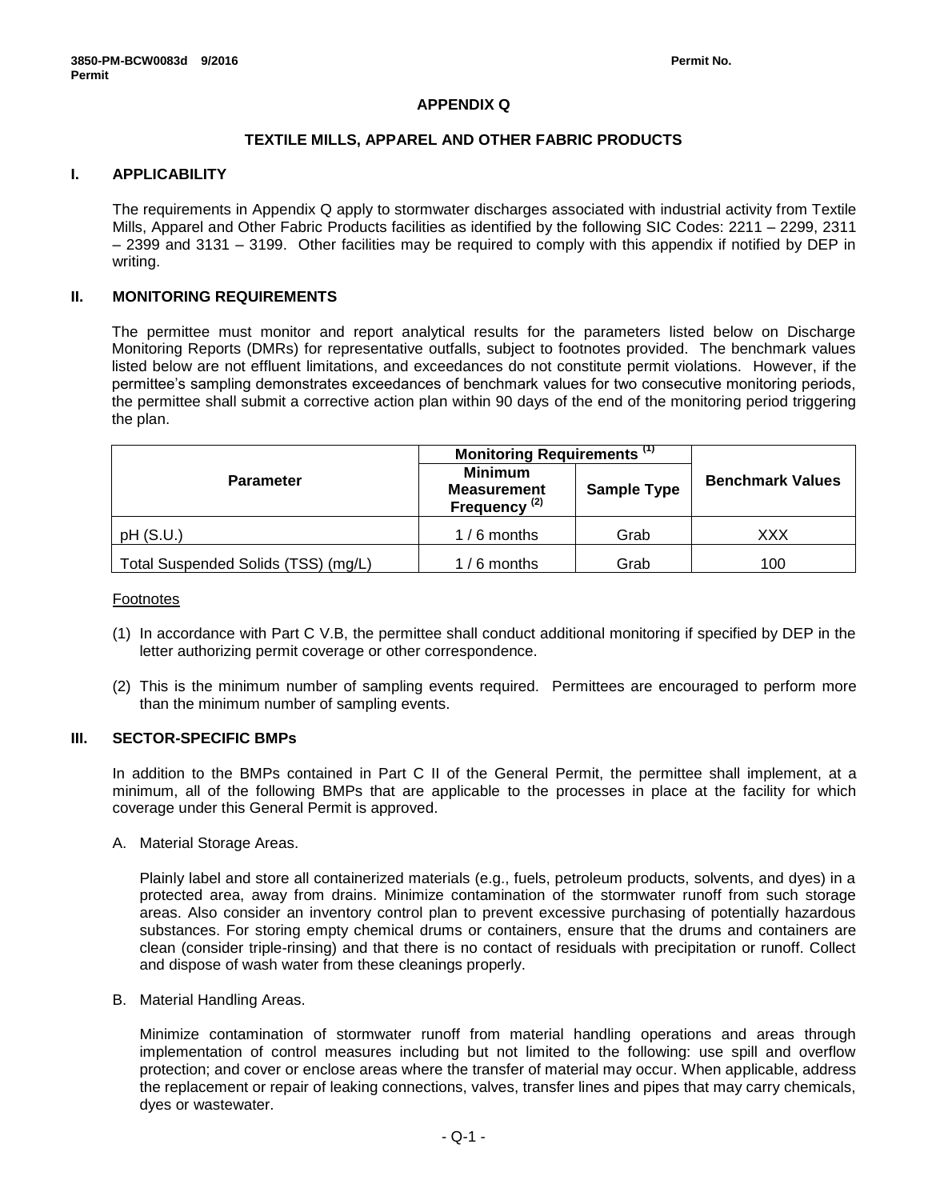# APPENDIX Q

## TEXTILE MILLS, APPAREL AND OTHER FABRIC PRODUCTS

### I. APPLICABILITY

The requirements in Appendix Q apply to stormwater discharges associated with industrial activity from Textile Mills, Apparel and Other Fabric Products facilities as identified by the following SIC Codes: 2211 – 2299, 2311 – 2399 and 3131 – 3199. Other facilities may be required to comply with this appendix if notified by DEP in writing.

### II. MONITORING REQUIREMENTS

The permittee must monitor and report analytical results for the parameters listed below on Discharge Monitoring Reports (DMRs) for representative outfalls, subject to footnotes provided. The benchmark values listed below are not effluent limitations, and exceedances do not constitute permit violations. However, if the permittee's sampling demonstrates exceedances of benchmark values for two consecutive monitoring periods, the permittee shall submit a corrective action plan within 90 days of the end of the monitoring period triggering the plan.

| Parameter | Monitoring Requirements (1) | | Benchmark Values |
|---|---|---|---|
| | Minimum Measurement Frequency (2) | Sample Type | |
| pH (S.U.) | 1 / 6 months | Grab | XXX |
| Total Suspended Solids (TSS) (mg/L) | 1 / 6 months | Grab | 100 |

Footnotes

(1) In accordance with Part C V.B, the permittee shall conduct additional monitoring if specified by DEP in the letter authorizing permit coverage or other correspondence.

(2) This is the minimum number of sampling events required. Permittees are encouraged to perform more than the minimum number of sampling events.

### III. SECTOR-SPECIFIC BMPs

In addition to the BMPs contained in Part C II of the General Permit, the permittee shall implement, at a minimum, all of the following BMPs that are applicable to the processes in place at the facility for which coverage under this General Permit is approved.

A. Material Storage Areas.

Plainly label and store all containerized materials (e.g., fuels, petroleum products, solvents, and dyes) in a protected area, away from drains. Minimize contamination of the stormwater runoff from such storage areas. Also consider an inventory control plan to prevent excessive purchasing of potentially hazardous substances. For storing empty chemical drums or containers, ensure that the drums and containers are clean (consider triple-rinsing) and that there is no contact of residuals with precipitation or runoff. Collect and dispose of wash water from these cleanings properly.

B. Material Handling Areas.

Minimize contamination of stormwater runoff from material handling operations and areas through implementation of control measures including but not limited to the following: use spill and overflow protection; and cover or enclose areas where the transfer of material may occur. When applicable, address the replacement or repair of leaking connections, valves, transfer lines and pipes that may carry chemicals, dyes or wastewater.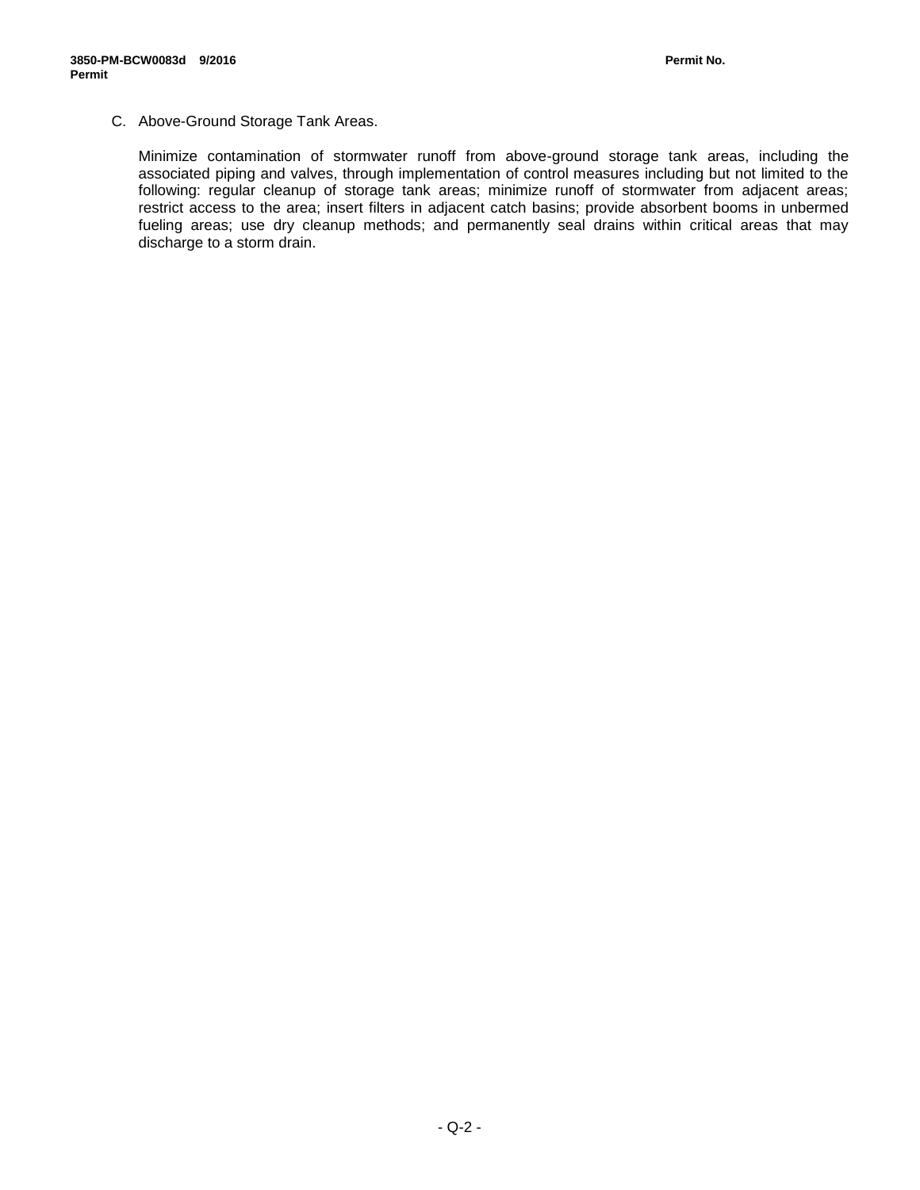C. Above-Ground Storage Tank Areas.

Minimize contamination of stormwater runoff from above-ground storage tank areas, including the associated piping and valves, through implementation of control measures including but not limited to the following: regular cleanup of storage tank areas; minimize runoff of stormwater from adjacent areas; restrict access to the area; insert filters in adjacent catch basins; provide absorbent booms in unbermed fueling areas; use dry cleanup methods; and permanently seal drains within critical areas that may discharge to a storm drain.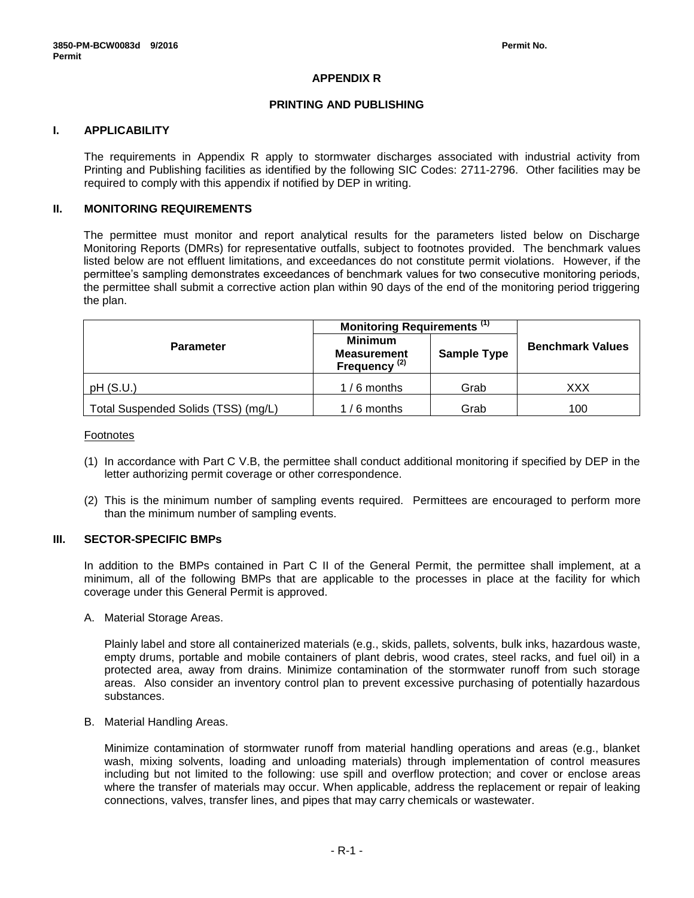# APPENDIX R

## PRINTING AND PUBLISHING

### I. APPLICABILITY

The requirements in Appendix R apply to stormwater discharges associated with industrial activity from Printing and Publishing facilities as identified by the following SIC Codes: 2711-2796. Other facilities may be required to comply with this appendix if notified by DEP in writing.

### II. MONITORING REQUIREMENTS

The permittee must monitor and report analytical results for the parameters listed below on Discharge Monitoring Reports (DMRs) for representative outfalls, subject to footnotes provided. The benchmark values listed below are not effluent limitations, and exceedances do not constitute permit violations. However, if the permittee's sampling demonstrates exceedances of benchmark values for two consecutive monitoring periods, the permittee shall submit a corrective action plan within 90 days of the end of the monitoring period triggering the plan.

| Parameter | Monitoring Requirements (1) | | Benchmark Values |
|---|---|---|---|
| | Minimum Measurement Frequency (2) | Sample Type | |
| pH (S.U.) | 1 / 6 months | Grab | XXX |
| Total Suspended Solids (TSS) (mg/L) | 1 / 6 months | Grab | 100 |

Footnotes

(1) In accordance with Part C V.B, the permittee shall conduct additional monitoring if specified by DEP in the letter authorizing permit coverage or other correspondence.

(2) This is the minimum number of sampling events required. Permittees are encouraged to perform more than the minimum number of sampling events.

### III. SECTOR-SPECIFIC BMPs

In addition to the BMPs contained in Part C II of the General Permit, the permittee shall implement, at a minimum, all of the following BMPs that are applicable to the processes in place at the facility for which coverage under this General Permit is approved.

A. Material Storage Areas.

Plainly label and store all containerized materials (e.g., skids, pallets, solvents, bulk inks, hazardous waste, empty drums, portable and mobile containers of plant debris, wood crates, steel racks, and fuel oil) in a protected area, away from drains. Minimize contamination of the stormwater runoff from such storage areas. Also consider an inventory control plan to prevent excessive purchasing of potentially hazardous substances.

B. Material Handling Areas.

Minimize contamination of stormwater runoff from material handling operations and areas (e.g., blanket wash, mixing solvents, loading and unloading materials) through implementation of control measures including but not limited to the following: use spill and overflow protection; and cover or enclose areas where the transfer of materials may occur. When applicable, address the replacement or repair of leaking connections, valves, transfer lines, and pipes that may carry chemicals or wastewater.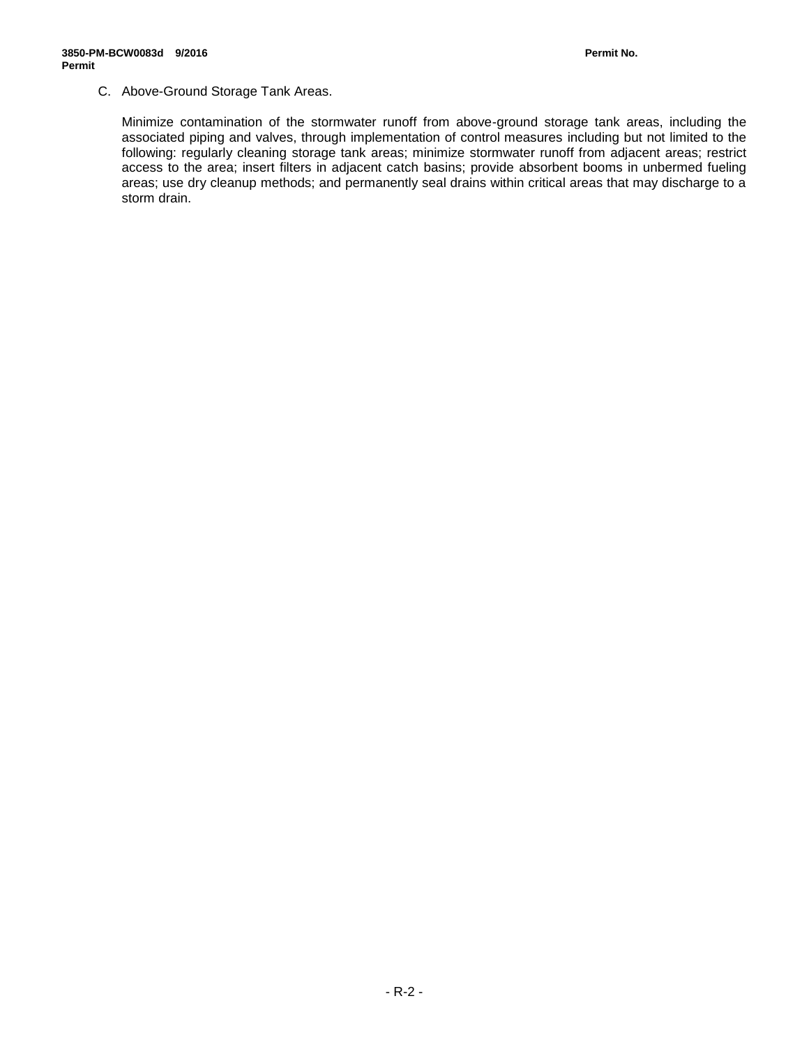C. Above-Ground Storage Tank Areas.

Minimize contamination of the stormwater runoff from above-ground storage tank areas, including the associated piping and valves, through implementation of control measures including but not limited to the following: regularly cleaning storage tank areas; minimize stormwater runoff from adjacent areas; restrict access to the area; insert filters in adjacent catch basins; provide absorbent booms in unbermed fueling areas; use dry cleanup methods; and permanently seal drains within critical areas that may discharge to a storm drain.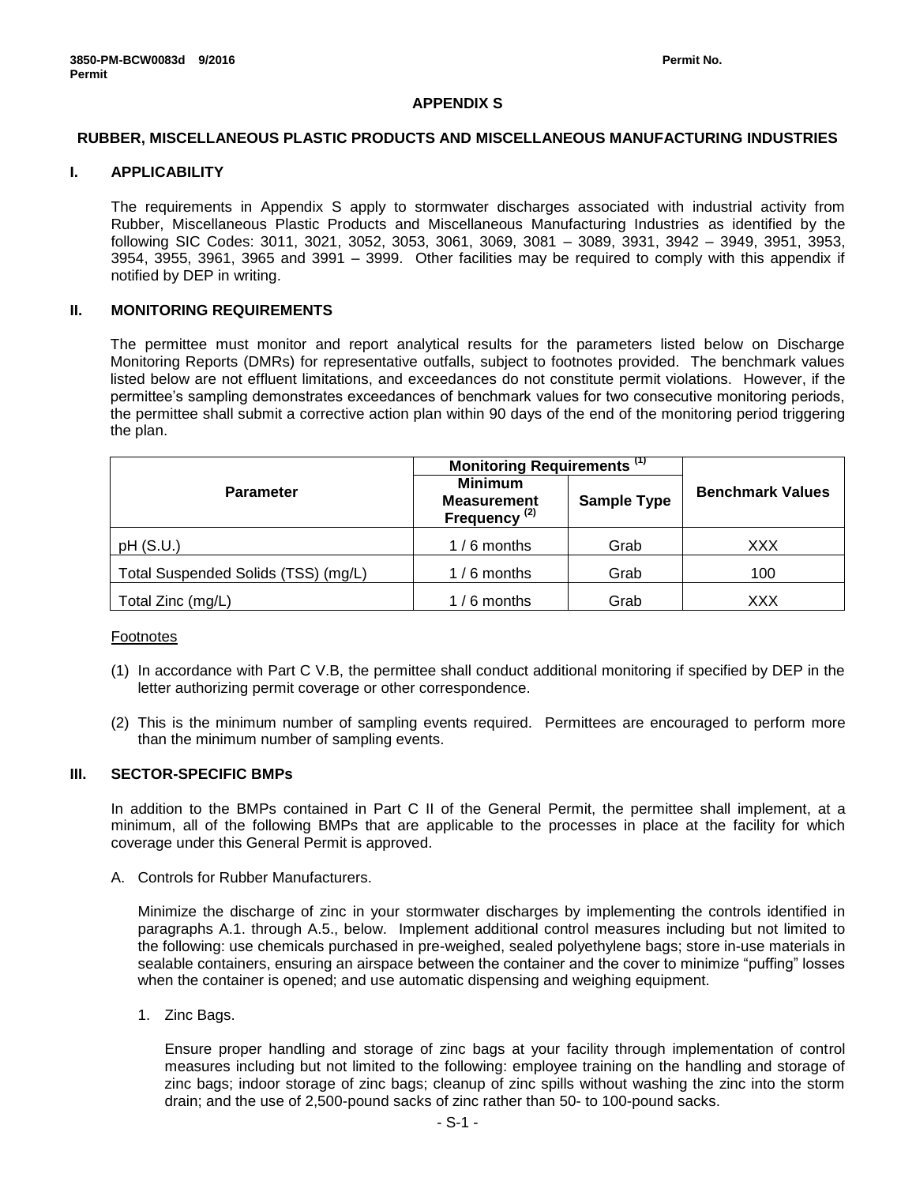# APPENDIX S

## RUBBER, MISCELLANEOUS PLASTIC PRODUCTS AND MISCELLANEOUS MANUFACTURING INDUSTRIES

### I. APPLICABILITY

The requirements in Appendix S apply to stormwater discharges associated with industrial activity from Rubber, Miscellaneous Plastic Products and Miscellaneous Manufacturing Industries as identified by the following SIC Codes: 3011, 3021, 3052, 3053, 3061, 3069, 3081 – 3089, 3931, 3942 – 3949, 3951, 3953, 3954, 3955, 3961, 3965 and 3991 – 3999. Other facilities may be required to comply with this appendix if notified by DEP in writing.

### II. MONITORING REQUIREMENTS

The permittee must monitor and report analytical results for the parameters listed below on Discharge Monitoring Reports (DMRs) for representative outfalls, subject to footnotes provided. The benchmark values listed below are not effluent limitations, and exceedances do not constitute permit violations. However, if the permittee's sampling demonstrates exceedances of benchmark values for two consecutive monitoring periods, the permittee shall submit a corrective action plan within 90 days of the end of the monitoring period triggering the plan.

| Parameter | Monitoring Requirements (1) | | Benchmark Values |
|---|---|---|---|
| | Minimum Measurement Frequency (2) | Sample Type | |
| pH (S.U.) | 1 / 6 months | Grab | XXX |
| Total Suspended Solids (TSS) (mg/L) | 1 / 6 months | Grab | 100 |
| Total Zinc (mg/L) | 1 / 6 months | Grab | XXX |

Footnotes

(1) In accordance with Part C V.B, the permittee shall conduct additional monitoring if specified by DEP in the letter authorizing permit coverage or other correspondence.

(2) This is the minimum number of sampling events required. Permittees are encouraged to perform more than the minimum number of sampling events.

### III. SECTOR-SPECIFIC BMPs

In addition to the BMPs contained in Part C II of the General Permit, the permittee shall implement, at a minimum, all of the following BMPs that are applicable to the processes in place at the facility for which coverage under this General Permit is approved.

A. Controls for Rubber Manufacturers.

Minimize the discharge of zinc in your stormwater discharges by implementing the controls identified in paragraphs A.1. through A.5., below. Implement additional control measures including but not limited to the following: use chemicals purchased in pre-weighed, sealed polyethylene bags; store in-use materials in sealable containers, ensuring an airspace between the container and the cover to minimize "puffing" losses when the container is opened; and use automatic dispensing and weighing equipment.

1. Zinc Bags.

   Ensure proper handling and storage of zinc bags at your facility through implementation of control measures including but not limited to the following: employee training on the handling and storage of zinc bags; indoor storage of zinc bags; cleanup of zinc spills without washing the zinc into the storm drain; and the use of 2,500-pound sacks of zinc rather than 50- to 100-pound sacks.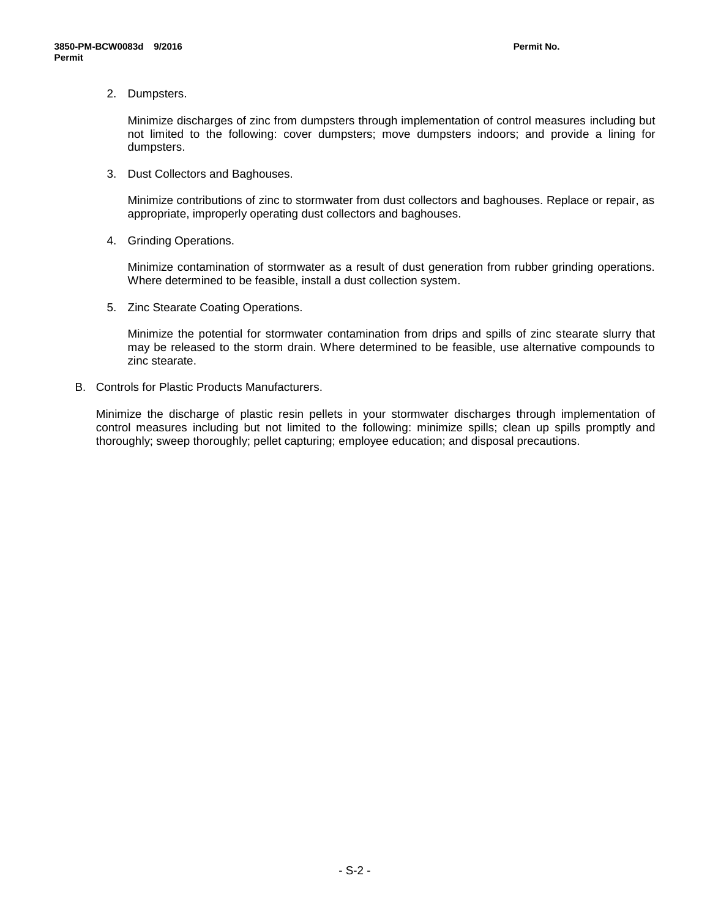2. Dumpsters.

   Minimize discharges of zinc from dumpsters through implementation of control measures including but not limited to the following: cover dumpsters; move dumpsters indoors; and provide a lining for dumpsters.

3. Dust Collectors and Baghouses.

   Minimize contributions of zinc to stormwater from dust collectors and baghouses. Replace or repair, as appropriate, improperly operating dust collectors and baghouses.

4. Grinding Operations.

   Minimize contamination of stormwater as a result of dust generation from rubber grinding operations. Where determined to be feasible, install a dust collection system.

5. Zinc Stearate Coating Operations.

   Minimize the potential for stormwater contamination from drips and spills of zinc stearate slurry that may be released to the storm drain. Where determined to be feasible, use alternative compounds to zinc stearate.

B. Controls for Plastic Products Manufacturers.

   Minimize the discharge of plastic resin pellets in your stormwater discharges through implementation of control measures including but not limited to the following: minimize spills; clean up spills promptly and thoroughly; sweep thoroughly; pellet capturing; employee education; and disposal precautions.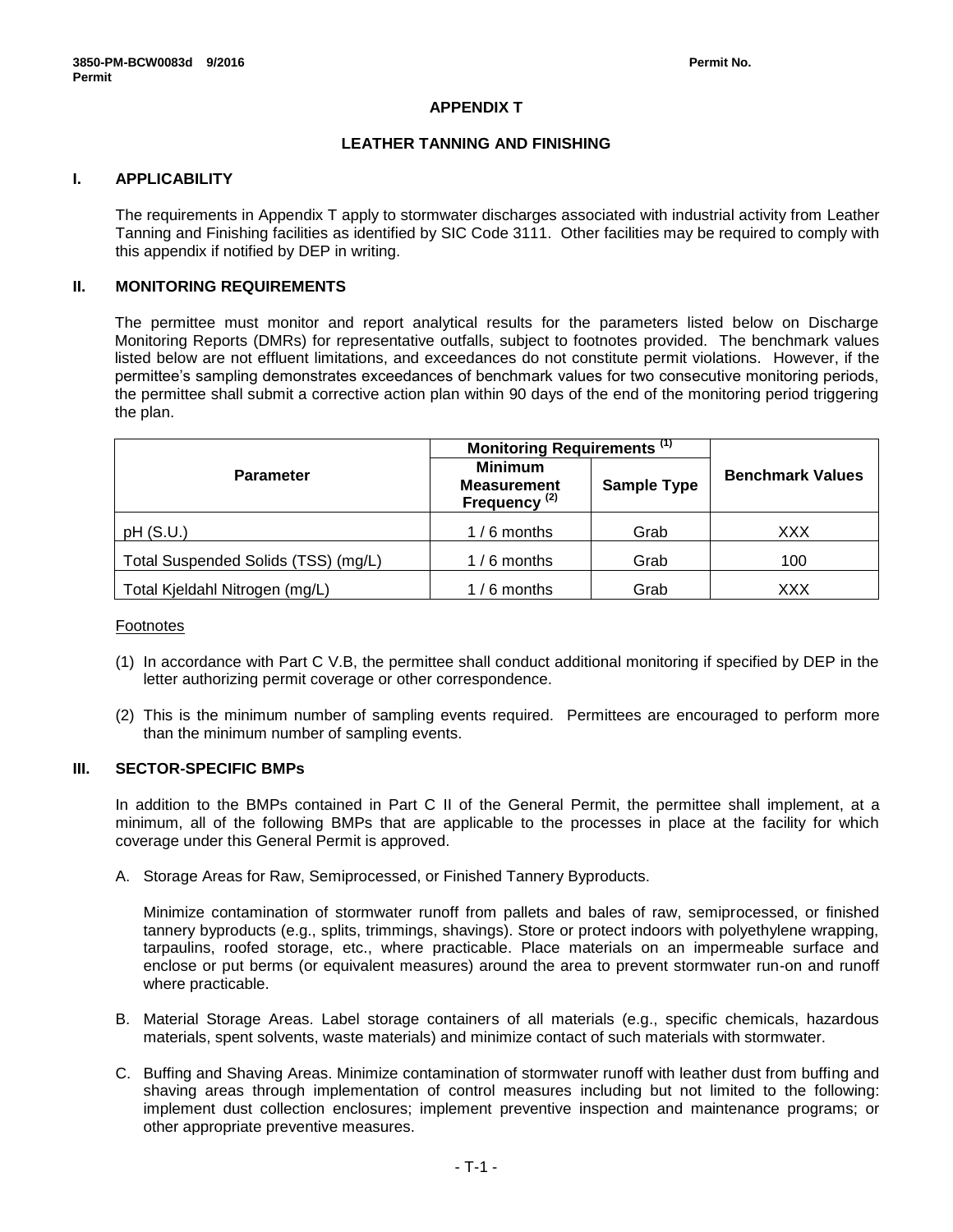# APPENDIX T

## LEATHER TANNING AND FINISHING

### I. APPLICABILITY

The requirements in Appendix T apply to stormwater discharges associated with industrial activity from Leather Tanning and Finishing facilities as identified by SIC Code 3111. Other facilities may be required to comply with this appendix if notified by DEP in writing.

### II. MONITORING REQUIREMENTS

The permittee must monitor and report analytical results for the parameters listed below on Discharge Monitoring Reports (DMRs) for representative outfalls, subject to footnotes provided. The benchmark values listed below are not effluent limitations, and exceedances do not constitute permit violations. However, if the permittee's sampling demonstrates exceedances of benchmark values for two consecutive monitoring periods, the permittee shall submit a corrective action plan within 90 days of the end of the monitoring period triggering the plan.

| Parameter | Monitoring Requirements (1) | | Benchmark Values |
|---|---|---|---|
| | Minimum Measurement Frequency (2) | Sample Type | |
| pH (S.U.) | 1 / 6 months | Grab | XXX |
| Total Suspended Solids (TSS) (mg/L) | 1 / 6 months | Grab | 100 |
| Total Kjeldahl Nitrogen (mg/L) | 1 / 6 months | Grab | XXX |

Footnotes

(1) In accordance with Part C V.B, the permittee shall conduct additional monitoring if specified by DEP in the letter authorizing permit coverage or other correspondence.

(2) This is the minimum number of sampling events required. Permittees are encouraged to perform more than the minimum number of sampling events.

### III. SECTOR-SPECIFIC BMPs

In addition to the BMPs contained in Part C II of the General Permit, the permittee shall implement, at a minimum, all of the following BMPs that are applicable to the processes in place at the facility for which coverage under this General Permit is approved.

A. Storage Areas for Raw, Semiprocessed, or Finished Tannery Byproducts.

   Minimize contamination of stormwater runoff from pallets and bales of raw, semiprocessed, or finished tannery byproducts (e.g., splits, trimmings, shavings). Store or protect indoors with polyethylene wrapping, tarpaulins, roofed storage, etc., where practicable. Place materials on an impermeable surface and enclose or put berms (or equivalent measures) around the area to prevent stormwater run-on and runoff where practicable.

B. Material Storage Areas. Label storage containers of all materials (e.g., specific chemicals, hazardous materials, spent solvents, waste materials) and minimize contact of such materials with stormwater.

C. Buffing and Shaving Areas. Minimize contamination of stormwater runoff with leather dust from buffing and shaving areas through implementation of control measures including but not limited to the following: implement dust collection enclosures; implement preventive inspection and maintenance programs; or other appropriate preventive measures.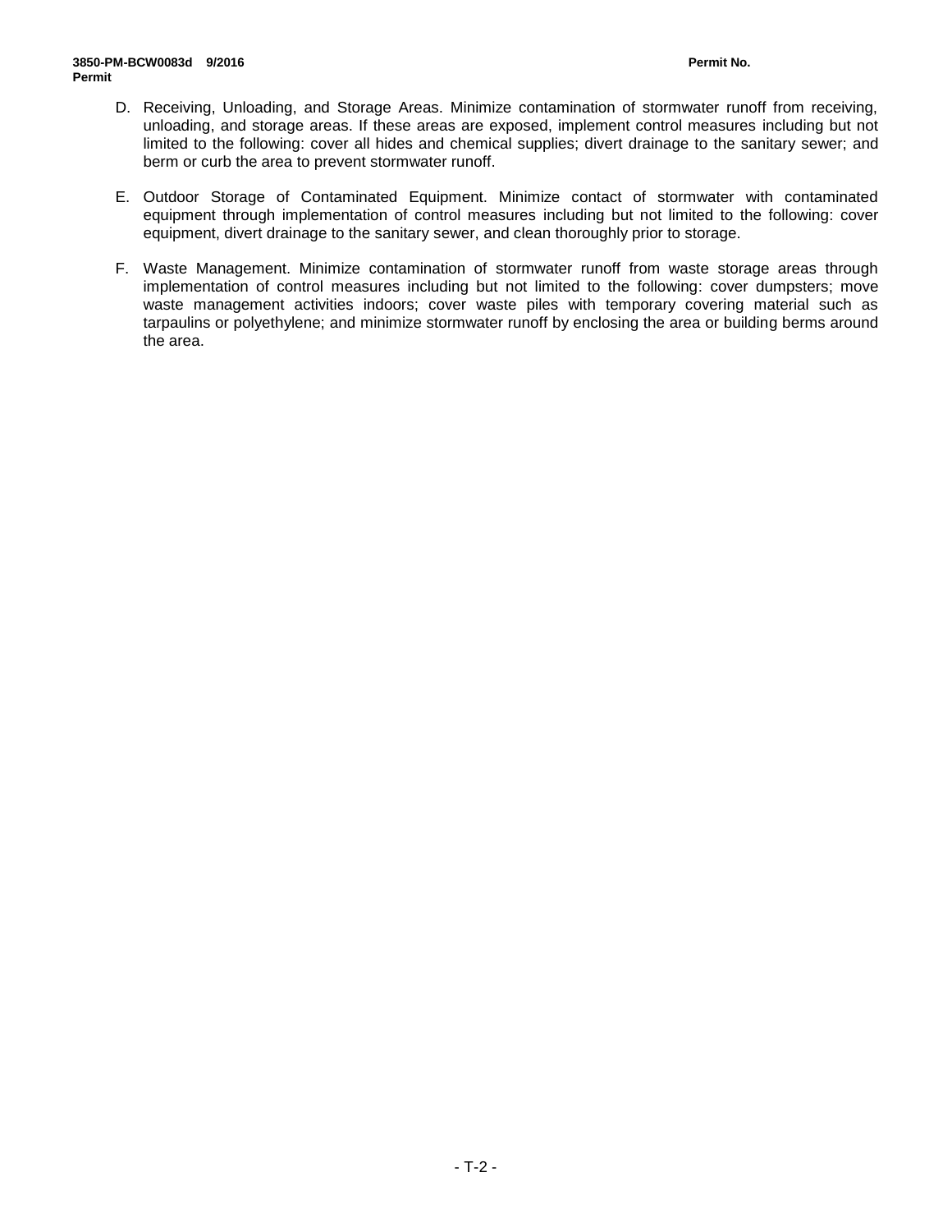D. Receiving, Unloading, and Storage Areas. Minimize contamination of stormwater runoff from receiving, unloading, and storage areas. If these areas are exposed, implement control measures including but not limited to the following: cover all hides and chemical supplies; divert drainage to the sanitary sewer; and berm or curb the area to prevent stormwater runoff.

E. Outdoor Storage of Contaminated Equipment. Minimize contact of stormwater with contaminated equipment through implementation of control measures including but not limited to the following: cover equipment, divert drainage to the sanitary sewer, and clean thoroughly prior to storage.

F. Waste Management. Minimize contamination of stormwater runoff from waste storage areas through implementation of control measures including but not limited to the following: cover dumpsters; move waste management activities indoors; cover waste piles with temporary covering material such as tarpaulins or polyethylene; and minimize stormwater runoff by enclosing the area or building berms around the area.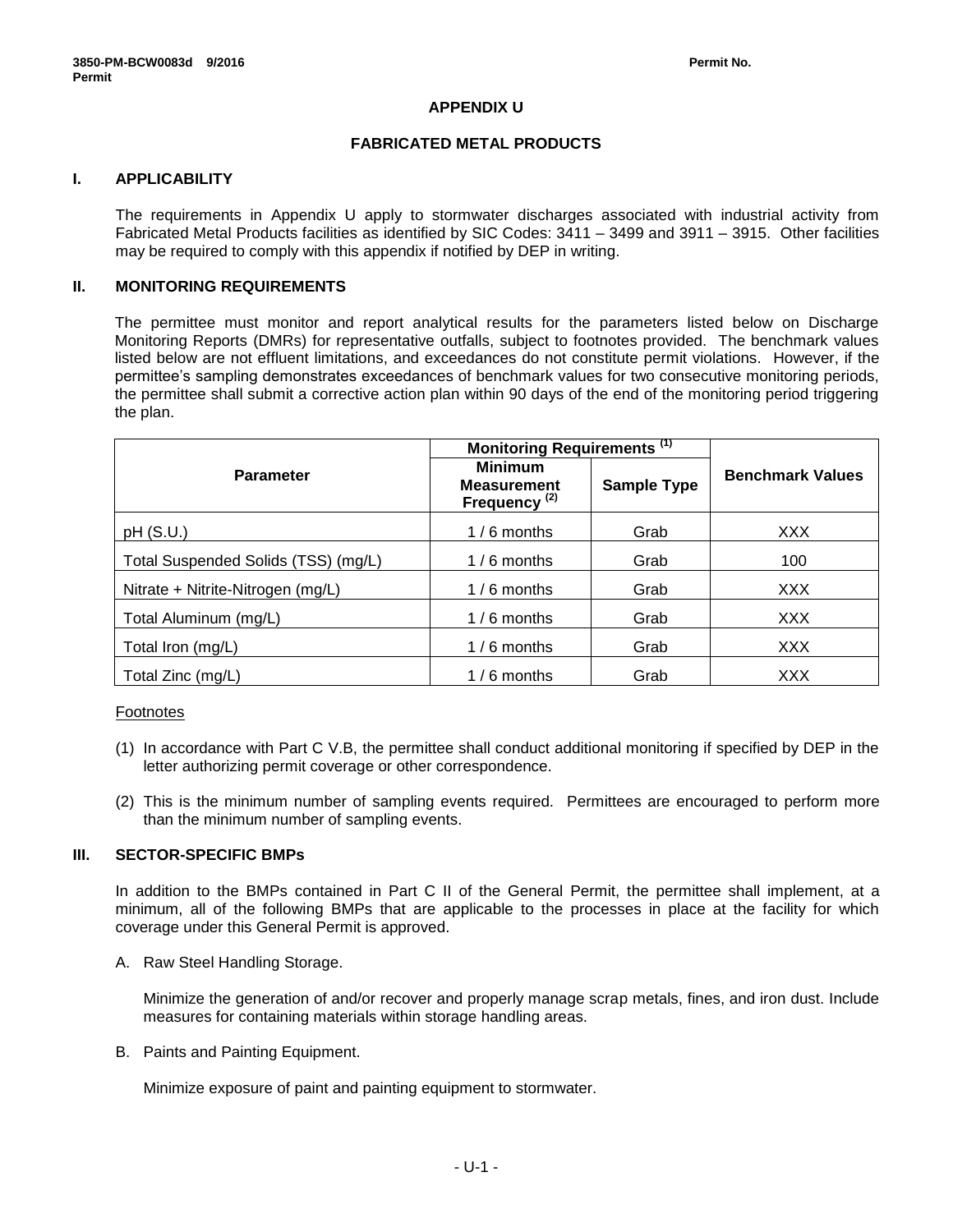## APPENDIX U

## FABRICATED METAL PRODUCTS

### I. APPLICABILITY

The requirements in Appendix U apply to stormwater discharges associated with industrial activity from Fabricated Metal Products facilities as identified by SIC Codes: 3411 – 3499 and 3911 – 3915. Other facilities may be required to comply with this appendix if notified by DEP in writing.

### II. MONITORING REQUIREMENTS

The permittee must monitor and report analytical results for the parameters listed below on Discharge Monitoring Reports (DMRs) for representative outfalls, subject to footnotes provided. The benchmark values listed below are not effluent limitations, and exceedances do not constitute permit violations. However, if the permittee's sampling demonstrates exceedances of benchmark values for two consecutive monitoring periods, the permittee shall submit a corrective action plan within 90 days of the end of the monitoring period triggering the plan.

| Parameter | Monitoring Requirements (1) | | Benchmark Values |
|---|---|---|---|
| | Minimum Measurement Frequency (2) | Sample Type | |
| pH (S.U.) | 1 / 6 months | Grab | XXX |
| Total Suspended Solids (TSS) (mg/L) | 1 / 6 months | Grab | 100 |
| Nitrate + Nitrite-Nitrogen (mg/L) | 1 / 6 months | Grab | XXX |
| Total Aluminum (mg/L) | 1 / 6 months | Grab | XXX |
| Total Iron (mg/L) | 1 / 6 months | Grab | XXX |
| Total Zinc (mg/L) | 1 / 6 months | Grab | XXX |

Footnotes

(1) In accordance with Part C V.B, the permittee shall conduct additional monitoring if specified by DEP in the letter authorizing permit coverage or other correspondence.

(2) This is the minimum number of sampling events required. Permittees are encouraged to perform more than the minimum number of sampling events.

### III. SECTOR-SPECIFIC BMPs

In addition to the BMPs contained in Part C II of the General Permit, the permittee shall implement, at a minimum, all of the following BMPs that are applicable to the processes in place at the facility for which coverage under this General Permit is approved.

A. Raw Steel Handling Storage.

Minimize the generation of and/or recover and properly manage scrap metals, fines, and iron dust. Include measures for containing materials within storage handling areas.

B. Paints and Painting Equipment.

Minimize exposure of paint and painting equipment to stormwater.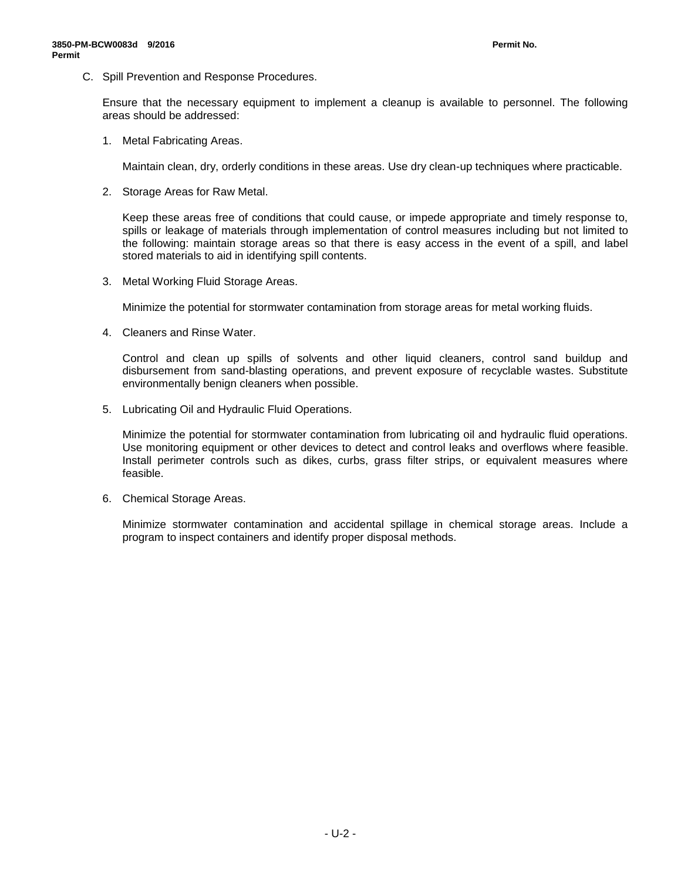C. Spill Prevention and Response Procedures.

Ensure that the necessary equipment to implement a cleanup is available to personnel. The following areas should be addressed:

1. Metal Fabricating Areas.

   Maintain clean, dry, orderly conditions in these areas. Use dry clean-up techniques where practicable.

2. Storage Areas for Raw Metal.

   Keep these areas free of conditions that could cause, or impede appropriate and timely response to, spills or leakage of materials through implementation of control measures including but not limited to the following: maintain storage areas so that there is easy access in the event of a spill, and label stored materials to aid in identifying spill contents.

3. Metal Working Fluid Storage Areas.

   Minimize the potential for stormwater contamination from storage areas for metal working fluids.

4. Cleaners and Rinse Water.

   Control and clean up spills of solvents and other liquid cleaners, control sand buildup and disbursement from sand-blasting operations, and prevent exposure of recyclable wastes. Substitute environmentally benign cleaners when possible.

5. Lubricating Oil and Hydraulic Fluid Operations.

   Minimize the potential for stormwater contamination from lubricating oil and hydraulic fluid operations. Use monitoring equipment or other devices to detect and control leaks and overflows where feasible. Install perimeter controls such as dikes, curbs, grass filter strips, or equivalent measures where feasible.

6. Chemical Storage Areas.

   Minimize stormwater contamination and accidental spillage in chemical storage areas. Include a program to inspect containers and identify proper disposal methods.